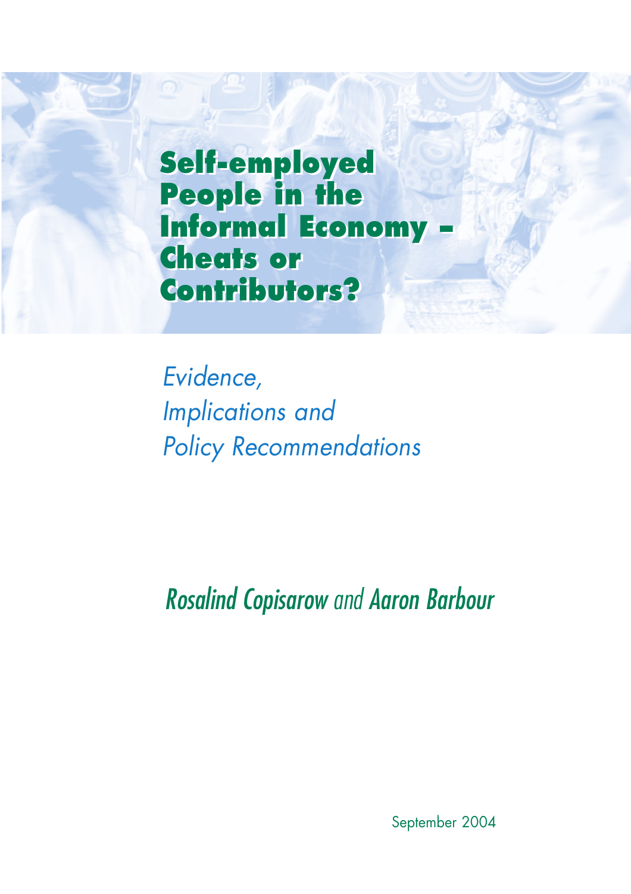# Self-employed People in the Informal Economy – Cheats or Contributors?

*Evidence, Implications and Policy Recommendations*

*Rosalind Copisarow and Aaron Barbour*

September 2004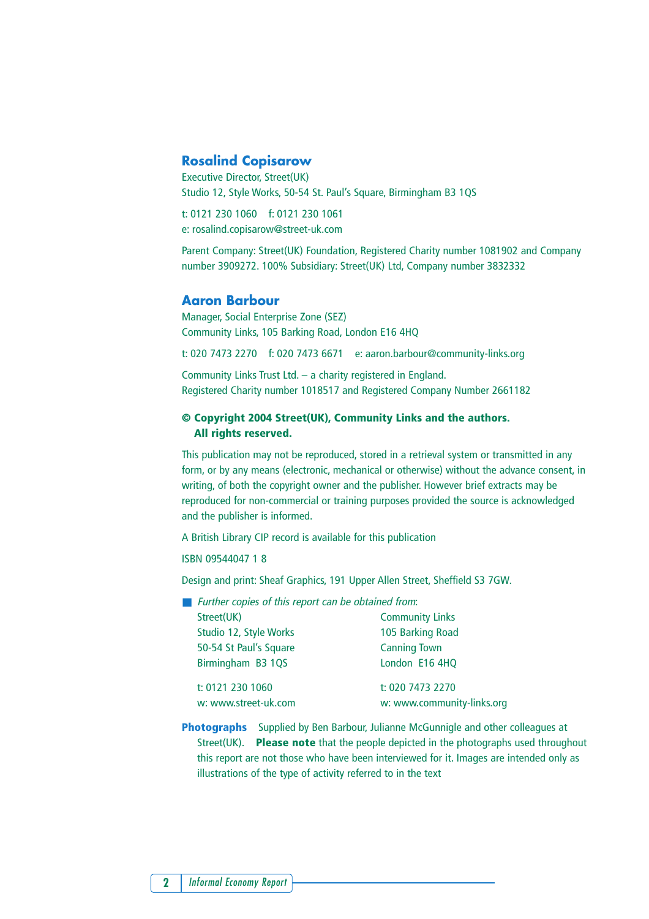## Rosalind Copisarow

Executive Director, Street(UK)
Studio 12, Style Works, 50-54 St. Paul's Square, Birmingham B3 1QS

t: 0121 230 1060  f: 0121 230 1061
e: rosalind.copisarow@street-uk.com

Parent Company: Street(UK) Foundation, Registered Charity number 1081902 and Company number 3909272. 100% Subsidiary: Street(UK) Ltd, Company number 3832332

## Aaron Barbour

Manager, Social Enterprise Zone (SEZ)
Community Links, 105 Barking Road, London E16 4HQ

t: 020 7473 2270  f: 020 7473 6671  e: aaron.barbour@community-links.org

Community Links Trust Ltd. – a charity registered in England.
Registered Charity number 1018517 and Registered Company Number 2661182

**© Copyright 2004 Street(UK), Community Links and the authors. All rights reserved.**

This publication may not be reproduced, stored in a retrieval system or transmitted in any form, or by any means (electronic, mechanical or otherwise) without the advance consent, in writing, of both the copyright owner and the publisher. However brief extracts may be reproduced for non-commercial or training purposes provided the source is acknowledged and the publisher is informed.

A British Library CIP record is available for this publication

ISBN 09544047 1 8

Design and print: Sheaf Graphics, 191 Upper Allen Street, Sheffield S3 7GW.

*Further copies of this report can be obtained from:*

| Street(UK) | Community Links |
|---|---|
| Studio 12, Style Works | 105 Barking Road |
| 50-54 St Paul's Square | Canning Town |
| Birmingham B3 1QS | London E16 4HQ |
| t: 0121 230 1060 | t: 020 7473 2270 |
| w: www.street-uk.com | w: www.community-links.org |

**Photographs** Supplied by Ben Barbour, Julianne McGunnigle and other colleagues at Street(UK). **Please note** that the people depicted in the photographs used throughout this report are not those who have been interviewed for it. Images are intended only as illustrations of the type of activity referred to in the text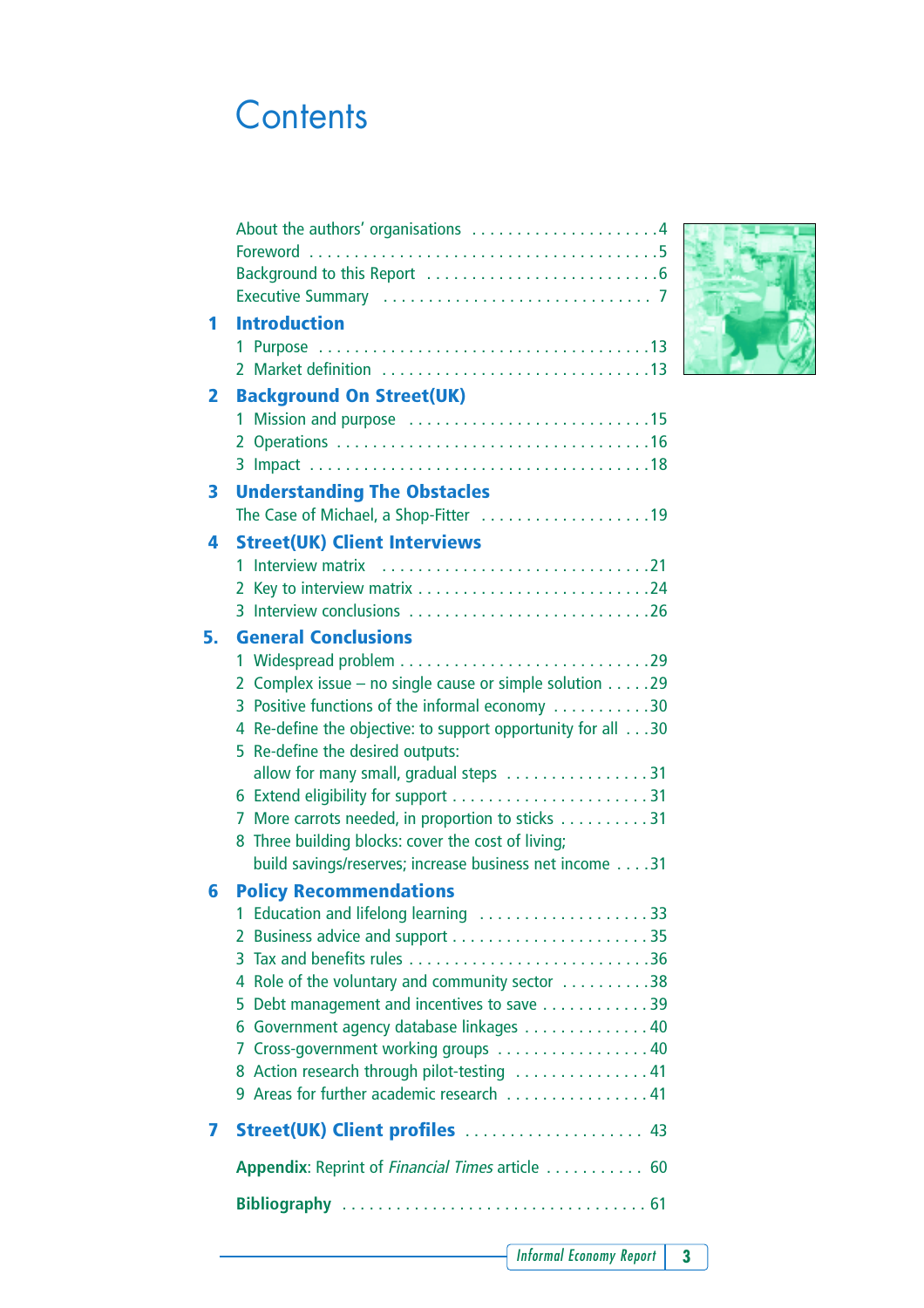# Contents

About the authors' organisations . . . . . . . . . . . . . . . . . . . . . 4
Foreword . . . . . . . . . . . . . . . . . . . . . . . . . . . . . . . . . . . . . 5
Background to this Report . . . . . . . . . . . . . . . . . . . . . . . . . 6
Executive Summary . . . . . . . . . . . . . . . . . . . . . . . . . . . . . 7

**1 Introduction**

1 Purpose . . . . . . . . . . . . . . . . . . . . . . . . . . . . . . . . . . . 13
2 Market definition . . . . . . . . . . . . . . . . . . . . . . . . . . . . . 13

**2 Background On Street(UK)**

1 Mission and purpose . . . . . . . . . . . . . . . . . . . . . . . . . . 15
2 Operations . . . . . . . . . . . . . . . . . . . . . . . . . . . . . . . . . 16
3 Impact . . . . . . . . . . . . . . . . . . . . . . . . . . . . . . . . . . . . 18

**3 Understanding The Obstacles**

The Case of Michael, a Shop-Fitter . . . . . . . . . . . . . . . . . . 19

**4 Street(UK) Client Interviews**

1 Interview matrix . . . . . . . . . . . . . . . . . . . . . . . . . . . . . 21
2 Key to interview matrix . . . . . . . . . . . . . . . . . . . . . . . . 24
3 Interview conclusions . . . . . . . . . . . . . . . . . . . . . . . . . 26

**5. General Conclusions**

1 Widespread problem . . . . . . . . . . . . . . . . . . . . . . . . . . 29
2 Complex issue – no single cause or simple solution . . . . . 29
3 Positive functions of the informal economy . . . . . . . . . . . 30
4 Re-define the objective: to support opportunity for all . . . 30
5 Re-define the desired outputs: allow for many small, gradual steps . . . . . . . . . . . . . . . . 31
6 Extend eligibility for support . . . . . . . . . . . . . . . . . . . . . 31
7 More carrots needed, in proportion to sticks . . . . . . . . . . 31
8 Three building blocks: cover the cost of living; build savings/reserves; increase business net income . . . . 31

**6 Policy Recommendations**

1 Education and lifelong learning . . . . . . . . . . . . . . . . . . . 33
2 Business advice and support . . . . . . . . . . . . . . . . . . . . . 35
3 Tax and benefits rules . . . . . . . . . . . . . . . . . . . . . . . . . 36
4 Role of the voluntary and community sector . . . . . . . . . . 38
5 Debt management and incentives to save . . . . . . . . . . . . 39
6 Government agency database linkages . . . . . . . . . . . . . 40
7 Cross-government working groups . . . . . . . . . . . . . . . . . 40
8 Action research through pilot-testing . . . . . . . . . . . . . . . 41
9 Areas for further academic research . . . . . . . . . . . . . . . 41

**7 Street(UK) Client profiles** . . . . . . . . . . . . . . . . . . . . 43

**Appendix**: Reprint of *Financial Times* article . . . . . . . . . . . 60

**Bibliography** . . . . . . . . . . . . . . . . . . . . . . . . . . . . . . . . . 61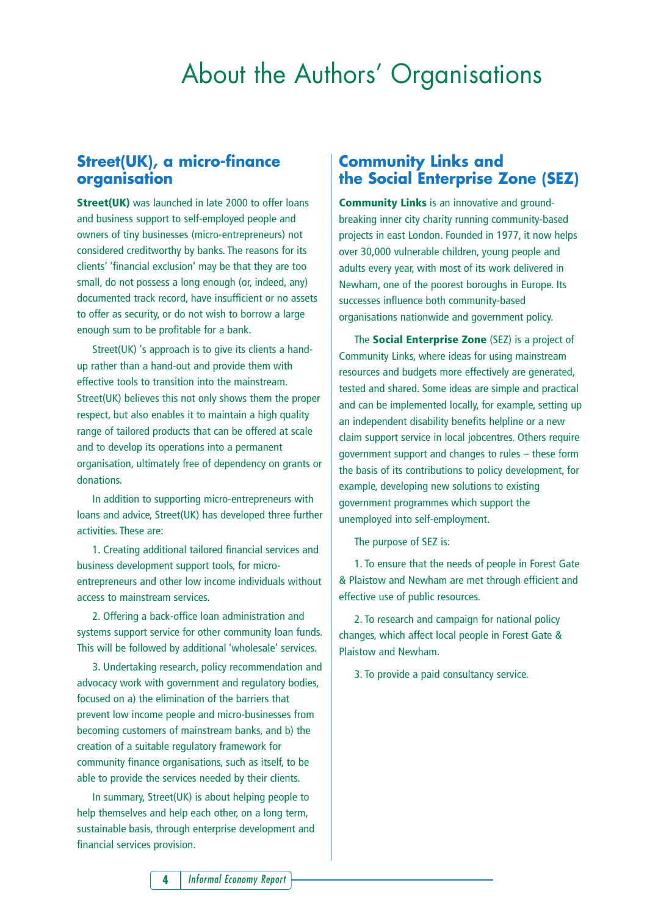# About the Authors' Organisations

## Street(UK), a micro-finance organisation

**Street(UK)** was launched in late 2000 to offer loans and business support to self-employed people and owners of tiny businesses (micro-entrepreneurs) not considered creditworthy by banks. The reasons for its clients' 'financial exclusion' may be that they are too small, do not possess a long enough (or, indeed, any) documented track record, have insufficient or no assets to offer as security, or do not wish to borrow a large enough sum to be profitable for a bank.

Street(UK) 's approach is to give its clients a hand-up rather than a hand-out and provide them with effective tools to transition into the mainstream. Street(UK) believes this not only shows them the proper respect, but also enables it to maintain a high quality range of tailored products that can be offered at scale and to develop its operations into a permanent organisation, ultimately free of dependency on grants or donations.

In addition to supporting micro-entrepreneurs with loans and advice, Street(UK) has developed three further activities. These are:

1. Creating additional tailored financial services and business development support tools, for micro-entrepreneurs and other low income individuals without access to mainstream services.

2. Offering a back-office loan administration and systems support service for other community loan funds. This will be followed by additional 'wholesale' services.

3. Undertaking research, policy recommendation and advocacy work with government and regulatory bodies, focused on a) the elimination of the barriers that prevent low income people and micro-businesses from becoming customers of mainstream banks, and b) the creation of a suitable regulatory framework for community finance organisations, such as itself, to be able to provide the services needed by their clients.

In summary, Street(UK) is about helping people to help themselves and help each other, on a long term, sustainable basis, through enterprise development and financial services provision.

## Community Links and the Social Enterprise Zone (SEZ)

**Community Links** is an innovative and ground-breaking inner city charity running community-based projects in east London. Founded in 1977, it now helps over 30,000 vulnerable children, young people and adults every year, with most of its work delivered in Newham, one of the poorest boroughs in Europe. Its successes influence both community-based organisations nationwide and government policy.

The **Social Enterprise Zone** (SEZ) is a project of Community Links, where ideas for using mainstream resources and budgets more effectively are generated, tested and shared. Some ideas are simple and practical and can be implemented locally, for example, setting up an independent disability benefits helpline or a new claim support service in local jobcentres. Others require government support and changes to rules – these form the basis of its contributions to policy development, for example, developing new solutions to existing government programmes which support the unemployed into self-employment.

The purpose of SEZ is:

1. To ensure that the needs of people in Forest Gate & Plaistow and Newham are met through efficient and effective use of public resources.

2. To research and campaign for national policy changes, which affect local people in Forest Gate & Plaistow and Newham.

3. To provide a paid consultancy service.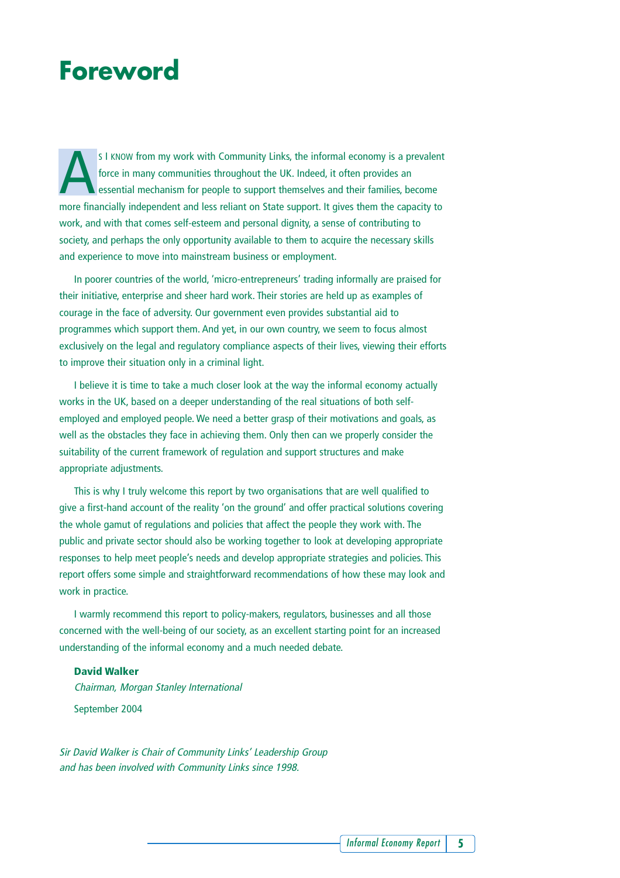# Foreword

As I know from my work with Community Links, the informal economy is a prevalent force in many communities throughout the UK. Indeed, it often provides an essential mechanism for people to support themselves and their families, become more financially independent and less reliant on State support. It gives them the capacity to work, and with that comes self-esteem and personal dignity, a sense of contributing to society, and perhaps the only opportunity available to them to acquire the necessary skills and experience to move into mainstream business or employment.

In poorer countries of the world, 'micro-entrepreneurs' trading informally are praised for their initiative, enterprise and sheer hard work. Their stories are held up as examples of courage in the face of adversity. Our government even provides substantial aid to programmes which support them. And yet, in our own country, we seem to focus almost exclusively on the legal and regulatory compliance aspects of their lives, viewing their efforts to improve their situation only in a criminal light.

I believe it is time to take a much closer look at the way the informal economy actually works in the UK, based on a deeper understanding of the real situations of both self-employed and employed people. We need a better grasp of their motivations and goals, as well as the obstacles they face in achieving them. Only then can we properly consider the suitability of the current framework of regulation and support structures and make appropriate adjustments.

This is why I truly welcome this report by two organisations that are well qualified to give a first-hand account of the reality 'on the ground' and offer practical solutions covering the whole gamut of regulations and policies that affect the people they work with. The public and private sector should also be working together to look at developing appropriate responses to help meet people's needs and develop appropriate strategies and policies. This report offers some simple and straightforward recommendations of how these may look and work in practice.

I warmly recommend this report to policy-makers, regulators, businesses and all those concerned with the well-being of our society, as an excellent starting point for an increased understanding of the informal economy and a much needed debate.

**David Walker**
*Chairman, Morgan Stanley International*
September 2004

*Sir David Walker is Chair of Community Links' Leadership Group and has been involved with Community Links since 1998.*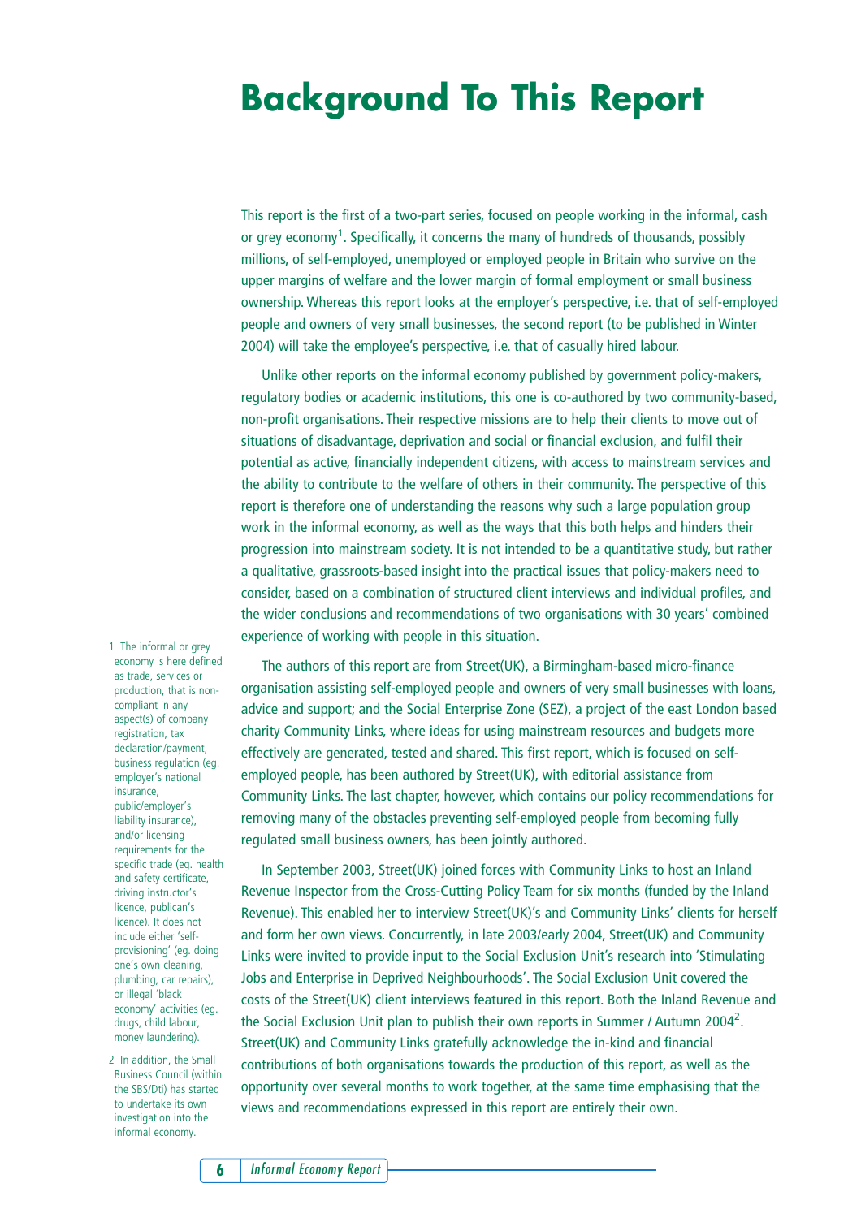# Background To This Report

This report is the first of a two-part series, focused on people working in the informal, cash or grey economy[1]. Specifically, it concerns the many of hundreds of thousands, possibly millions, of self-employed, unemployed or employed people in Britain who survive on the upper margins of welfare and the lower margin of formal employment or small business ownership. Whereas this report looks at the employer's perspective, i.e. that of self-employed people and owners of very small businesses, the second report (to be published in Winter 2004) will take the employee's perspective, i.e. that of casually hired labour.

Unlike other reports on the informal economy published by government policy-makers, regulatory bodies or academic institutions, this one is co-authored by two community-based, non-profit organisations. Their respective missions are to help their clients to move out of situations of disadvantage, deprivation and social or financial exclusion, and fulfil their potential as active, financially independent citizens, with access to mainstream services and the ability to contribute to the welfare of others in their community. The perspective of this report is therefore one of understanding the reasons why such a large population group work in the informal economy, as well as the ways that this both helps and hinders their progression into mainstream society. It is not intended to be a quantitative study, but rather a qualitative, grassroots-based insight into the practical issues that policy-makers need to consider, based on a combination of structured client interviews and individual profiles, and the wider conclusions and recommendations of two organisations with 30 years' combined experience of working with people in this situation.

The authors of this report are from Street(UK), a Birmingham-based micro-finance organisation assisting self-employed people and owners of very small businesses with loans, advice and support; and the Social Enterprise Zone (SEZ), a project of the east London based charity Community Links, where ideas for using mainstream resources and budgets more effectively are generated, tested and shared. This first report, which is focused on self-employed people, has been authored by Street(UK), with editorial assistance from Community Links. The last chapter, however, which contains our policy recommendations for removing many of the obstacles preventing self-employed people from becoming fully regulated small business owners, has been jointly authored.

In September 2003, Street(UK) joined forces with Community Links to host an Inland Revenue Inspector from the Cross-Cutting Policy Team for six months (funded by the Inland Revenue). This enabled her to interview Street(UK)'s and Community Links' clients for herself and form her own views. Concurrently, in late 2003/early 2004, Street(UK) and Community Links were invited to provide input to the Social Exclusion Unit's research into 'Stimulating Jobs and Enterprise in Deprived Neighbourhoods'. The Social Exclusion Unit covered the costs of the Street(UK) client interviews featured in this report. Both the Inland Revenue and the Social Exclusion Unit plan to publish their own reports in Summer / Autumn 2004[2]. Street(UK) and Community Links gratefully acknowledge the in-kind and financial contributions of both organisations towards the production of this report, as well as the opportunity over several months to work together, at the same time emphasising that the views and recommendations expressed in this report are entirely their own.

1 The informal or grey economy is here defined as trade, services or production, that is non-compliant in any aspect(s) of company registration, tax declaration/payment, business regulation (eg. employer's national insurance, public/employer's liability insurance), and/or licensing requirements for the specific trade (eg. health and safety certificate, driving instructor's licence, publican's licence). It does not include either 'self-provisioning' (eg. doing one's own cleaning, plumbing, car repairs), or illegal 'black economy' activities (eg. drugs, child labour, money laundering).

2 In addition, the Small Business Council (within the SBS/Dti) has started to undertake its own investigation into the informal economy.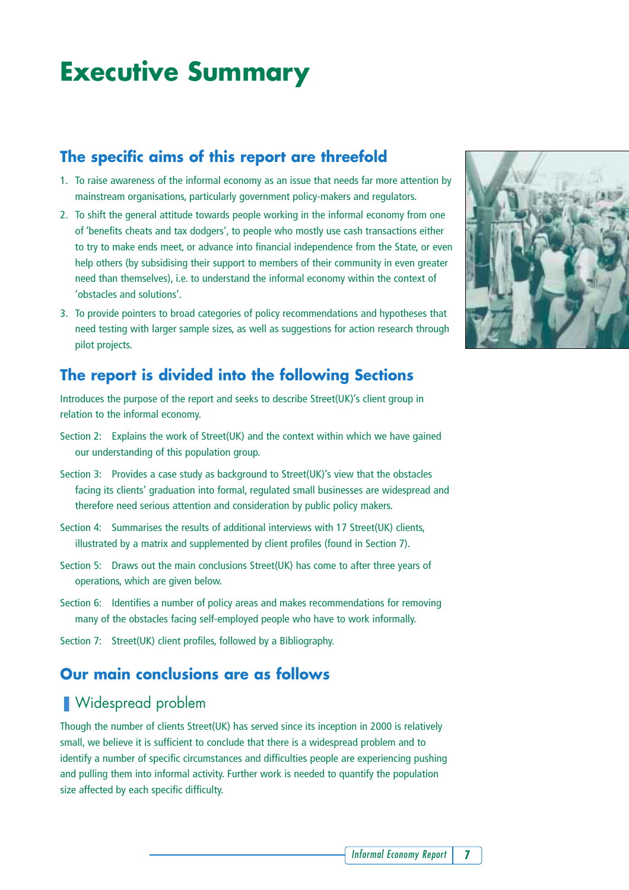# Executive Summary

## The specific aims of this report are threefold

1. To raise awareness of the informal economy as an issue that needs far more attention by mainstream organisations, particularly government policy-makers and regulators.
2. To shift the general attitude towards people working in the informal economy from one of 'benefits cheats and tax dodgers', to people who mostly use cash transactions either to try to make ends meet, or advance into financial independence from the State, or even help others (by subsidising their support to members of their community in even greater need than themselves), i.e. to understand the informal economy within the context of 'obstacles and solutions'.
3. To provide pointers to broad categories of policy recommendations and hypotheses that need testing with larger sample sizes, as well as suggestions for action research through pilot projects.

## The report is divided into the following Sections

Introduces the purpose of the report and seeks to describe Street(UK)'s client group in relation to the informal economy.

Section 2: Explains the work of Street(UK) and the context within which we have gained our understanding of this population group.

Section 3: Provides a case study as background to Street(UK)'s view that the obstacles facing its clients' graduation into formal, regulated small businesses are widespread and therefore need serious attention and consideration by public policy makers.

Section 4: Summarises the results of additional interviews with 17 Street(UK) clients, illustrated by a matrix and supplemented by client profiles (found in Section 7).

Section 5: Draws out the main conclusions Street(UK) has come to after three years of operations, which are given below.

Section 6: Identifies a number of policy areas and makes recommendations for removing many of the obstacles facing self-employed people who have to work informally.

Section 7: Street(UK) client profiles, followed by a Bibliography.

## Our main conclusions are as follows

### Widespread problem

Though the number of clients Street(UK) has served since its inception in 2000 is relatively small, we believe it is sufficient to conclude that there is a widespread problem and to identify a number of specific circumstances and difficulties people are experiencing pushing and pulling them into informal activity. Further work is needed to quantify the population size affected by each specific difficulty.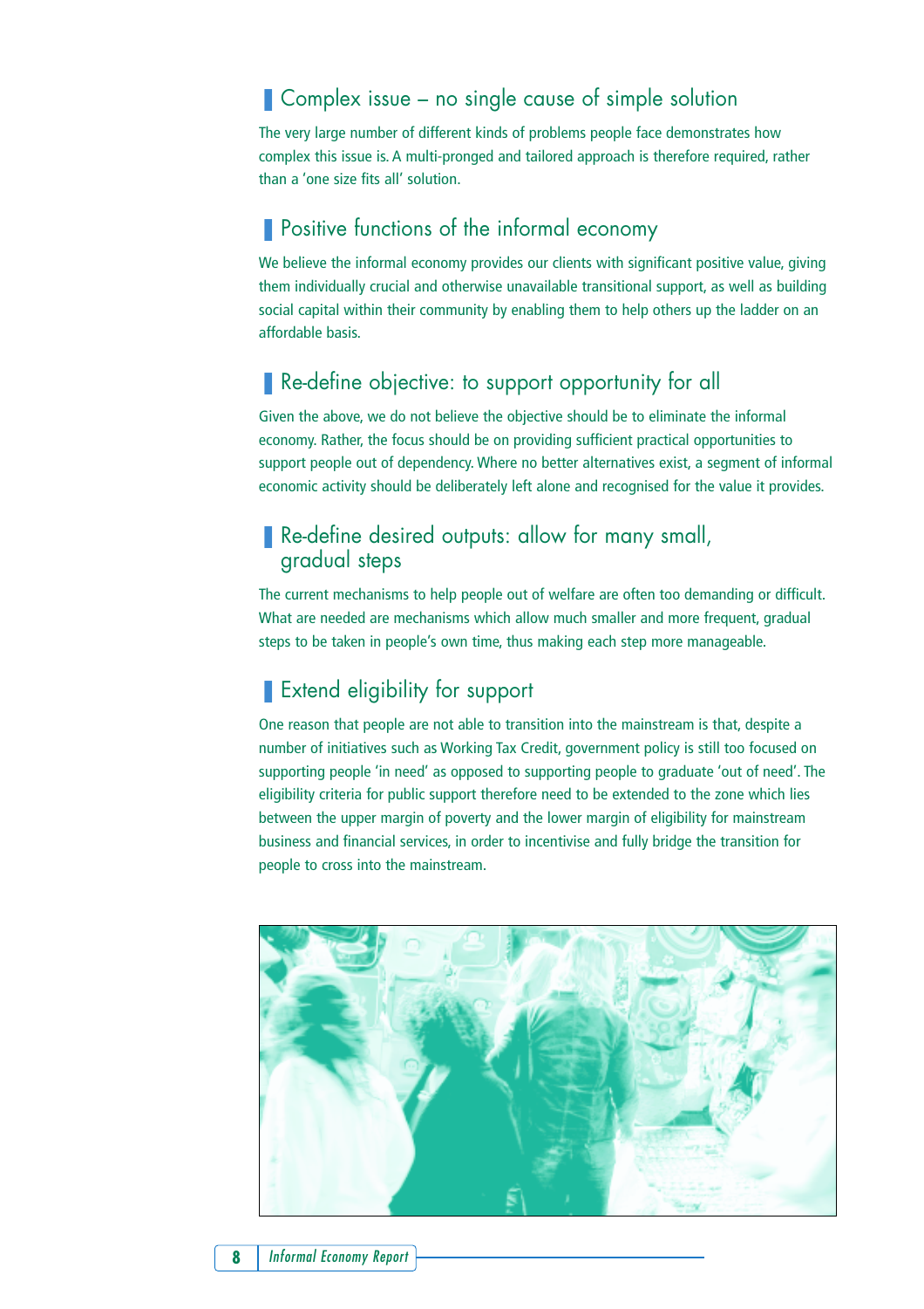## Complex issue – no single cause of simple solution

The very large number of different kinds of problems people face demonstrates how complex this issue is. A multi-pronged and tailored approach is therefore required, rather than a 'one size fits all' solution.

## Positive functions of the informal economy

We believe the informal economy provides our clients with significant positive value, giving them individually crucial and otherwise unavailable transitional support, as well as building social capital within their community by enabling them to help others up the ladder on an affordable basis.

## Re-define objective: to support opportunity for all

Given the above, we do not believe the objective should be to eliminate the informal economy. Rather, the focus should be on providing sufficient practical opportunities to support people out of dependency. Where no better alternatives exist, a segment of informal economic activity should be deliberately left alone and recognised for the value it provides.

## Re-define desired outputs: allow for many small, gradual steps

The current mechanisms to help people out of welfare are often too demanding or difficult. What are needed are mechanisms which allow much smaller and more frequent, gradual steps to be taken in people's own time, thus making each step more manageable.

## Extend eligibility for support

One reason that people are not able to transition into the mainstream is that, despite a number of initiatives such as Working Tax Credit, government policy is still too focused on supporting people 'in need' as opposed to supporting people to graduate 'out of need'. The eligibility criteria for public support therefore need to be extended to the zone which lies between the upper margin of poverty and the lower margin of eligibility for mainstream business and financial services, in order to incentivise and fully bridge the transition for people to cross into the mainstream.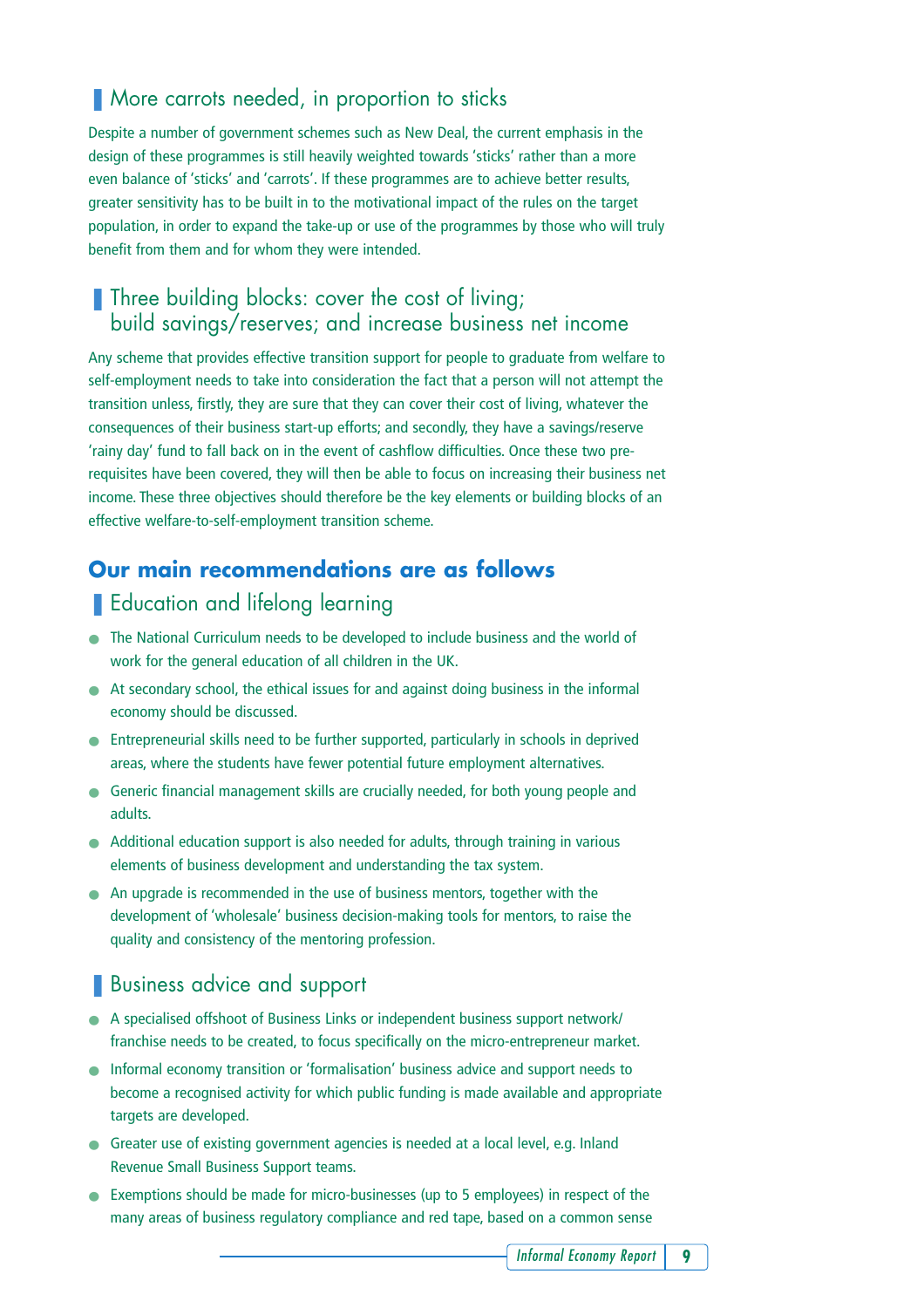## More carrots needed, in proportion to sticks

Despite a number of government schemes such as New Deal, the current emphasis in the design of these programmes is still heavily weighted towards 'sticks' rather than a more even balance of 'sticks' and 'carrots'. If these programmes are to achieve better results, greater sensitivity has to be built in to the motivational impact of the rules on the target population, in order to expand the take-up or use of the programmes by those who will truly benefit from them and for whom they were intended.

## Three building blocks: cover the cost of living; build savings/reserves; and increase business net income

Any scheme that provides effective transition support for people to graduate from welfare to self-employment needs to take into consideration the fact that a person will not attempt the transition unless, firstly, they are sure that they can cover their cost of living, whatever the consequences of their business start-up efforts; and secondly, they have a savings/reserve 'rainy day' fund to fall back on in the event of cashflow difficulties. Once these two pre-requisites have been covered, they will then be able to focus on increasing their business net income. These three objectives should therefore be the key elements or building blocks of an effective welfare-to-self-employment transition scheme.

# Our main recommendations are as follows

## Education and lifelong learning

- The National Curriculum needs to be developed to include business and the world of work for the general education of all children in the UK.
- At secondary school, the ethical issues for and against doing business in the informal economy should be discussed.
- Entrepreneurial skills need to be further supported, particularly in schools in deprived areas, where the students have fewer potential future employment alternatives.
- Generic financial management skills are crucially needed, for both young people and adults.
- Additional education support is also needed for adults, through training in various elements of business development and understanding the tax system.
- An upgrade is recommended in the use of business mentors, together with the development of 'wholesale' business decision-making tools for mentors, to raise the quality and consistency of the mentoring profession.

## Business advice and support

- A specialised offshoot of Business Links or independent business support network/ franchise needs to be created, to focus specifically on the micro-entrepreneur market.
- Informal economy transition or 'formalisation' business advice and support needs to become a recognised activity for which public funding is made available and appropriate targets are developed.
- Greater use of existing government agencies is needed at a local level, e.g. Inland Revenue Small Business Support teams.
- Exemptions should be made for micro-businesses (up to 5 employees) in respect of the many areas of business regulatory compliance and red tape, based on a common sense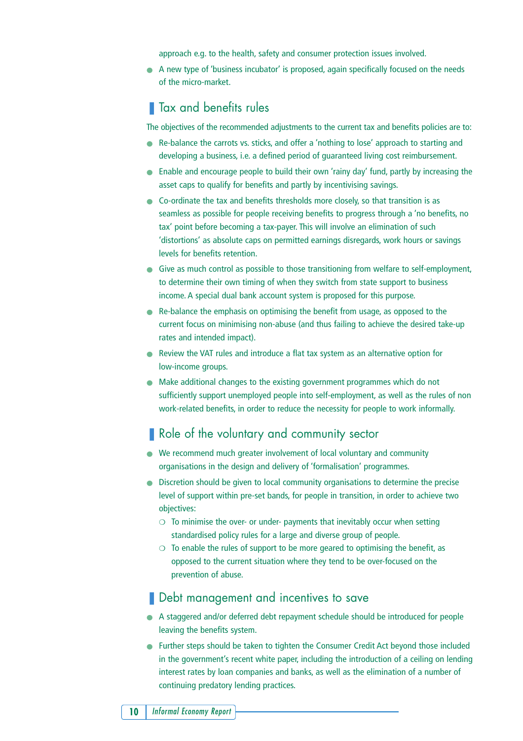approach e.g. to the health, safety and consumer protection issues involved.

- A new type of 'business incubator' is proposed, again specifically focused on the needs of the micro-market.

## Tax and benefits rules

The objectives of the recommended adjustments to the current tax and benefits policies are to:

- Re-balance the carrots vs. sticks, and offer a 'nothing to lose' approach to starting and developing a business, i.e. a defined period of guaranteed living cost reimbursement.
- Enable and encourage people to build their own 'rainy day' fund, partly by increasing the asset caps to qualify for benefits and partly by incentivising savings.
- Co-ordinate the tax and benefits thresholds more closely, so that transition is as seamless as possible for people receiving benefits to progress through a 'no benefits, no tax' point before becoming a tax-payer. This will involve an elimination of such 'distortions' as absolute caps on permitted earnings disregards, work hours or savings levels for benefits retention.
- Give as much control as possible to those transitioning from welfare to self-employment, to determine their own timing of when they switch from state support to business income. A special dual bank account system is proposed for this purpose.
- Re-balance the emphasis on optimising the benefit from usage, as opposed to the current focus on minimising non-abuse (and thus failing to achieve the desired take-up rates and intended impact).
- Review the VAT rules and introduce a flat tax system as an alternative option for low-income groups.
- Make additional changes to the existing government programmes which do not sufficiently support unemployed people into self-employment, as well as the rules of non work-related benefits, in order to reduce the necessity for people to work informally.

## Role of the voluntary and community sector

- We recommend much greater involvement of local voluntary and community organisations in the design and delivery of 'formalisation' programmes.
- Discretion should be given to local community organisations to determine the precise level of support within pre-set bands, for people in transition, in order to achieve two objectives:
  - To minimise the over- or under- payments that inevitably occur when setting standardised policy rules for a large and diverse group of people.
  - To enable the rules of support to be more geared to optimising the benefit, as opposed to the current situation where they tend to be over-focused on the prevention of abuse.

## Debt management and incentives to save

- A staggered and/or deferred debt repayment schedule should be introduced for people leaving the benefits system.
- Further steps should be taken to tighten the Consumer Credit Act beyond those included in the government's recent white paper, including the introduction of a ceiling on lending interest rates by loan companies and banks, as well as the elimination of a number of continuing predatory lending practices.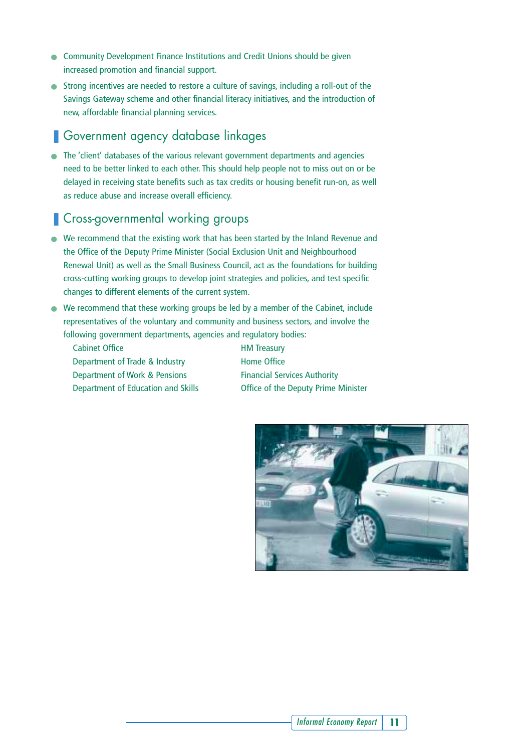- Community Development Finance Institutions and Credit Unions should be given increased promotion and financial support.
- Strong incentives are needed to restore a culture of savings, including a roll-out of the Savings Gateway scheme and other financial literacy initiatives, and the introduction of new, affordable financial planning services.

## Government agency database linkages

- The 'client' databases of the various relevant government departments and agencies need to be better linked to each other. This should help people not to miss out on or be delayed in receiving state benefits such as tax credits or housing benefit run-on, as well as reduce abuse and increase overall efficiency.

## Cross-governmental working groups

- We recommend that the existing work that has been started by the Inland Revenue and the Office of the Deputy Prime Minister (Social Exclusion Unit and Neighbourhood Renewal Unit) as well as the Small Business Council, act as the foundations for building cross-cutting working groups to develop joint strategies and policies, and test specific changes to different elements of the current system.
- We recommend that these working groups be led by a member of the Cabinet, include representatives of the voluntary and community and business sectors, and involve the following government departments, agencies and regulatory bodies:

  Cabinet Office
  Department of Trade & Industry
  Department of Work & Pensions
  Department of Education and Skills
  HM Treasury
  Home Office
  Financial Services Authority
  Office of the Deputy Prime Minister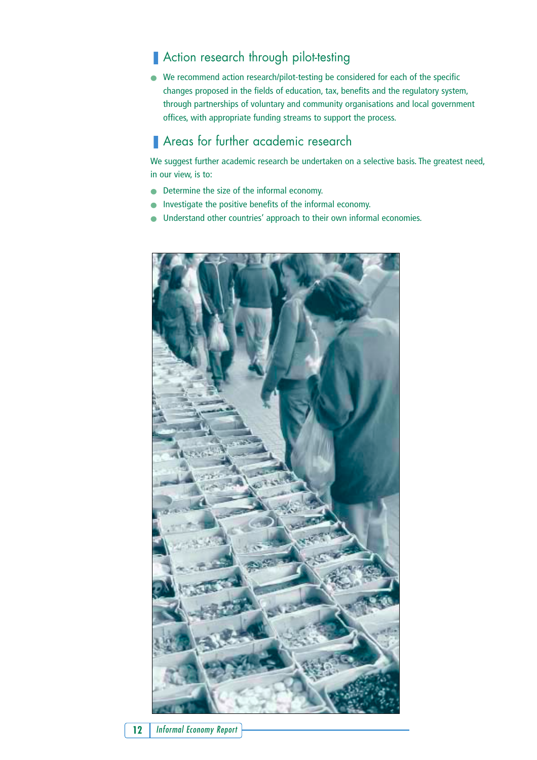## Action research through pilot-testing

- We recommend action research/pilot-testing be considered for each of the specific changes proposed in the fields of education, tax, benefits and the regulatory system, through partnerships of voluntary and community organisations and local government offices, with appropriate funding streams to support the process.

## Areas for further academic research

We suggest further academic research be undertaken on a selective basis. The greatest need, in our view, is to:

- Determine the size of the informal economy.
- Investigate the positive benefits of the informal economy.
- Understand other countries' approach to their own informal economies.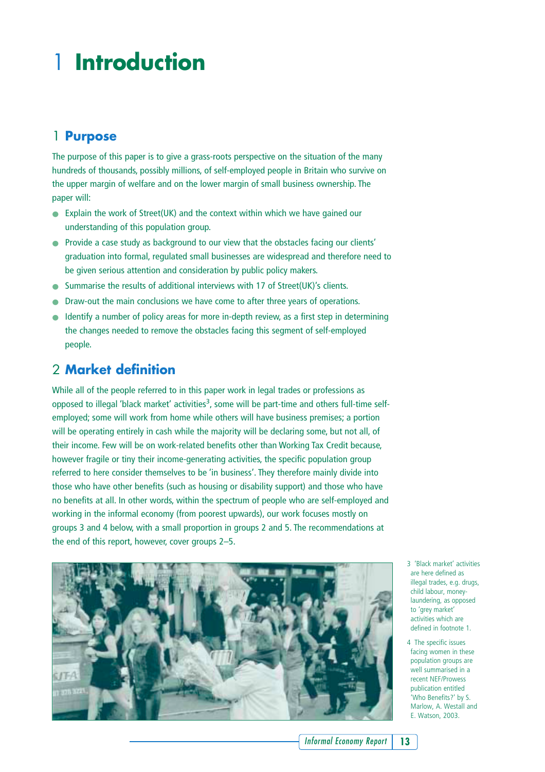# 1 Introduction

## 1 Purpose

The purpose of this paper is to give a grass-roots perspective on the situation of the many hundreds of thousands, possibly millions, of self-employed people in Britain who survive on the upper margin of welfare and on the lower margin of small business ownership. The paper will:

- Explain the work of Street(UK) and the context within which we have gained our understanding of this population group.
- Provide a case study as background to our view that the obstacles facing our clients' graduation into formal, regulated small businesses are widespread and therefore need to be given serious attention and consideration by public policy makers.
- Summarise the results of additional interviews with 17 of Street(UK)'s clients.
- Draw-out the main conclusions we have come to after three years of operations.
- Identify a number of policy areas for more in-depth review, as a first step in determining the changes needed to remove the obstacles facing this segment of self-employed people.

## 2 Market definition

While all of the people referred to in this paper work in legal trades or professions as opposed to illegal 'black market' activities[3], some will be part-time and others full-time self-employed; some will work from home while others will have business premises; a portion will be operating entirely in cash while the majority will be declaring some, but not all, of their income. Few will be on work-related benefits other than Working Tax Credit because, however fragile or tiny their income-generating activities, the specific population group referred to here consider themselves to be 'in business'. They therefore mainly divide into those who have other benefits (such as housing or disability support) and those who have no benefits at all. In other words, within the spectrum of people who are self-employed and working in the informal economy (from poorest upwards), our work focuses mostly on groups 3 and 4 below, with a small proportion in groups 2 and 5. The recommendations at the end of this report, however, cover groups 2–5.

3 'Black market' activities are here defined as illegal trades, e.g. drugs, child labour, money-laundering, as opposed to 'grey market' activities which are defined in footnote 1.

4 The specific issues facing women in these population groups are well summarised in a recent NEF/Prowess publication entitled 'Who Benefits?' by S. Marlow, A. Westall and E. Watson, 2003.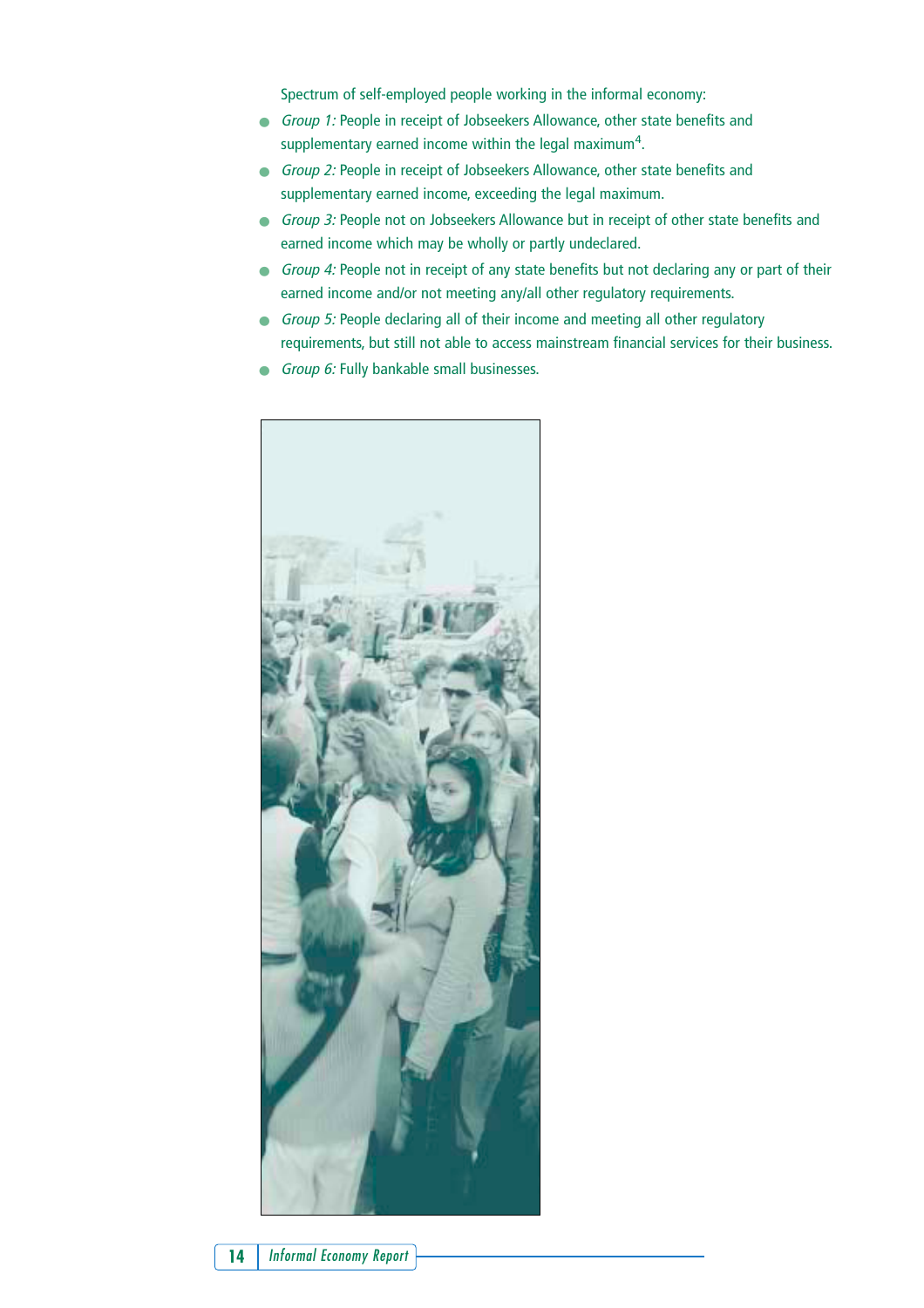Spectrum of self-employed people working in the informal economy:

- *Group 1:* People in receipt of Jobseekers Allowance, other state benefits and supplementary earned income within the legal maximum[4].
- *Group 2:* People in receipt of Jobseekers Allowance, other state benefits and supplementary earned income, exceeding the legal maximum.
- *Group 3:* People not on Jobseekers Allowance but in receipt of other state benefits and earned income which may be wholly or partly undeclared.
- *Group 4:* People not in receipt of any state benefits but not declaring any or part of their earned income and/or not meeting any/all other regulatory requirements.
- *Group 5:* People declaring all of their income and meeting all other regulatory requirements, but still not able to access mainstream financial services for their business.
- *Group 6:* Fully bankable small businesses.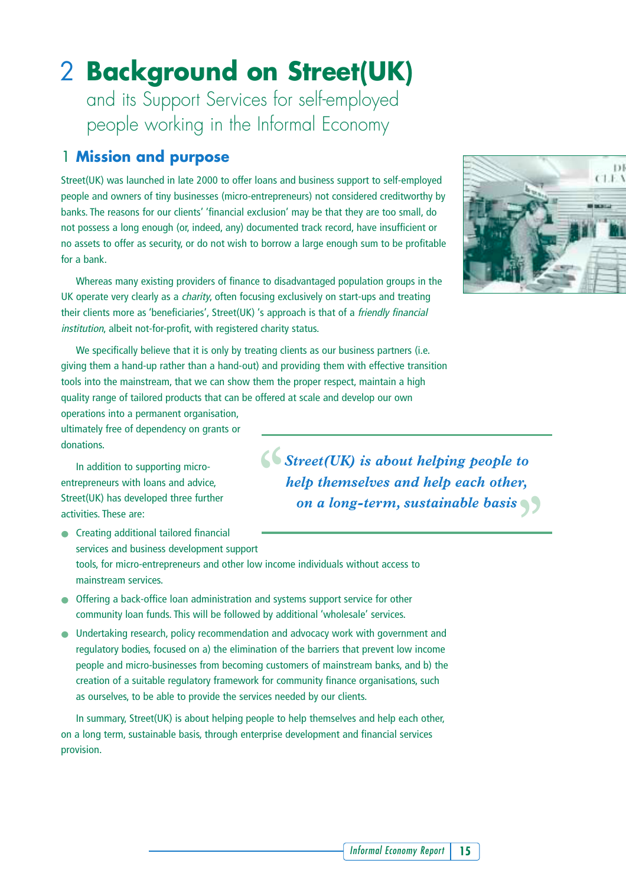# 2 Background on Street(UK)

and its Support Services for self-employed people working in the Informal Economy

## 1 Mission and purpose

Street(UK) was launched in late 2000 to offer loans and business support to self-employed people and owners of tiny businesses (micro-entrepreneurs) not considered creditworthy by banks. The reasons for our clients' 'financial exclusion' may be that they are too small, do not possess a long enough (or, indeed, any) documented track record, have insufficient or no assets to offer as security, or do not wish to borrow a large enough sum to be profitable for a bank.

Whereas many existing providers of finance to disadvantaged population groups in the UK operate very clearly as a *charity*, often focusing exclusively on start-ups and treating their clients more as 'beneficiaries', Street(UK) 's approach is that of a *friendly financial institution*, albeit not-for-profit, with registered charity status.

We specifically believe that it is only by treating clients as our business partners (i.e. giving them a hand-up rather than a hand-out) and providing them with effective transition tools into the mainstream, that we can show them the proper respect, maintain a high quality range of tailored products that can be offered at scale and develop our own operations into a permanent organisation, ultimately free of dependency on grants or donations.

> ***"Street(UK) is about helping people to help themselves and help each other, on a long-term, sustainable basis"***

In addition to supporting micro-entrepreneurs with loans and advice, Street(UK) has developed three further activities. These are:

- Creating additional tailored financial services and business development support tools, for micro-entrepreneurs and other low income individuals without access to mainstream services.
- Offering a back-office loan administration and systems support service for other community loan funds. This will be followed by additional 'wholesale' services.
- Undertaking research, policy recommendation and advocacy work with government and regulatory bodies, focused on a) the elimination of the barriers that prevent low income people and micro-businesses from becoming customers of mainstream banks, and b) the creation of a suitable regulatory framework for community finance organisations, such as ourselves, to be able to provide the services needed by our clients.

In summary, Street(UK) is about helping people to help themselves and help each other, on a long term, sustainable basis, through enterprise development and financial services provision.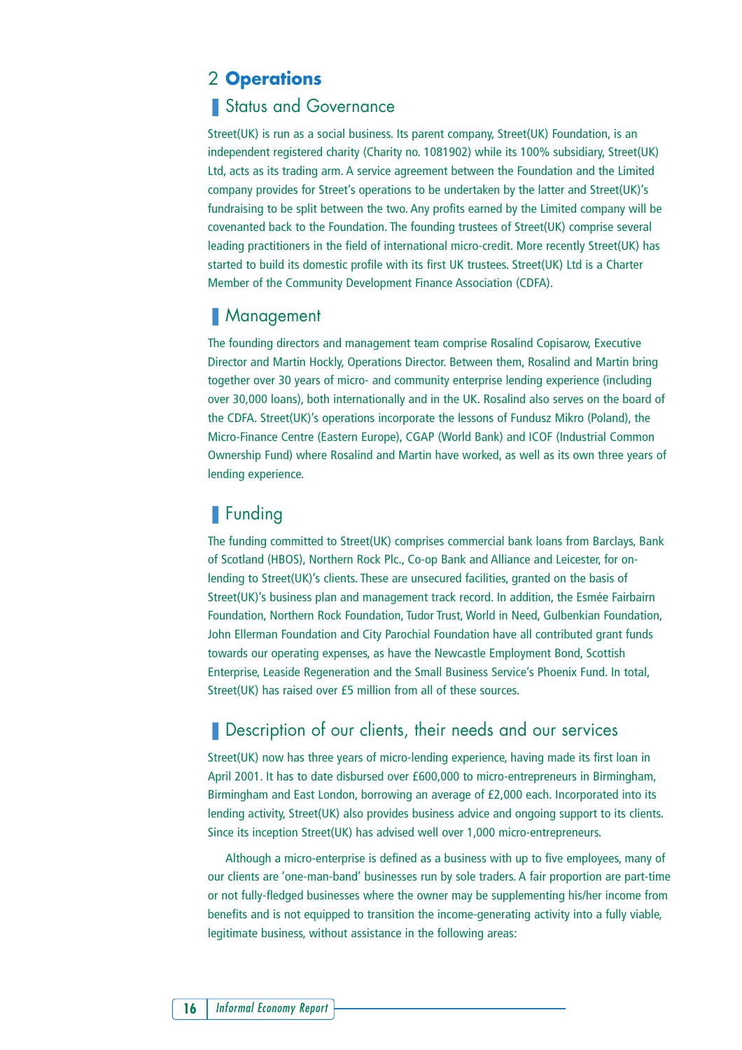# 2 **Operations**

## Status and Governance

Street(UK) is run as a social business. Its parent company, Street(UK) Foundation, is an independent registered charity (Charity no. 1081902) while its 100% subsidiary, Street(UK) Ltd, acts as its trading arm. A service agreement between the Foundation and the Limited company provides for Street's operations to be undertaken by the latter and Street(UK)'s fundraising to be split between the two. Any profits earned by the Limited company will be covenanted back to the Foundation. The founding trustees of Street(UK) comprise several leading practitioners in the field of international micro-credit. More recently Street(UK) has started to build its domestic profile with its first UK trustees. Street(UK) Ltd is a Charter Member of the Community Development Finance Association (CDFA).

## Management

The founding directors and management team comprise Rosalind Copisarow, Executive Director and Martin Hockly, Operations Director. Between them, Rosalind and Martin bring together over 30 years of micro- and community enterprise lending experience (including over 30,000 loans), both internationally and in the UK. Rosalind also serves on the board of the CDFA. Street(UK)'s operations incorporate the lessons of Fundusz Mikro (Poland), the Micro-Finance Centre (Eastern Europe), CGAP (World Bank) and ICOF (Industrial Common Ownership Fund) where Rosalind and Martin have worked, as well as its own three years of lending experience.

## Funding

The funding committed to Street(UK) comprises commercial bank loans from Barclays, Bank of Scotland (HBOS), Northern Rock Plc., Co-op Bank and Alliance and Leicester, for on-lending to Street(UK)'s clients. These are unsecured facilities, granted on the basis of Street(UK)'s business plan and management track record. In addition, the Esmée Fairbairn Foundation, Northern Rock Foundation, Tudor Trust, World in Need, Gulbenkian Foundation, John Ellerman Foundation and City Parochial Foundation have all contributed grant funds towards our operating expenses, as have the Newcastle Employment Bond, Scottish Enterprise, Leaside Regeneration and the Small Business Service's Phoenix Fund. In total, Street(UK) has raised over £5 million from all of these sources.

## Description of our clients, their needs and our services

Street(UK) now has three years of micro-lending experience, having made its first loan in April 2001. It has to date disbursed over £600,000 to micro-entrepreneurs in Birmingham, Birmingham and East London, borrowing an average of £2,000 each. Incorporated into its lending activity, Street(UK) also provides business advice and ongoing support to its clients. Since its inception Street(UK) has advised well over 1,000 micro-entrepreneurs.

Although a micro-enterprise is defined as a business with up to five employees, many of our clients are 'one-man-band' businesses run by sole traders. A fair proportion are part-time or not fully-fledged businesses where the owner may be supplementing his/her income from benefits and is not equipped to transition the income-generating activity into a fully viable, legitimate business, without assistance in the following areas: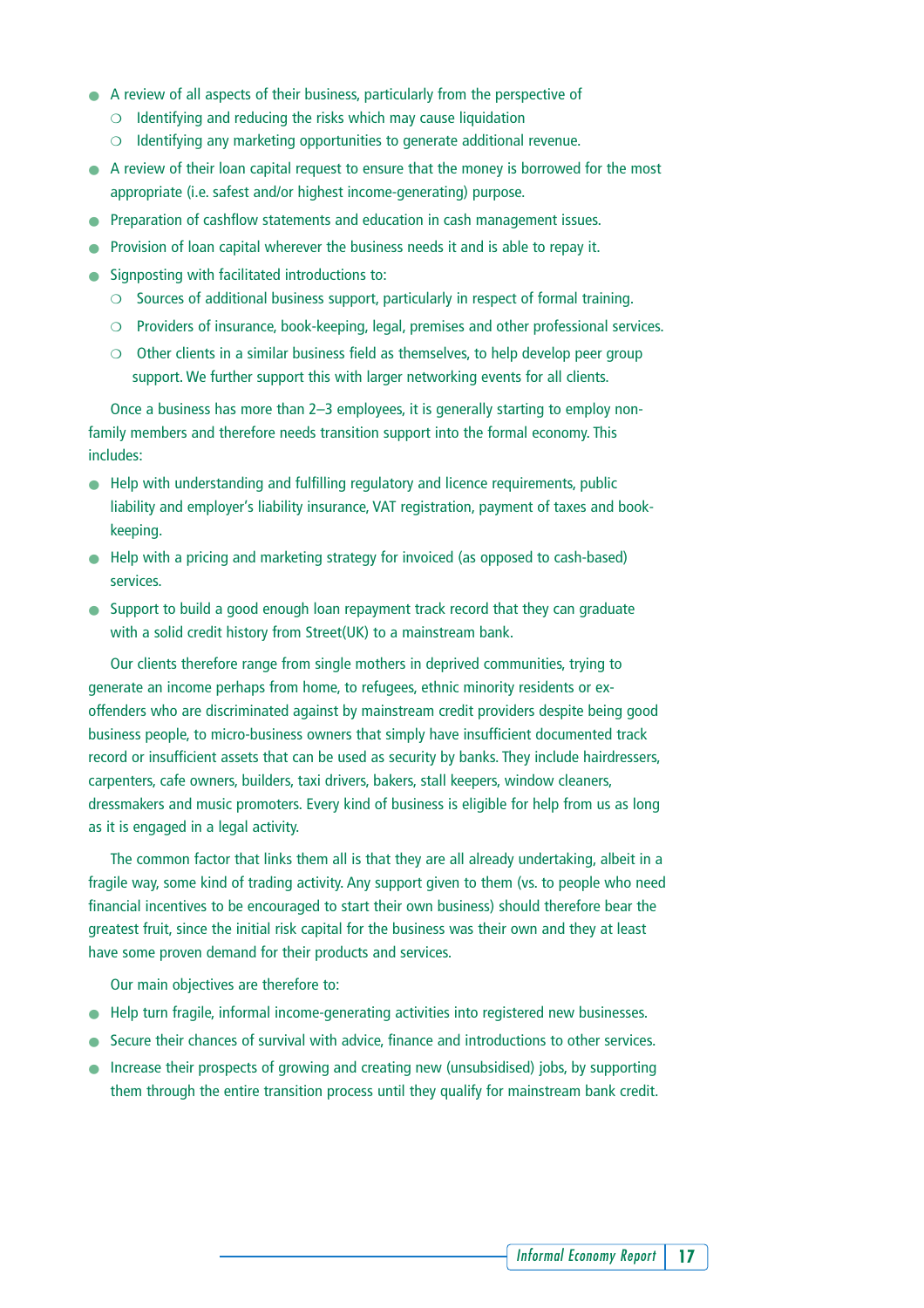- A review of all aspects of their business, particularly from the perspective of
  - Identifying and reducing the risks which may cause liquidation
  - Identifying any marketing opportunities to generate additional revenue.
- A review of their loan capital request to ensure that the money is borrowed for the most appropriate (i.e. safest and/or highest income-generating) purpose.
- Preparation of cashflow statements and education in cash management issues.
- Provision of loan capital wherever the business needs it and is able to repay it.
- Signposting with facilitated introductions to:
  - Sources of additional business support, particularly in respect of formal training.
  - Providers of insurance, book-keeping, legal, premises and other professional services.
  - Other clients in a similar business field as themselves, to help develop peer group support. We further support this with larger networking events for all clients.

Once a business has more than 2–3 employees, it is generally starting to employ non-family members and therefore needs transition support into the formal economy. This includes:

- Help with understanding and fulfilling regulatory and licence requirements, public liability and employer's liability insurance, VAT registration, payment of taxes and book-keeping.
- Help with a pricing and marketing strategy for invoiced (as opposed to cash-based) services.
- Support to build a good enough loan repayment track record that they can graduate with a solid credit history from Street(UK) to a mainstream bank.

Our clients therefore range from single mothers in deprived communities, trying to generate an income perhaps from home, to refugees, ethnic minority residents or ex-offenders who are discriminated against by mainstream credit providers despite being good business people, to micro-business owners that simply have insufficient documented track record or insufficient assets that can be used as security by banks. They include hairdressers, carpenters, cafe owners, builders, taxi drivers, bakers, stall keepers, window cleaners, dressmakers and music promoters. Every kind of business is eligible for help from us as long as it is engaged in a legal activity.

The common factor that links them all is that they are all already undertaking, albeit in a fragile way, some kind of trading activity. Any support given to them (vs. to people who need financial incentives to be encouraged to start their own business) should therefore bear the greatest fruit, since the initial risk capital for the business was their own and they at least have some proven demand for their products and services.

Our main objectives are therefore to:

- Help turn fragile, informal income-generating activities into registered new businesses.
- Secure their chances of survival with advice, finance and introductions to other services.
- Increase their prospects of growing and creating new (unsubsidised) jobs, by supporting them through the entire transition process until they qualify for mainstream bank credit.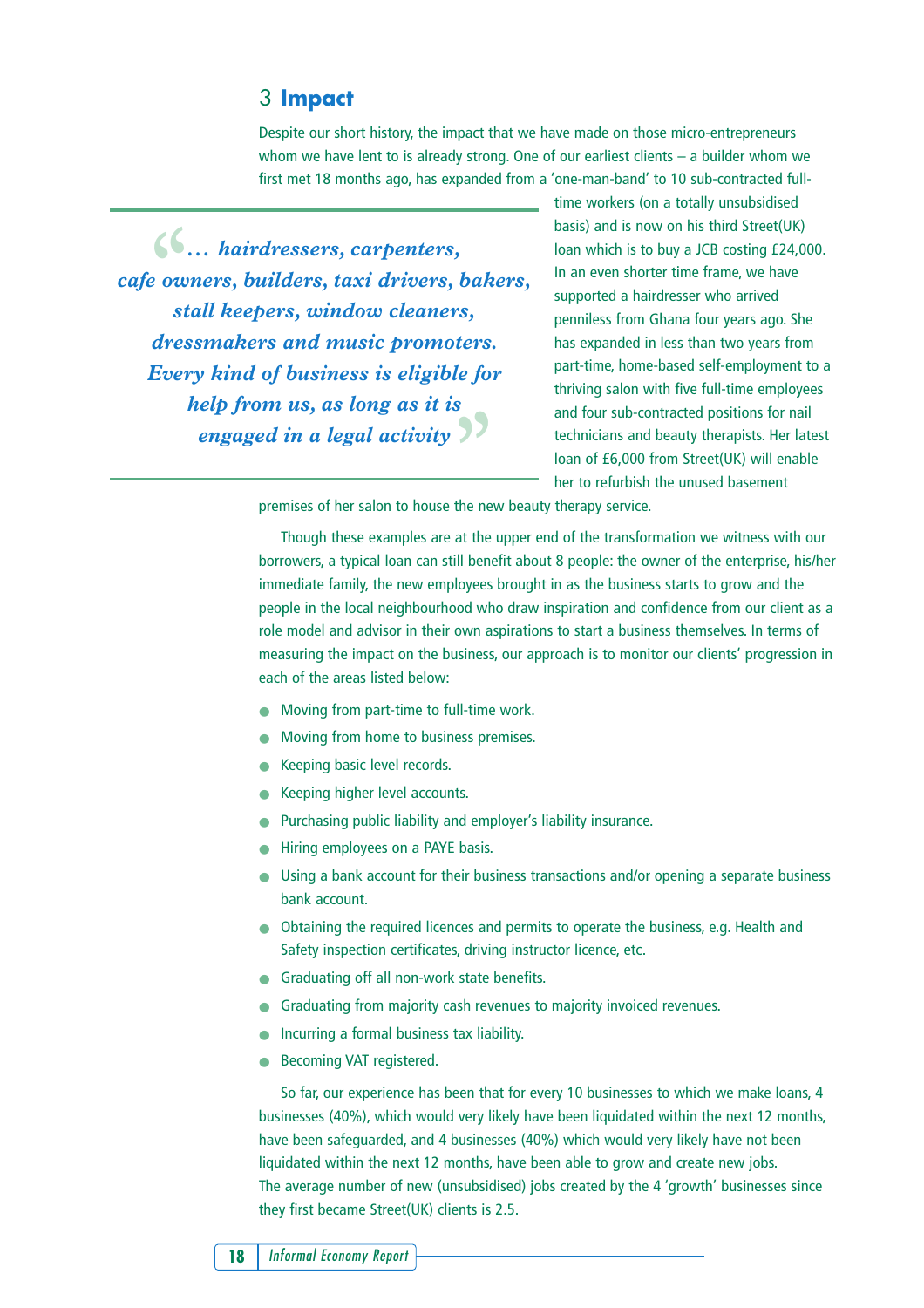## 3 **Impact**

Despite our short history, the impact that we have made on those micro-entrepreneurs whom we have lent to is already strong. One of our earliest clients – a builder whom we first met 18 months ago, has expanded from a 'one-man-band' to 10 sub-contracted full-time workers (on a totally unsubsidised basis) and is now on his third Street(UK) loan which is to buy a JCB costing £24,000. In an even shorter time frame, we have supported a hairdresser who arrived penniless from Ghana four years ago. She has expanded in less than two years from part-time, home-based self-employment to a thriving salon with five full-time employees and four sub-contracted positions for nail technicians and beauty therapists. Her latest loan of £6,000 from Street(UK) will enable her to refurbish the unused basement premises of her salon to house the new beauty therapy service.

> *"... hairdressers, carpenters, cafe owners, builders, taxi drivers, bakers, stall keepers, window cleaners, dressmakers and music promoters. Every kind of business is eligible for help from us, as long as it is engaged in a legal activity"*

Though these examples are at the upper end of the transformation we witness with our borrowers, a typical loan can still benefit about 8 people: the owner of the enterprise, his/her immediate family, the new employees brought in as the business starts to grow and the people in the local neighbourhood who draw inspiration and confidence from our client as a role model and advisor in their own aspirations to start a business themselves. In terms of measuring the impact on the business, our approach is to monitor our clients' progression in each of the areas listed below:

- Moving from part-time to full-time work.
- Moving from home to business premises.
- Keeping basic level records.
- Keeping higher level accounts.
- Purchasing public liability and employer's liability insurance.
- Hiring employees on a PAYE basis.
- Using a bank account for their business transactions and/or opening a separate business bank account.
- Obtaining the required licences and permits to operate the business, e.g. Health and Safety inspection certificates, driving instructor licence, etc.
- Graduating off all non-work state benefits.
- Graduating from majority cash revenues to majority invoiced revenues.
- Incurring a formal business tax liability.
- Becoming VAT registered.

So far, our experience has been that for every 10 businesses to which we make loans, 4 businesses (40%), which would very likely have been liquidated within the next 12 months, have been safeguarded, and 4 businesses (40%) which would very likely have not been liquidated within the next 12 months, have been able to grow and create new jobs. The average number of new (unsubsidised) jobs created by the 4 'growth' businesses since they first became Street(UK) clients is 2.5.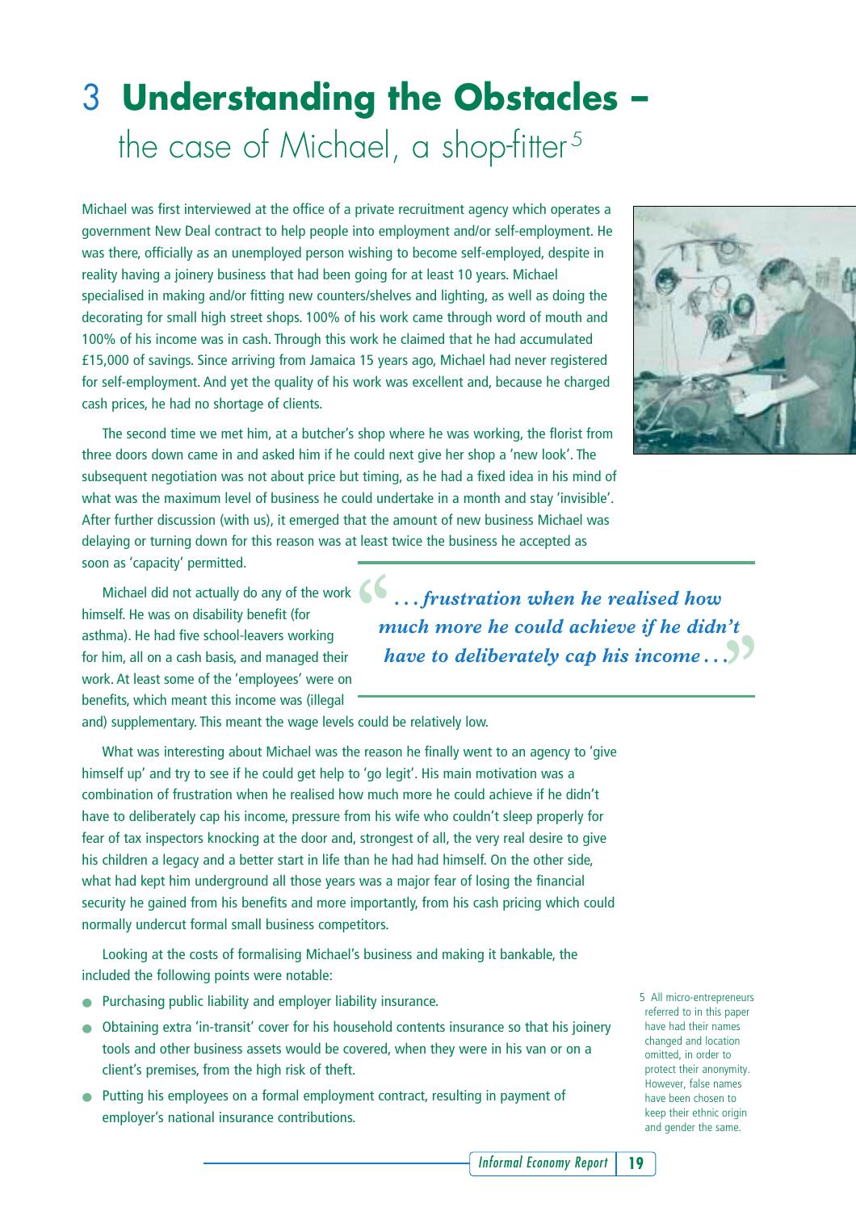# 3 Understanding the Obstacles – the case of Michael, a shop-fitter[5]

Michael was first interviewed at the office of a private recruitment agency which operates a government New Deal contract to help people into employment and/or self-employment. He was there, officially as an unemployed person wishing to become self-employed, despite in reality having a joinery business that had been going for at least 10 years. Michael specialised in making and/or fitting new counters/shelves and lighting, as well as doing the decorating for small high street shops. 100% of his work came through word of mouth and 100% of his income was in cash. Through this work he claimed that he had accumulated £15,000 of savings. Since arriving from Jamaica 15 years ago, Michael had never registered for self-employment. And yet the quality of his work was excellent and, because he charged cash prices, he had no shortage of clients.

The second time we met him, at a butcher's shop where he was working, the florist from three doors down came in and asked him if he could next give her shop a 'new look'. The subsequent negotiation was not about price but timing, as he had a fixed idea in his mind of what was the maximum level of business he could undertake in a month and stay 'invisible'. After further discussion (with us), it emerged that the amount of new business Michael was delaying or turning down for this reason was at least twice the business he accepted as soon as 'capacity' permitted.

Michael did not actually do any of the work himself. He was on disability benefit (for asthma). He had five school-leavers working for him, all on a cash basis, and managed their work. At least some of the 'employees' were on benefits, which meant this income was (illegal and) supplementary. This meant the wage levels could be relatively low.

> *". . . frustration when he realised how much more he could achieve if he didn't have to deliberately cap his income . . ."*

What was interesting about Michael was the reason he finally went to an agency to 'give himself up' and try to see if he could get help to 'go legit'. His main motivation was a combination of frustration when he realised how much more he could achieve if he didn't have to deliberately cap his income, pressure from his wife who couldn't sleep properly for fear of tax inspectors knocking at the door and, strongest of all, the very real desire to give his children a legacy and a better start in life than he had had himself. On the other side, what had kept him underground all those years was a major fear of losing the financial security he gained from his benefits and more importantly, from his cash pricing which could normally undercut formal small business competitors.

Looking at the costs of formalising Michael's business and making it bankable, the included the following points were notable:

- Purchasing public liability and employer liability insurance.
- Obtaining extra 'in-transit' cover for his household contents insurance so that his joinery tools and other business assets would be covered, when they were in his van or on a client's premises, from the high risk of theft.
- Putting his employees on a formal employment contract, resulting in payment of employer's national insurance contributions.

5 All micro-entrepreneurs referred to in this paper have had their names changed and location omitted, in order to protect their anonymity. However, false names have been chosen to keep their ethnic origin and gender the same.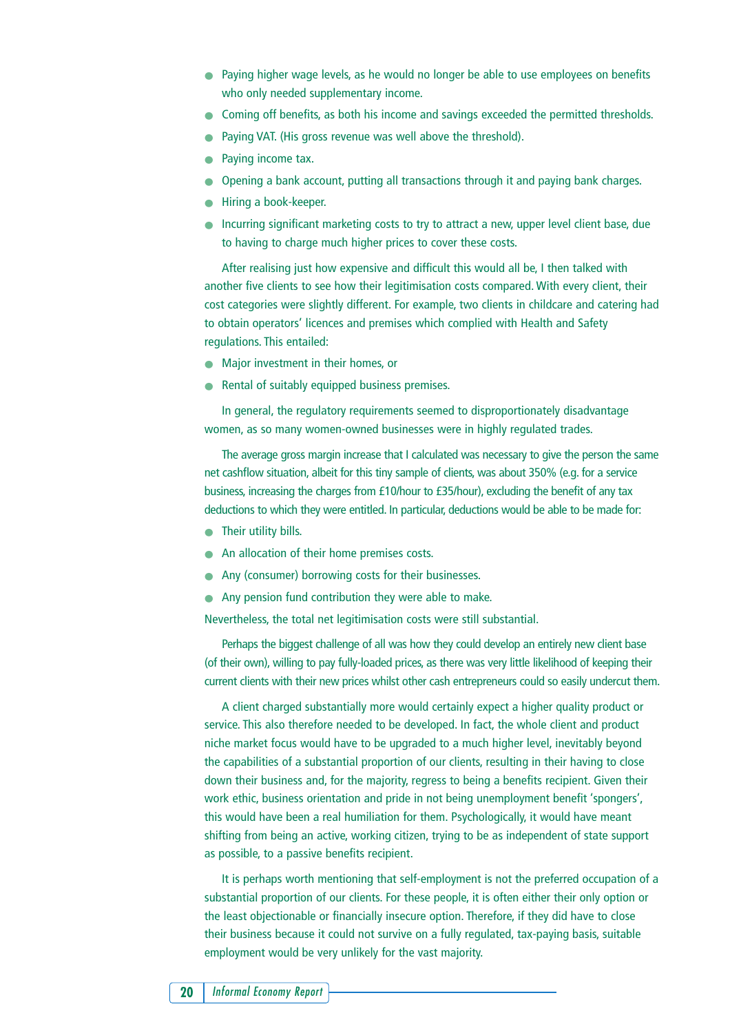- Paying higher wage levels, as he would no longer be able to use employees on benefits who only needed supplementary income.
- Coming off benefits, as both his income and savings exceeded the permitted thresholds.
- Paying VAT. (His gross revenue was well above the threshold).
- Paying income tax.
- Opening a bank account, putting all transactions through it and paying bank charges.
- Hiring a book-keeper.
- Incurring significant marketing costs to try to attract a new, upper level client base, due to having to charge much higher prices to cover these costs.

After realising just how expensive and difficult this would all be, I then talked with another five clients to see how their legitimisation costs compared. With every client, their cost categories were slightly different. For example, two clients in childcare and catering had to obtain operators' licences and premises which complied with Health and Safety regulations. This entailed:

- Major investment in their homes, or
- Rental of suitably equipped business premises.

In general, the regulatory requirements seemed to disproportionately disadvantage women, as so many women-owned businesses were in highly regulated trades.

The average gross margin increase that I calculated was necessary to give the person the same net cashflow situation, albeit for this tiny sample of clients, was about 350% (e.g. for a service business, increasing the charges from £10/hour to £35/hour), excluding the benefit of any tax deductions to which they were entitled. In particular, deductions would be able to be made for:

- Their utility bills.
- An allocation of their home premises costs.
- Any (consumer) borrowing costs for their businesses.
- Any pension fund contribution they were able to make.

Nevertheless, the total net legitimisation costs were still substantial.

Perhaps the biggest challenge of all was how they could develop an entirely new client base (of their own), willing to pay fully-loaded prices, as there was very little likelihood of keeping their current clients with their new prices whilst other cash entrepreneurs could so easily undercut them.

A client charged substantially more would certainly expect a higher quality product or service. This also therefore needed to be developed. In fact, the whole client and product niche market focus would have to be upgraded to a much higher level, inevitably beyond the capabilities of a substantial proportion of our clients, resulting in their having to close down their business and, for the majority, regress to being a benefits recipient. Given their work ethic, business orientation and pride in not being unemployment benefit 'spongers', this would have been a real humiliation for them. Psychologically, it would have meant shifting from being an active, working citizen, trying to be as independent of state support as possible, to a passive benefits recipient.

It is perhaps worth mentioning that self-employment is not the preferred occupation of a substantial proportion of our clients. For these people, it is often either their only option or the least objectionable or financially insecure option. Therefore, if they did have to close their business because it could not survive on a fully regulated, tax-paying basis, suitable employment would be very unlikely for the vast majority.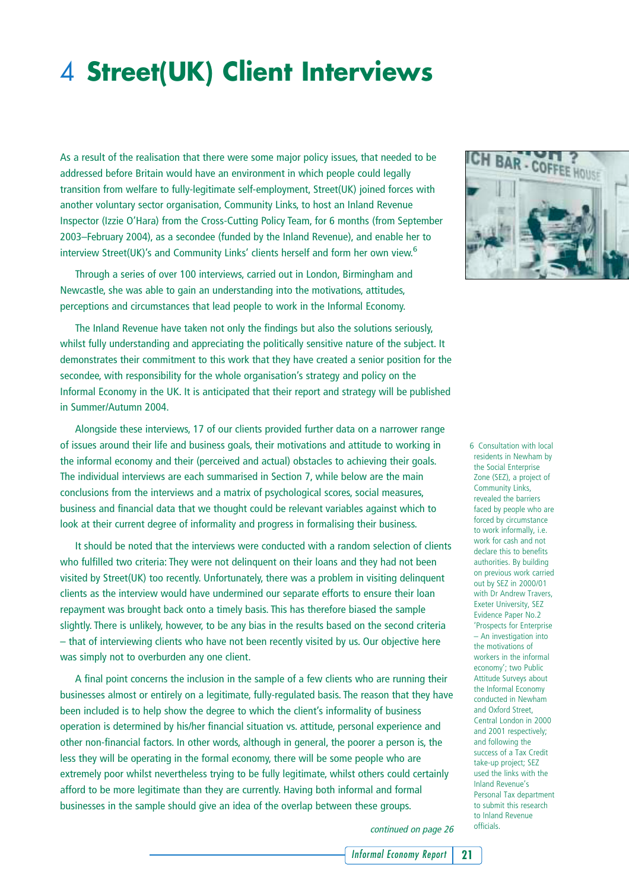# 4 Street(UK) Client Interviews

As a result of the realisation that there were some major policy issues, that needed to be addressed before Britain would have an environment in which people could legally transition from welfare to fully-legitimate self-employment, Street(UK) joined forces with another voluntary sector organisation, Community Links, to host an Inland Revenue Inspector (Izzie O'Hara) from the Cross-Cutting Policy Team, for 6 months (from September 2003–February 2004), as a secondee (funded by the Inland Revenue), and enable her to interview Street(UK)'s and Community Links' clients herself and form her own view.[6]

Through a series of over 100 interviews, carried out in London, Birmingham and Newcastle, she was able to gain an understanding into the motivations, attitudes, perceptions and circumstances that lead people to work in the Informal Economy.

The Inland Revenue have taken not only the findings but also the solutions seriously, whilst fully understanding and appreciating the politically sensitive nature of the subject. It demonstrates their commitment to this work that they have created a senior position for the secondee, with responsibility for the whole organisation's strategy and policy on the Informal Economy in the UK. It is anticipated that their report and strategy will be published in Summer/Autumn 2004.

Alongside these interviews, 17 of our clients provided further data on a narrower range of issues around their life and business goals, their motivations and attitude to working in the informal economy and their (perceived and actual) obstacles to achieving their goals. The individual interviews are each summarised in Section 7, while below are the main conclusions from the interviews and a matrix of psychological scores, social measures, business and financial data that we thought could be relevant variables against which to look at their current degree of informality and progress in formalising their business.

It should be noted that the interviews were conducted with a random selection of clients who fulfilled two criteria: They were not delinquent on their loans and they had not been visited by Street(UK) too recently. Unfortunately, there was a problem in visiting delinquent clients as the interview would have undermined our separate efforts to ensure their loan repayment was brought back onto a timely basis. This has therefore biased the sample slightly. There is unlikely, however, to be any bias in the results based on the second criteria – that of interviewing clients who have not been recently visited by us. Our objective here was simply not to overburden any one client.

A final point concerns the inclusion in the sample of a few clients who are running their businesses almost or entirely on a legitimate, fully-regulated basis. The reason that they have been included is to help show the degree to which the client's informality of business operation is determined by his/her financial situation vs. attitude, personal experience and other non-financial factors. In other words, although in general, the poorer a person is, the less they will be operating in the formal economy, there will be some people who are extremely poor whilst nevertheless trying to be fully legitimate, whilst others could certainly afford to be more legitimate than they are currently. Having both informal and formal businesses in the sample should give an idea of the overlap between these groups.

*continued on page 26*

6 Consultation with local residents in Newham by the Social Enterprise Zone (SEZ), a project of Community Links, revealed the barriers faced by people who are forced by circumstance to work informally, i.e. work for cash and not declare this to benefits authorities. By building on previous work carried out by SEZ in 2000/01 with Dr Andrew Travers, Exeter University, SEZ Evidence Paper No.2 'Prospects for Enterprise – An investigation into the motivations of workers in the informal economy'; two Public Attitude Surveys about the Informal Economy conducted in Newham and Oxford Street, Central London in 2000 and 2001 respectively; and following the success of a Tax Credit take-up project; SEZ used the links with the Inland Revenue's Personal Tax department to submit this research to Inland Revenue officials.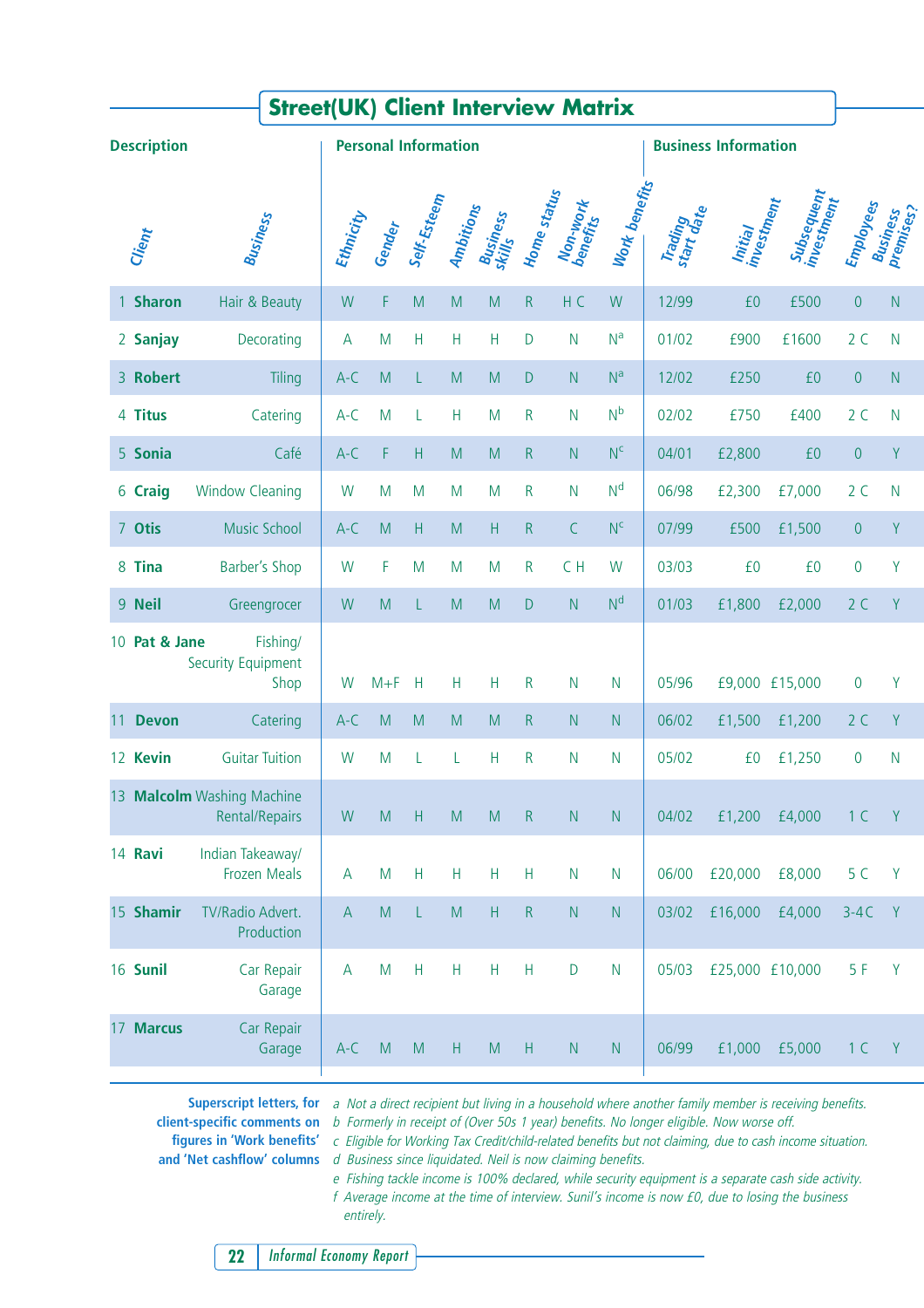## Street(UK) Client Interview Matrix

| Description | | Personal Information | | | | | | | | Business Information | | | | |
|---|---|---|---|---|---|---|---|---|---|---|---|---|---|---|
| Client | Business | Ethnicity | Gender | Self-Esteem | Ambitions | Business skills | Home status | Non-work benefits | Work benefits | Trading start date | Initial investment | Subsequent investment | Employees | Business premises? |
| 1 **Sharon** | Hair & Beauty | W | F | M | M | M | R | H C | W | 12/99 | £0 | £500 | 0 | N |
| 2 **Sanjay** | Decorating | A | M | H | H | H | D | N | N[a] | 01/02 | £900 | £1600 | 2 C | N |
| 3 **Robert** | Tiling | A-C | M | L | M | M | D | N | N[a] | 12/02 | £250 | £0 | 0 | N |
| 4 **Titus** | Catering | A-C | M | L | H | M | R | N | N[b] | 02/02 | £750 | £400 | 2 C | N |
| 5 **Sonia** | Café | A-C | F | H | M | M | R | N | N[c] | 04/01 | £2,800 | £0 | 0 | Y |
| 6 **Craig** | Window Cleaning | W | M | M | M | M | R | N | N[d] | 06/98 | £2,300 | £7,000 | 2 C | N |
| 7 **Otis** | Music School | A-C | M | H | M | H | R | C | N[c] | 07/99 | £500 | £1,500 | 0 | Y |
| 8 **Tina** | Barber's Shop | W | F | M | M | M | R | C H | W | 03/03 | £0 | £0 | 0 | Y |
| 9 **Neil** | Greengrocer | W | M | L | M | M | D | N | N[d] | 01/03 | £1,800 | £2,000 | 2 C | Y |
| 10 **Pat & Jane** | Fishing/ Security Equipment Shop | W | M+F | H | H | H | R | N | N | 05/96 | £9,000 | £15,000 | 0 | Y |
| 11 **Devon** | Catering | A-C | M | M | M | M | R | N | N | 06/02 | £1,500 | £1,200 | 2 C | Y |
| 12 **Kevin** | Guitar Tuition | W | M | L | L | H | R | N | N | 05/02 | £0 | £1,250 | 0 | N |
| 13 **Malcolm** | Washing Machine Rental/Repairs | W | M | H | M | M | R | N | N | 04/02 | £1,200 | £4,000 | 1 C | Y |
| 14 **Ravi** | Indian Takeaway/ Frozen Meals | A | M | H | H | H | H | N | N | 06/00 | £20,000 | £8,000 | 5 C | Y |
| 15 **Shamir** | TV/Radio Advert. Production | A | M | L | M | H | R | N | N | 03/02 | £16,000 | £4,000 | 3-4 C | Y |
| 16 **Sunil** | Car Repair Garage | A | M | H | H | H | H | D | N | 05/03 | £25,000 | £10,000 | 5 F | Y |
| 17 **Marcus** | Car Repair Garage | A-C | M | M | H | M | H | N | N | 06/99 | £1,000 | £5,000 | 1 C | Y |

**Superscript letters, for client-specific comments on figures in 'Work benefits' and 'Net cashflow' columns**

*a Not a direct recipient but living in a household where another family member is receiving benefits.*
*b Formerly in receipt of (Over 50s 1 year) benefits. No longer eligible. Now worse off.*
*c Eligible for Working Tax Credit/child-related benefits but not claiming, due to cash income situation.*
*d Business since liquidated. Neil is now claiming benefits.*
*e Fishing tackle income is 100% declared, while security equipment is a separate cash side activity.*
*f Average income at the time of interview. Sunil's income is now £0, due to losing the business entirely.*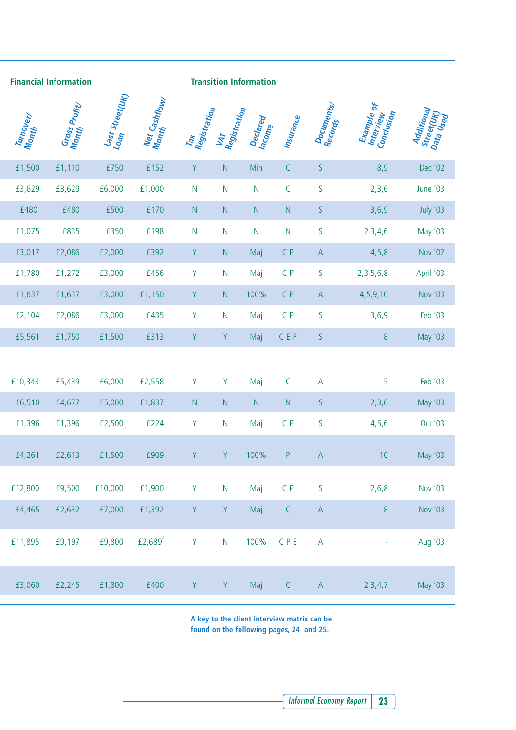| Financial Information | | | | Transition Information | | | | | | |
|---|---|---|---|---|---|---|---|---|---|---|
| Turnover/ Month | Gross Profit/ Month | Last Street(UK) Loan | Net Cashflow/ Month | Tax Registration | VAT Registration | Declared Income | Insurance | Documents/ Records | Example of Interview Conclusion | Additional Street(UK) Data Used |
| £1,500 | £1,110 | £750 | £152 | Y | N | Min | C | S | 8,9 | Dec '02 |
| £3,629 | £3,629 | £6,000 | £1,000 | N | N | N | C | S | 2,3,6 | June '03 |
| £480 | £480 | £500 | £170 | N | N | N | N | S | 3,6,9 | July '03 |
| £1,075 | £835 | £350 | £198 | N | N | N | N | S | 2,3,4,6 | May '03 |
| £3,017 | £2,086 | £2,000 | £392 | Y | N | Maj | C P | A | 4,5,8 | Nov '02 |
| £1,780 | £1,272 | £3,000 | £456 | Y | N | Maj | C P | S | 2,3,5,6,8 | April '03 |
| £1,637 | £1,637 | £3,000 | £1,150 | Y | N | 100% | C P | A | 4,5,9,10 | Nov '03 |
| £2,104 | £2,086 | £3,000 | £435 | Y | N | Maj | C P | S | 3,6,9 | Feb '03 |
| £5,561 | £1,750 | £1,500 | £313 | Y | Y | Maj | C E P | S | 8 | May '03 |
| £10,343 | £5,439 | £6,000 | £2,558 | Y | Y | Maj | C | A | 5 | Feb '03 |
| £6,510 | £4,677 | £5,000 | £1,837 | N | N | N | N | S | 2,3,6 | May '03 |
| £1,396 | £1,396 | £2,500 | £224 | Y | N | Maj | C P | S | 4,5,6 | Oct '03 |
| £4,261 | £2,613 | £1,500 | £909 | Y | Y | 100% | P | A | 10 | May '03 |
| £12,800 | £9,500 | £10,000 | £1,900 | Y | N | Maj | C P | S | 2,6,8 | Nov '03 |
| £4,465 | £2,632 | £7,000 | £1,392 | Y | Y | Maj | C | A | 8 | Nov '03 |
| £11,895 | £9,197 | £9,800 | £2,689[f] | Y | N | 100% | C P E | A | - | Aug '03 |
| £3,060 | £2,245 | £1,800 | £400 | Y | Y | Maj | C | A | 2,3,4,7 | May '03 |

**A key to the client interview matrix can be found on the following pages, 24 and 25.**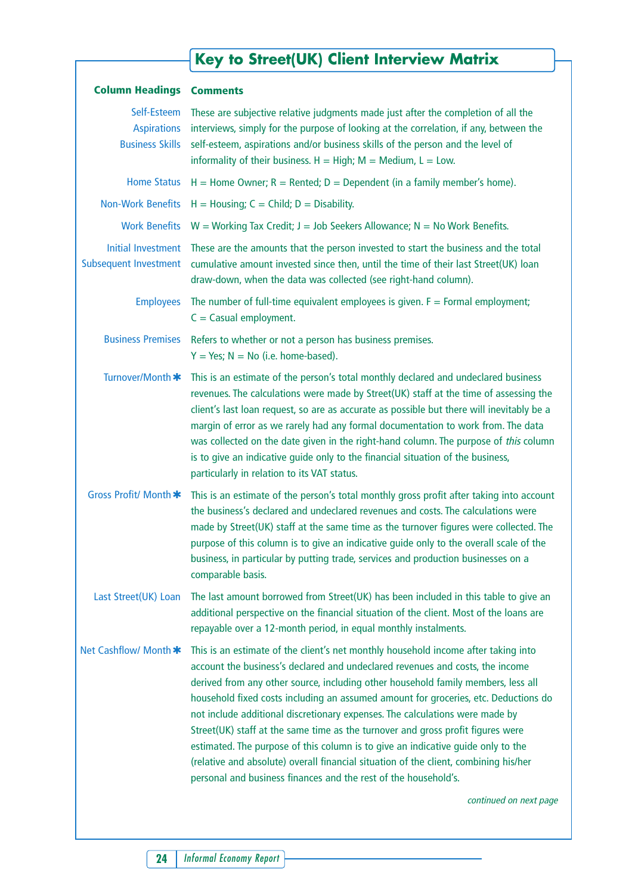## Key to Street(UK) Client Interview Matrix

| Column Headings | Comments |
| --- | --- |
| Self-Esteem<br>Aspirations<br>Business Skills | These are subjective relative judgments made just after the completion of all the interviews, simply for the purpose of looking at the correlation, if any, between the self-esteem, aspirations and/or business skills of the person and the level of informality of their business. H = High; M = Medium, L = Low. |
| Home Status | H = Home Owner; R = Rented; D = Dependent (in a family member's home). |
| Non-Work Benefits | H = Housing; C = Child; D = Disability. |
| Work Benefits | W = Working Tax Credit; J = Job Seekers Allowance; N = No Work Benefits. |
| Initial Investment<br>Subsequent Investment | These are the amounts that the person invested to start the business and the total cumulative amount invested since then, until the time of their last Street(UK) loan draw-down, when the data was collected (see right-hand column). |
| Employees | The number of full-time equivalent employees is given. F = Formal employment; C = Casual employment. |
| Business Premises | Refers to whether or not a person has business premises. Y = Yes; N = No (i.e. home-based). |
| Turnover/Month * | This is an estimate of the person's total monthly declared and undeclared business revenues. The calculations were made by Street(UK) staff at the time of assessing the client's last loan request, so are as accurate as possible but there will inevitably be a margin of error as we rarely had any formal documentation to work from. The data was collected on the date given in the right-hand column. The purpose of *this* column is to give an indicative guide only to the financial situation of the business, particularly in relation to its VAT status. |
| Gross Profit/ Month * | This is an estimate of the person's total monthly gross profit after taking into account the business's declared and undeclared revenues and costs. The calculations were made by Street(UK) staff at the same time as the turnover figures were collected. The purpose of this column is to give an indicative guide only to the overall scale of the business, in particular by putting trade, services and production businesses on a comparable basis. |
| Last Street(UK) Loan | The last amount borrowed from Street(UK) has been included in this table to give an additional perspective on the financial situation of the client. Most of the loans are repayable over a 12-month period, in equal monthly instalments. |
| Net Cashflow/ Month * | This is an estimate of the client's net monthly household income after taking into account the business's declared and undeclared revenues and costs, the income derived from any other source, including other household family members, less all household fixed costs including an assumed amount for groceries, etc. Deductions do not include additional discretionary expenses. The calculations were made by Street(UK) staff at the same time as the turnover and gross profit figures were estimated. The purpose of this column is to give an indicative guide only to the (relative and absolute) overall financial situation of the client, combining his/her personal and business finances and the rest of the household's. |

*continued on next page*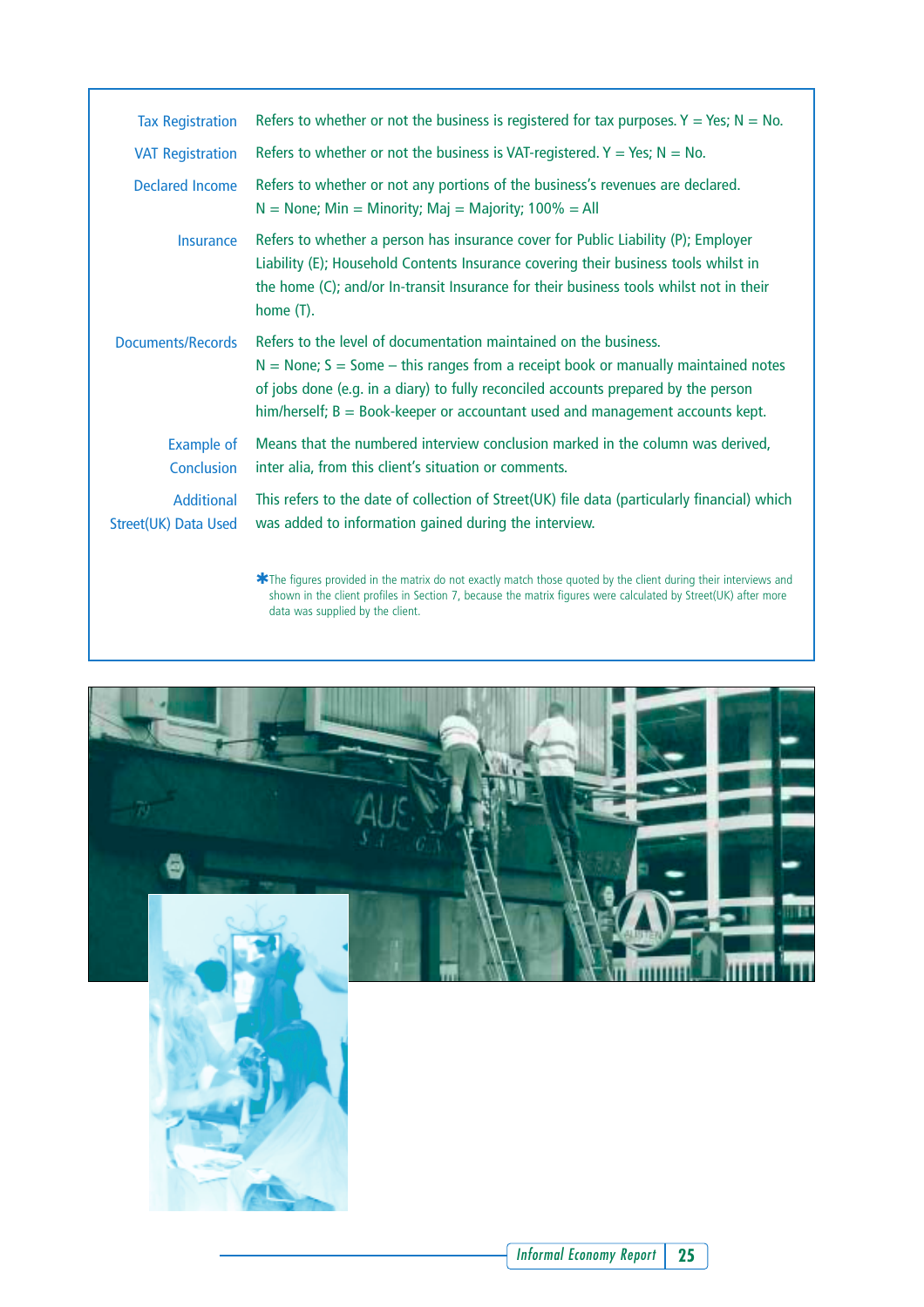| | |
|---|---|
| Tax Registration | Refers to whether or not the business is registered for tax purposes. Y = Yes; N = No. |
| VAT Registration | Refers to whether or not the business is VAT-registered. Y = Yes; N = No. |
| Declared Income | Refers to whether or not any portions of the business's revenues are declared. N = None; Min = Minority; Maj = Majority; 100% = All |
| Insurance | Refers to whether a person has insurance cover for Public Liability (P); Employer Liability (E); Household Contents Insurance covering their business tools whilst in the home (C); and/or In-transit Insurance for their business tools whilst not in their home (T). |
| Documents/Records | Refers to the level of documentation maintained on the business. N = None; S = Some – this ranges from a receipt book or manually maintained notes of jobs done (e.g. in a diary) to fully reconciled accounts prepared by the person him/herself; B = Book-keeper or accountant used and management accounts kept. |
| Example of Conclusion | Means that the numbered interview conclusion marked in the column was derived, inter alia, from this client's situation or comments. |
| Additional Street(UK) Data Used | This refers to the date of collection of Street(UK) file data (particularly financial) which was added to information gained during the interview. |

*The figures provided in the matrix do not exactly match those quoted by the client during their interviews and shown in the client profiles in Section 7, because the matrix figures were calculated by Street(UK) after more data was supplied by the client.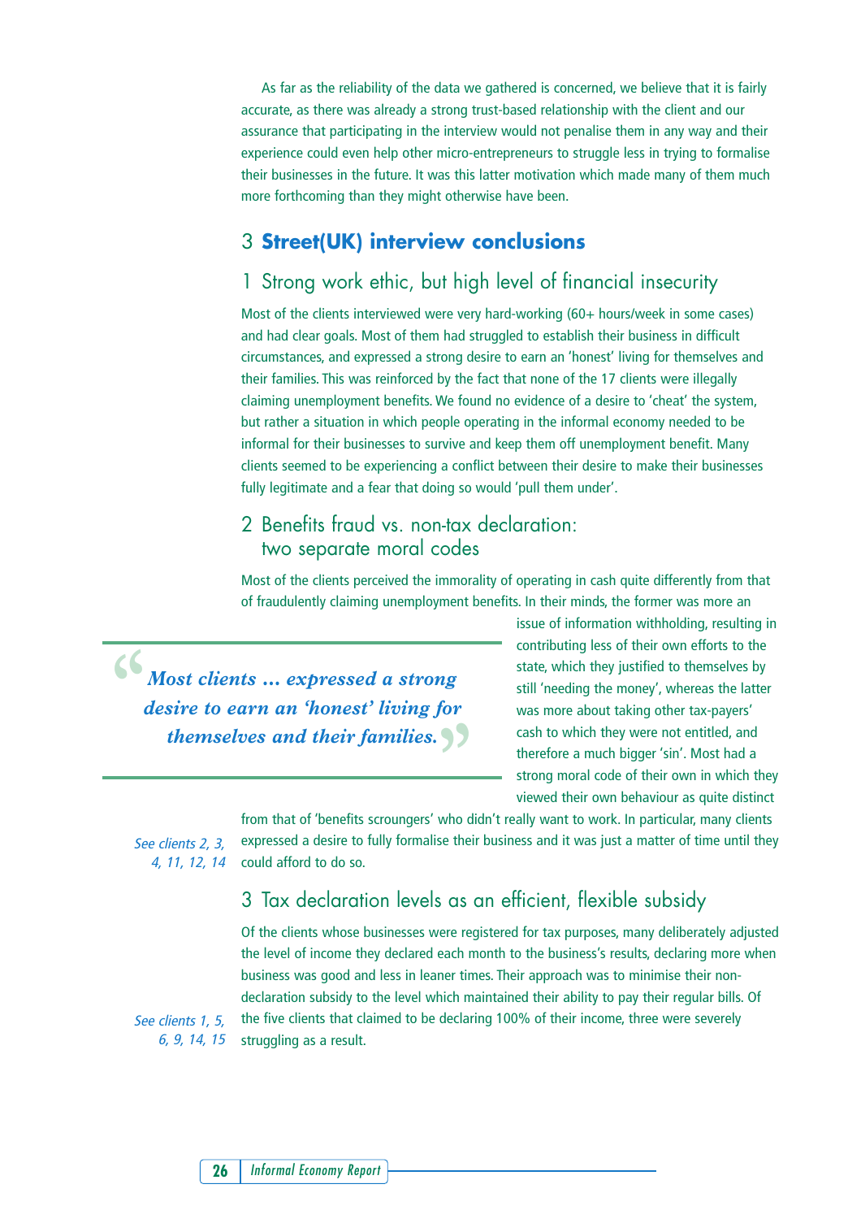As far as the reliability of the data we gathered is concerned, we believe that it is fairly accurate, as there was already a strong trust-based relationship with the client and our assurance that participating in the interview would not penalise them in any way and their experience could even help other micro-entrepreneurs to struggle less in trying to formalise their businesses in the future. It was this latter motivation which made many of them much more forthcoming than they might otherwise have been.

## 3 **Street(UK) interview conclusions**

### 1 Strong work ethic, but high level of financial insecurity

Most of the clients interviewed were very hard-working (60+ hours/week in some cases) and had clear goals. Most of them had struggled to establish their business in difficult circumstances, and expressed a strong desire to earn an 'honest' living for themselves and their families. This was reinforced by the fact that none of the 17 clients were illegally claiming unemployment benefits. We found no evidence of a desire to 'cheat' the system, but rather a situation in which people operating in the informal economy needed to be informal for their businesses to survive and keep them off unemployment benefit. Many clients seemed to be experiencing a conflict between their desire to make their businesses fully legitimate and a fear that doing so would 'pull them under'.

### 2 Benefits fraud vs. non-tax declaration: two separate moral codes

Most of the clients perceived the immorality of operating in cash quite differently from that of fraudulently claiming unemployment benefits. In their minds, the former was more an issue of information withholding, resulting in contributing less of their own efforts to the state, which they justified to themselves by still 'needing the money', whereas the latter was more about taking other tax-payers' cash to which they were not entitled, and therefore a much bigger 'sin'. Most had a strong moral code of their own in which they viewed their own behaviour as quite distinct from that of 'benefits scroungers' who didn't really want to work. In particular, many clients expressed a desire to fully formalise their business and it was just a matter of time until they could afford to do so.

> *"Most clients ... expressed a strong desire to earn an 'honest' living for themselves and their families."*

*See clients 2, 3, 4, 11, 12, 14*

### 3 Tax declaration levels as an efficient, flexible subsidy

Of the clients whose businesses were registered for tax purposes, many deliberately adjusted the level of income they declared each month to the business's results, declaring more when business was good and less in leaner times. Their approach was to minimise their non-declaration subsidy to the level which maintained their ability to pay their regular bills. Of the five clients that claimed to be declaring 100% of their income, three were severely struggling as a result.

*See clients 1, 5, 6, 9, 14, 15*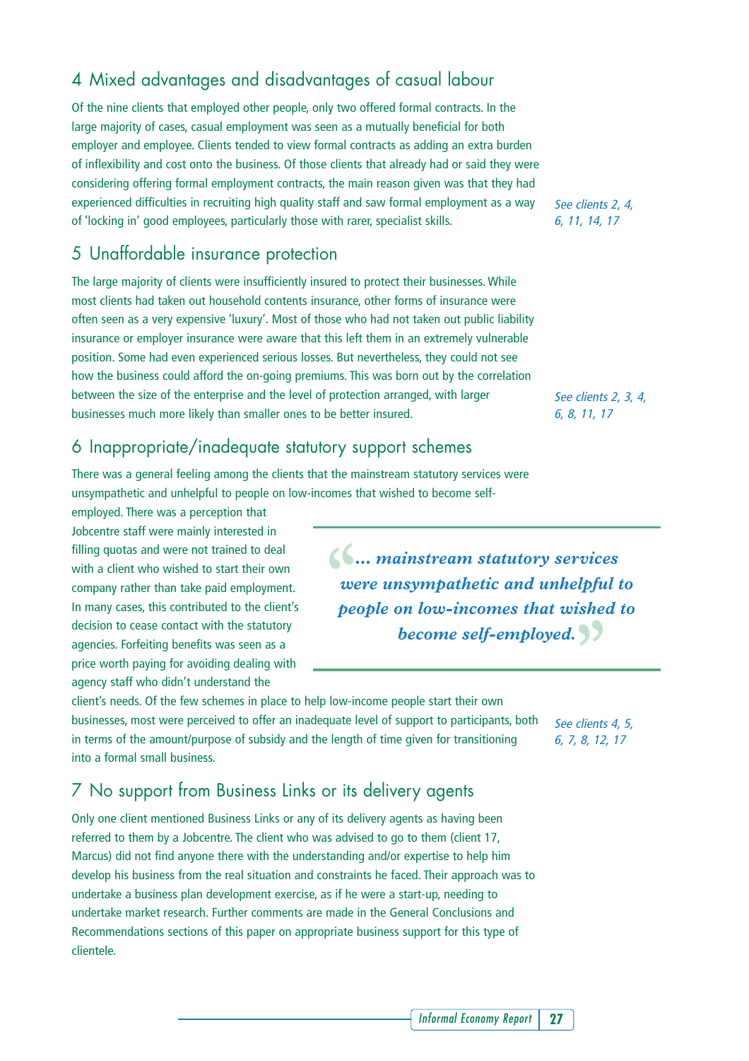## 4 Mixed advantages and disadvantages of casual labour

Of the nine clients that employed other people, only two offered formal contracts. In the large majority of cases, casual employment was seen as a mutually beneficial for both employer and employee. Clients tended to view formal contracts as adding an extra burden of inflexibility and cost onto the business. Of those clients that already had or said they were considering offering formal employment contracts, the main reason given was that they had experienced difficulties in recruiting high quality staff and saw formal employment as a way of 'locking in' good employees, particularly those with rarer, specialist skills.

*See clients 2, 4, 6, 11, 14, 17*

## 5 Unaffordable insurance protection

The large majority of clients were insufficiently insured to protect their businesses. While most clients had taken out household contents insurance, other forms of insurance were often seen as a very expensive 'luxury'. Most of those who had not taken out public liability insurance or employer insurance were aware that this left them in an extremely vulnerable position. Some had even experienced serious losses. But nevertheless, they could not see how the business could afford the on-going premiums. This was born out by the correlation between the size of the enterprise and the level of protection arranged, with larger businesses much more likely than smaller ones to be better insured.

*See clients 2, 3, 4, 6, 8, 11, 17*

## 6 Inappropriate/inadequate statutory support schemes

There was a general feeling among the clients that the mainstream statutory services were unsympathetic and unhelpful to people on low-incomes that wished to become self-employed. There was a perception that Jobcentre staff were mainly interested in filling quotas and were not trained to deal with a client who wished to start their own company rather than take paid employment. In many cases, this contributed to the client's decision to cease contact with the statutory agencies. Forfeiting benefits was seen as a price worth paying for avoiding dealing with agency staff who didn't understand the client's needs. Of the few schemes in place to help low-income people start their own businesses, most were perceived to offer an inadequate level of support to participants, both in terms of the amount/purpose of subsidy and the length of time given for transitioning into a formal small business.

> *"... mainstream statutory services were unsympathetic and unhelpful to people on low-incomes that wished to become self-employed."*

*See clients 4, 5, 6, 7, 8, 12, 17*

## 7 No support from Business Links or its delivery agents

Only one client mentioned Business Links or any of its delivery agents as having been referred to them by a Jobcentre. The client who was advised to go to them (client 17, Marcus) did not find anyone there with the understanding and/or expertise to help him develop his business from the real situation and constraints he faced. Their approach was to undertake a business plan development exercise, as if he were a start-up, needing to undertake market research. Further comments are made in the General Conclusions and Recommendations sections of this paper on appropriate business support for this type of clientele.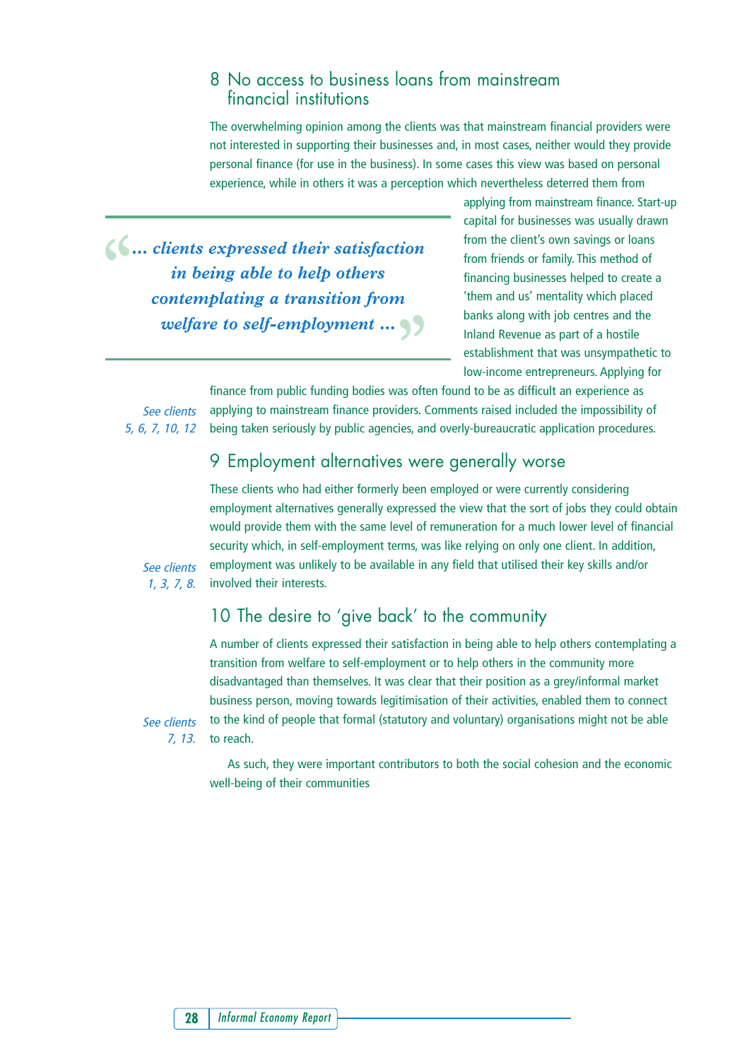## 8 No access to business loans from mainstream financial institutions

The overwhelming opinion among the clients was that mainstream financial providers were not interested in supporting their businesses and, in most cases, neither would they provide personal finance (for use in the business). In some cases this view was based on personal experience, while in others it was a perception which nevertheless deterred them from applying from mainstream finance. Start-up capital for businesses was usually drawn from the client's own savings or loans from friends or family. This method of financing businesses helped to create a 'them and us' mentality which placed banks along with job centres and the Inland Revenue as part of a hostile establishment that was unsympathetic to low-income entrepreneurs. Applying for finance from public funding bodies was often found to be as difficult an experience as applying to mainstream finance providers. Comments raised included the impossibility of being taken seriously by public agencies, and overly-bureaucratic application procedures.

> **"… clients expressed their satisfaction in being able to help others contemplating a transition from welfare to self-employment …"**

*See clients 5, 6, 7, 10, 12*

## 9 Employment alternatives were generally worse

These clients who had either formerly been employed or were currently considering employment alternatives generally expressed the view that the sort of jobs they could obtain would provide them with the same level of remuneration for a much lower level of financial security which, in self-employment terms, was like relying on only one client. In addition, employment was unlikely to be available in any field that utilised their key skills and/or involved their interests.

*See clients 1, 3, 7, 8.*

## 10 The desire to 'give back' to the community

A number of clients expressed their satisfaction in being able to help others contemplating a transition from welfare to self-employment or to help others in the community more disadvantaged than themselves. It was clear that their position as a grey/informal market business person, moving towards legitimisation of their activities, enabled them to connect to the kind of people that formal (statutory and voluntary) organisations might not be able to reach.

*See clients 7, 13.*

As such, they were important contributors to both the social cohesion and the economic well-being of their communities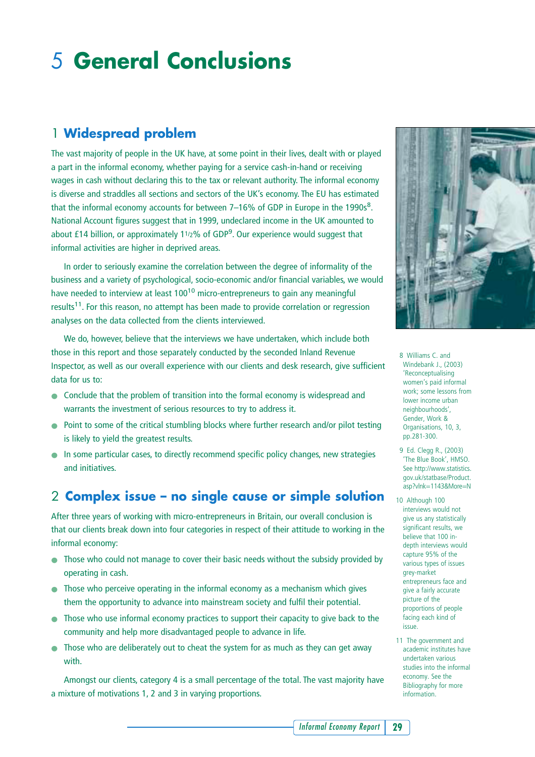# 5 General Conclusions

## 1 Widespread problem

The vast majority of people in the UK have, at some point in their lives, dealt with or played a part in the informal economy, whether paying for a service cash-in-hand or receiving wages in cash without declaring this to the tax or relevant authority. The informal economy is diverse and straddles all sections and sectors of the UK's economy. The EU has estimated that the informal economy accounts for between 7–16% of GDP in Europe in the 1990s[8]. National Account figures suggest that in 1999, undeclared income in the UK amounted to about £14 billion, or approximately 1½% of GDP[9]. Our experience would suggest that informal activities are higher in deprived areas.

In order to seriously examine the correlation between the degree of informality of the business and a variety of psychological, socio-economic and/or financial variables, we would have needed to interview at least 100[10] micro-entrepreneurs to gain any meaningful results[11]. For this reason, no attempt has been made to provide correlation or regression analyses on the data collected from the clients interviewed.

We do, however, believe that the interviews we have undertaken, which include both those in this report and those separately conducted by the seconded Inland Revenue Inspector, as well as our overall experience with our clients and desk research, give sufficient data for us to:

- Conclude that the problem of transition into the formal economy is widespread and warrants the investment of serious resources to try to address it.
- Point to some of the critical stumbling blocks where further research and/or pilot testing is likely to yield the greatest results.
- In some particular cases, to directly recommend specific policy changes, new strategies and initiatives.

## 2 Complex issue – no single cause or simple solution

After three years of working with micro-entrepreneurs in Britain, our overall conclusion is that our clients break down into four categories in respect of their attitude to working in the informal economy:

- Those who could not manage to cover their basic needs without the subsidy provided by operating in cash.
- Those who perceive operating in the informal economy as a mechanism which gives them the opportunity to advance into mainstream society and fulfil their potential.
- Those who use informal economy practices to support their capacity to give back to the community and help more disadvantaged people to advance in life.
- Those who are deliberately out to cheat the system for as much as they can get away with.

Amongst our clients, category 4 is a small percentage of the total. The vast majority have a mixture of motivations 1, 2 and 3 in varying proportions.

---

8 Williams C. and Windebank J., (2003) 'Reconceptualising women's paid informal work; some lessons from lower income urban neighbourhoods', Gender, Work & Organisations, 10, 3, pp.281-300.

9 Ed. Clegg R., (2003) 'The Blue Book', HMSO. See http://www.statistics.gov.uk/statbase/Product.asp?vlnk=1143&More=N

10 Although 100 interviews would not give us any statistically significant results, we believe that 100 in-depth interviews would capture 95% of the various types of issues grey-market entrepreneurs face and give a fairly accurate picture of the proportions of people facing each kind of issue.

11 The government and academic institutes have undertaken various studies into the informal economy. See the Bibliography for more information.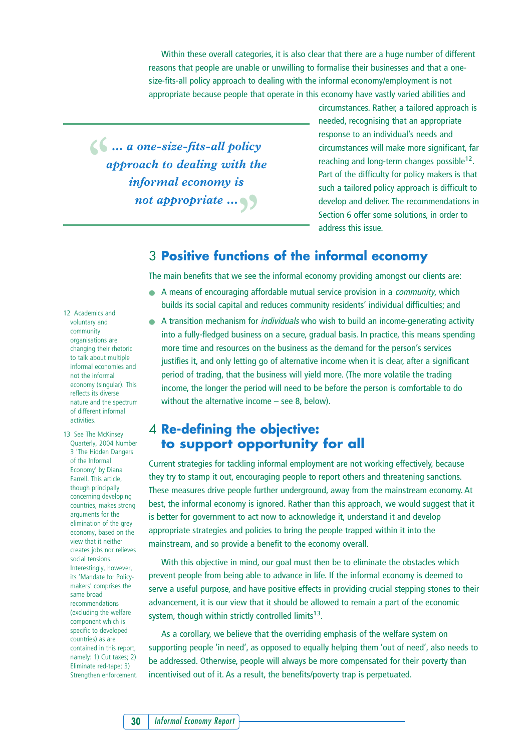Within these overall categories, it is also clear that there are a huge number of different reasons that people are unable or unwilling to formalise their businesses and that a one-size-fits-all policy approach to dealing with the informal economy/employment is not appropriate because people that operate in this economy have vastly varied abilities and circumstances. Rather, a tailored approach is needed, recognising that an appropriate response to an individual's needs and circumstances will make more significant, far reaching and long-term changes possible[12]. Part of the difficulty for policy makers is that such a tailored policy approach is difficult to develop and deliver. The recommendations in Section 6 offer some solutions, in order to address this issue.

> *"... a one-size-fits-all policy approach to dealing with the informal economy is not appropriate ..."*

## 3 Positive functions of the informal economy

The main benefits that we see the informal economy providing amongst our clients are:

- A means of encouraging affordable mutual service provision in a *community*, which builds its social capital and reduces community residents' individual difficulties; and
- A transition mechanism for *individuals* who wish to build an income-generating activity into a fully-fledged business on a secure, gradual basis. In practice, this means spending more time and resources on the business as the demand for the person's services justifies it, and only letting go of alternative income when it is clear, after a significant period of trading, that the business will yield more. (The more volatile the trading income, the longer the period will need to be before the person is comfortable to do without the alternative income – see 8, below).

## 4 Re-defining the objective: to support opportunity for all

Current strategies for tackling informal employment are not working effectively, because they try to stamp it out, encouraging people to report others and threatening sanctions. These measures drive people further underground, away from the mainstream economy. At best, the informal economy is ignored. Rather than this approach, we would suggest that it is better for government to act now to acknowledge it, understand it and develop appropriate strategies and policies to bring the people trapped within it into the mainstream, and so provide a benefit to the economy overall.

With this objective in mind, our goal must then be to eliminate the obstacles which prevent people from being able to advance in life. If the informal economy is deemed to serve a useful purpose, and have positive effects in providing crucial stepping stones to their advancement, it is our view that it should be allowed to remain a part of the economic system, though within strictly controlled limits[13].

As a corollary, we believe that the overriding emphasis of the welfare system on supporting people 'in need', as opposed to equally helping them 'out of need', also needs to be addressed. Otherwise, people will always be more compensated for their poverty than incentivised out of it. As a result, the benefits/poverty trap is perpetuated.

---

12 Academics and voluntary and community organisations are changing their rhetoric to talk about multiple informal economies and not the informal economy (singular). This reflects its diverse nature and the spectrum of different informal activities.

13 See The McKinsey Quarterly, 2004 Number 3 'The Hidden Dangers of the Informal Economy' by Diana Farrell. This article, though principally concerning developing countries, makes strong arguments for the elimination of the grey economy, based on the view that it neither creates jobs nor relieves social tensions. Interestingly, however, its 'Mandate for Policy-makers' comprises the same broad recommendations (excluding the welfare component which is specific to developed countries) as are contained in this report, namely: 1) Cut taxes; 2) Eliminate red-tape; 3) Strengthen enforcement.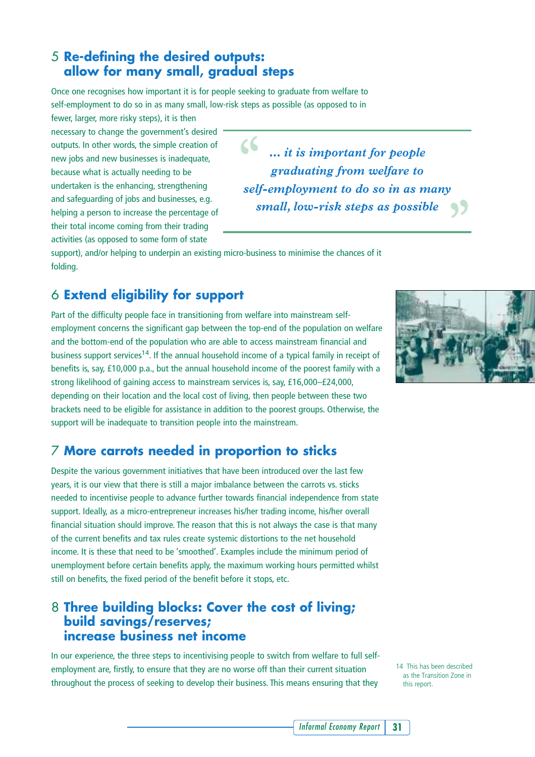## 5 Re-defining the desired outputs: allow for many small, gradual steps

Once one recognises how important it is for people seeking to graduate from welfare to self-employment to do so in as many small, low-risk steps as possible (as opposed to in fewer, larger, more risky steps), it is then necessary to change the government's desired outputs. In other words, the simple creation of new jobs and new businesses is inadequate, because what is actually needing to be undertaken is the enhancing, strengthening and safeguarding of jobs and businesses, e.g. helping a person to increase the percentage of their total income coming from their trading activities (as opposed to some form of state support), and/or helping to underpin an existing micro-business to minimise the chances of it folding.

> *"... it is important for people graduating from welfare to self-employment to do so in as many small, low-risk steps as possible"*

## 6 Extend eligibility for support

Part of the difficulty people face in transitioning from welfare into mainstream self-employment concerns the significant gap between the top-end of the population on welfare and the bottom-end of the population who are able to access mainstream financial and business support services[14]. If the annual household income of a typical family in receipt of benefits is, say, £10,000 p.a., but the annual household income of the poorest family with a strong likelihood of gaining access to mainstream services is, say, £16,000–£24,000, depending on their location and the local cost of living, then people between these two brackets need to be eligible for assistance in addition to the poorest groups. Otherwise, the support will be inadequate to transition people into the mainstream.

## 7 More carrots needed in proportion to sticks

Despite the various government initiatives that have been introduced over the last few years, it is our view that there is still a major imbalance between the carrots vs. sticks needed to incentivise people to advance further towards financial independence from state support. Ideally, as a micro-entrepreneur increases his/her trading income, his/her overall financial situation should improve. The reason that this is not always the case is that many of the current benefits and tax rules create systemic distortions to the net household income. It is these that need to be 'smoothed'. Examples include the minimum period of unemployment before certain benefits apply, the maximum working hours permitted whilst still on benefits, the fixed period of the benefit before it stops, etc.

## 8 Three building blocks: Cover the cost of living; build savings/reserves; increase business net income

In our experience, the three steps to incentivising people to switch from welfare to full self-employment are, firstly, to ensure that they are no worse off than their current situation throughout the process of seeking to develop their business. This means ensuring that they

14 This has been described as the Transition Zone in this report.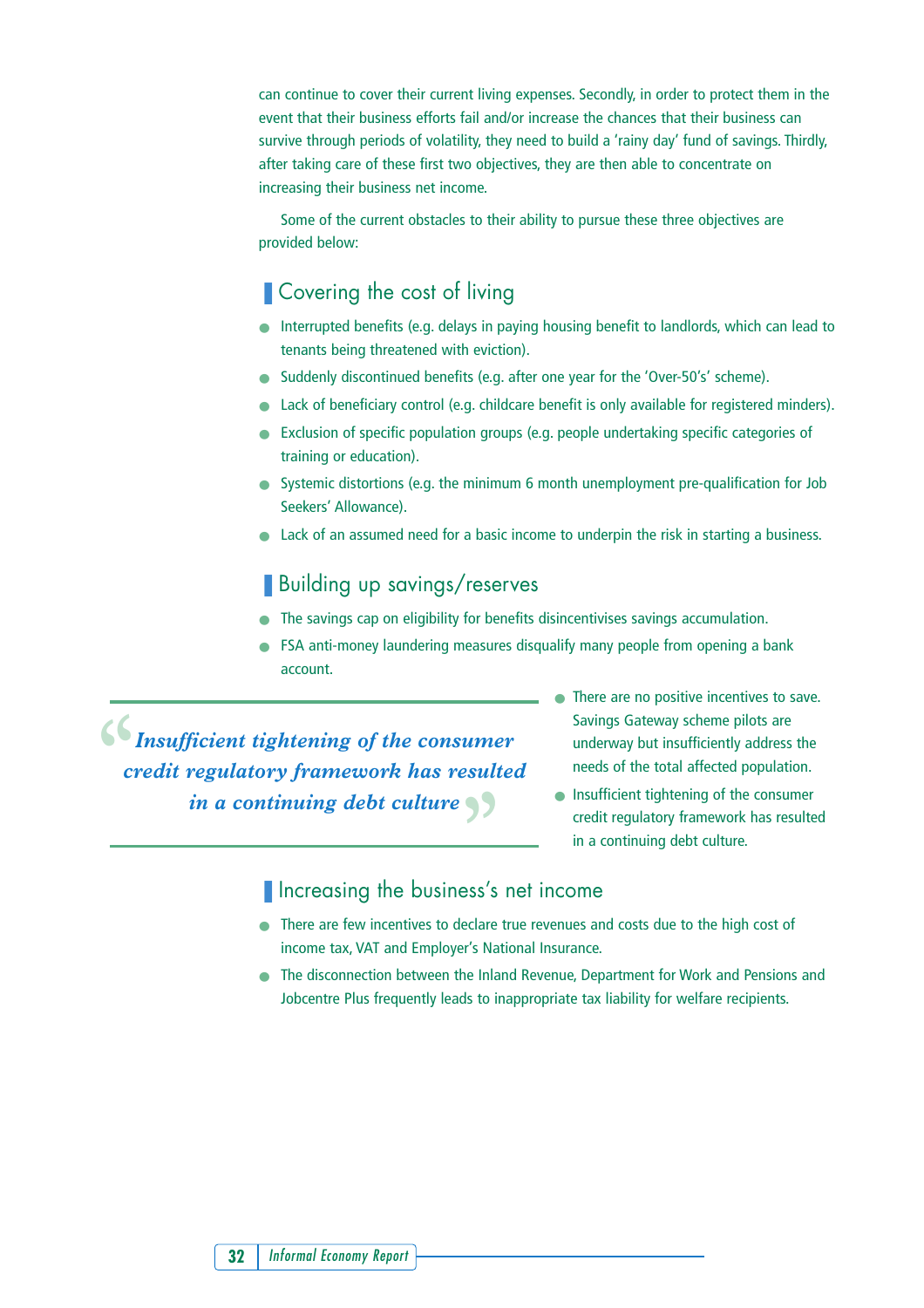can continue to cover their current living expenses. Secondly, in order to protect them in the event that their business efforts fail and/or increase the chances that their business can survive through periods of volatility, they need to build a 'rainy day' fund of savings. Thirdly, after taking care of these first two objectives, they are then able to concentrate on increasing their business net income.

Some of the current obstacles to their ability to pursue these three objectives are provided below:

## Covering the cost of living

- Interrupted benefits (e.g. delays in paying housing benefit to landlords, which can lead to tenants being threatened with eviction).
- Suddenly discontinued benefits (e.g. after one year for the 'Over-50's' scheme).
- Lack of beneficiary control (e.g. childcare benefit is only available for registered minders).
- Exclusion of specific population groups (e.g. people undertaking specific categories of training or education).
- Systemic distortions (e.g. the minimum 6 month unemployment pre-qualification for Job Seekers' Allowance).
- Lack of an assumed need for a basic income to underpin the risk in starting a business.

## Building up savings/reserves

- The savings cap on eligibility for benefits disincentivises savings accumulation.
- FSA anti-money laundering measures disqualify many people from opening a bank account.
- There are no positive incentives to save. Savings Gateway scheme pilots are underway but insufficiently address the needs of the total affected population.
- Insufficient tightening of the consumer credit regulatory framework has resulted in a continuing debt culture.

> *"Insufficient tightening of the consumer credit regulatory framework has resulted in a continuing debt culture"*

## Increasing the business's net income

- There are few incentives to declare true revenues and costs due to the high cost of income tax, VAT and Employer's National Insurance.
- The disconnection between the Inland Revenue, Department for Work and Pensions and Jobcentre Plus frequently leads to inappropriate tax liability for welfare recipients.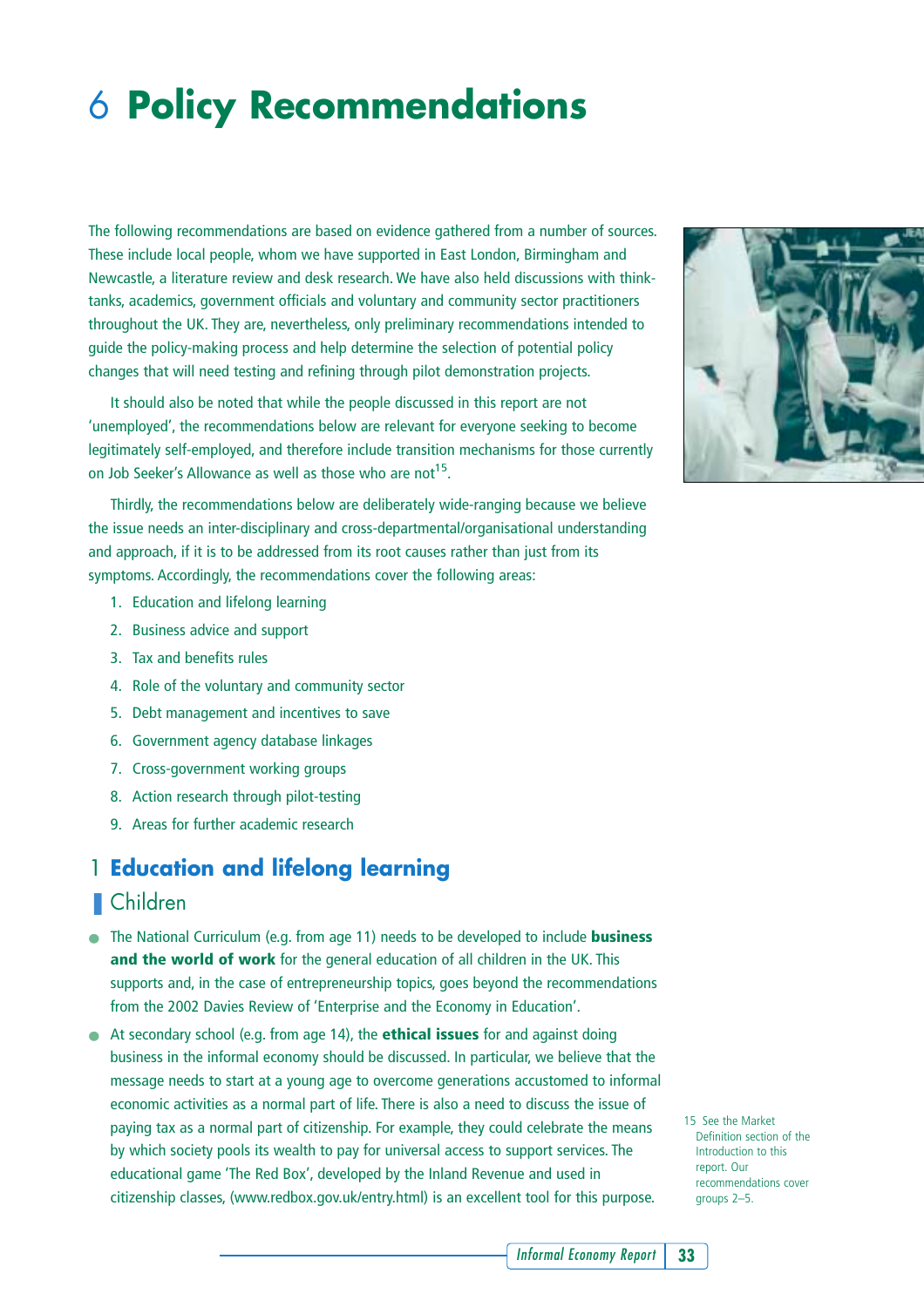# 6 Policy Recommendations

The following recommendations are based on evidence gathered from a number of sources. These include local people, whom we have supported in East London, Birmingham and Newcastle, a literature review and desk research. We have also held discussions with think-tanks, academics, government officials and voluntary and community sector practitioners throughout the UK. They are, nevertheless, only preliminary recommendations intended to guide the policy-making process and help determine the selection of potential policy changes that will need testing and refining through pilot demonstration projects.

It should also be noted that while the people discussed in this report are not 'unemployed', the recommendations below are relevant for everyone seeking to become legitimately self-employed, and therefore include transition mechanisms for those currently on Job Seeker's Allowance as well as those who are not[15].

Thirdly, the recommendations below are deliberately wide-ranging because we believe the issue needs an inter-disciplinary and cross-departmental/organisational understanding and approach, if it is to be addressed from its root causes rather than just from its symptoms. Accordingly, the recommendations cover the following areas:

1. Education and lifelong learning
2. Business advice and support
3. Tax and benefits rules
4. Role of the voluntary and community sector
5. Debt management and incentives to save
6. Government agency database linkages
7. Cross-government working groups
8. Action research through pilot-testing
9. Areas for further academic research

## 1 Education and lifelong learning

### Children

- The National Curriculum (e.g. from age 11) needs to be developed to include **business and the world of work** for the general education of all children in the UK. This supports and, in the case of entrepreneurship topics, goes beyond the recommendations from the 2002 Davies Review of 'Enterprise and the Economy in Education'.
- At secondary school (e.g. from age 14), the **ethical issues** for and against doing business in the informal economy should be discussed. In particular, we believe that the message needs to start at a young age to overcome generations accustomed to informal economic activities as a normal part of life. There is also a need to discuss the issue of paying tax as a normal part of citizenship. For example, they could celebrate the means by which society pools its wealth to pay for universal access to support services. The educational game 'The Red Box', developed by the Inland Revenue and used in citizenship classes, (www.redbox.gov.uk/entry.html) is an excellent tool for this purpose.

15 See the Market Definition section of the Introduction to this report. Our recommendations cover groups 2–5.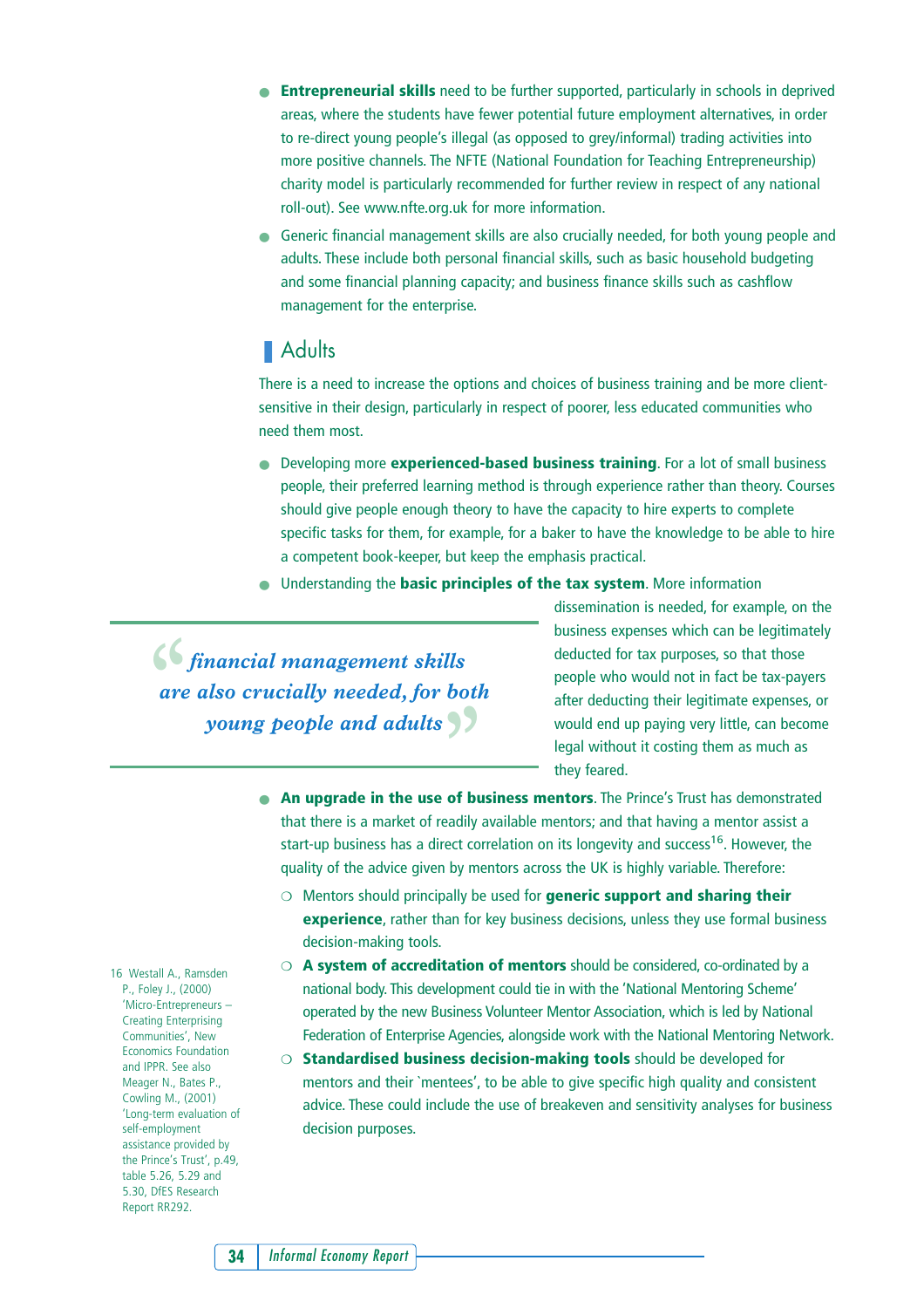- **Entrepreneurial skills** need to be further supported, particularly in schools in deprived areas, where the students have fewer potential future employment alternatives, in order to re-direct young people's illegal (as opposed to grey/informal) trading activities into more positive channels. The NFTE (National Foundation for Teaching Entrepreneurship) charity model is particularly recommended for further review in respect of any national roll-out). See www.nfte.org.uk for more information.
- Generic financial management skills are also crucially needed, for both young people and adults. These include both personal financial skills, such as basic household budgeting and some financial planning capacity; and business finance skills such as cashflow management for the enterprise.

## Adults

There is a need to increase the options and choices of business training and be more client-sensitive in their design, particularly in respect of poorer, less educated communities who need them most.

- Developing more **experienced-based business training**. For a lot of small business people, their preferred learning method is through experience rather than theory. Courses should give people enough theory to have the capacity to hire experts to complete specific tasks for them, for example, for a baker to have the knowledge to be able to hire a competent book-keeper, but keep the emphasis practical.
- Understanding the **basic principles of the tax system**. More information dissemination is needed, for example, on the business expenses which can be legitimately deducted for tax purposes, so that those people who would not in fact be tax-payers after deducting their legitimate expenses, or would end up paying very little, can become legal without it costing them as much as they feared.

> *"financial management skills are also crucially needed, for both young people and adults"*

- **An upgrade in the use of business mentors**. The Prince's Trust has demonstrated that there is a market of readily available mentors; and that having a mentor assist a start-up business has a direct correlation on its longevity and success[16]. However, the quality of the advice given by mentors across the UK is highly variable. Therefore:
  - Mentors should principally be used for **generic support and sharing their experience**, rather than for key business decisions, unless they use formal business decision-making tools.
  - **A system of accreditation of mentors** should be considered, co-ordinated by a national body. This development could tie in with the 'National Mentoring Scheme' operated by the new Business Volunteer Mentor Association, which is led by National Federation of Enterprise Agencies, alongside work with the National Mentoring Network.
  - **Standardised business decision-making tools** should be developed for mentors and their `mentees', to be able to give specific high quality and consistent advice. These could include the use of breakeven and sensitivity analyses for business decision purposes.

16 Westall A., Ramsden P., Foley J., (2000) 'Micro-Entrepreneurs – Creating Enterprising Communities', New Economics Foundation and IPPR. See also Meager N., Bates P., Cowling M., (2001) 'Long-term evaluation of self-employment assistance provided by the Prince's Trust', p.49, table 5.26, 5.29 and 5.30, DfES Research Report RR292.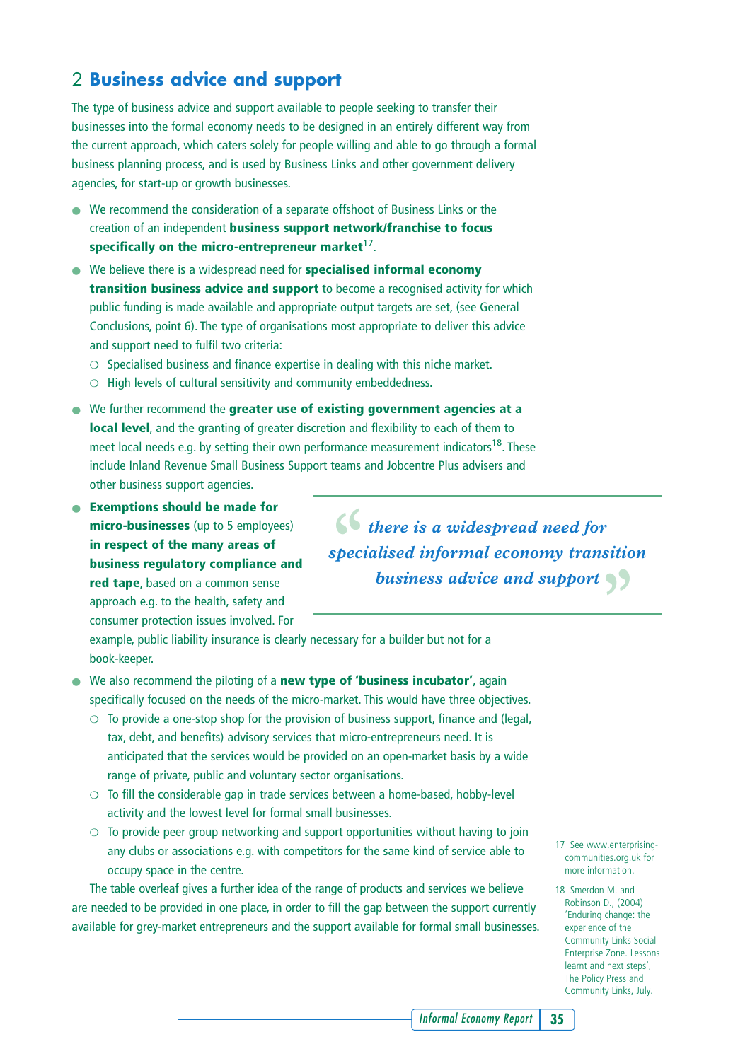## 2 Business advice and support

The type of business advice and support available to people seeking to transfer their businesses into the formal economy needs to be designed in an entirely different way from the current approach, which caters solely for people willing and able to go through a formal business planning process, and is used by Business Links and other government delivery agencies, for start-up or growth businesses.

- We recommend the consideration of a separate offshoot of Business Links or the creation of an independent **business support network/franchise to focus specifically on the micro-entrepreneur market**[17].
- We believe there is a widespread need for **specialised informal economy transition business advice and support** to become a recognised activity for which public funding is made available and appropriate output targets are set, (see General Conclusions, point 6). The type of organisations most appropriate to deliver this advice and support need to fulfil two criteria:
  - Specialised business and finance expertise in dealing with this niche market.
  - High levels of cultural sensitivity and community embeddedness.
- We further recommend the **greater use of existing government agencies at a local level**, and the granting of greater discretion and flexibility to each of them to meet local needs e.g. by setting their own performance measurement indicators[18]. These include Inland Revenue Small Business Support teams and Jobcentre Plus advisers and other business support agencies.
- **Exemptions should be made for micro-businesses** (up to 5 employees) **in respect of the many areas of business regulatory compliance and red tape**, based on a common sense approach e.g. to the health, safety and consumer protection issues involved. For example, public liability insurance is clearly necessary for a builder but not for a book-keeper.

> *"there is a widespread need for specialised informal economy transition business advice and support"*

- We also recommend the piloting of a **new type of 'business incubator'**, again specifically focused on the needs of the micro-market. This would have three objectives.
  - To provide a one-stop shop for the provision of business support, finance and (legal, tax, debt, and benefits) advisory services that micro-entrepreneurs need. It is anticipated that the services would be provided on an open-market basis by a wide range of private, public and voluntary sector organisations.
  - To fill the considerable gap in trade services between a home-based, hobby-level activity and the lowest level for formal small businesses.
  - To provide peer group networking and support opportunities without having to join any clubs or associations e.g. with competitors for the same kind of service able to occupy space in the centre.

The table overleaf gives a further idea of the range of products and services we believe are needed to be provided in one place, in order to fill the gap between the support currently available for grey-market entrepreneurs and the support available for formal small businesses.

17 See www.enterprising-communities.org.uk for more information.

18 Smerdon M. and Robinson D., (2004) 'Enduring change: the experience of the Community Links Social Enterprise Zone. Lessons learnt and next steps', The Policy Press and Community Links, July.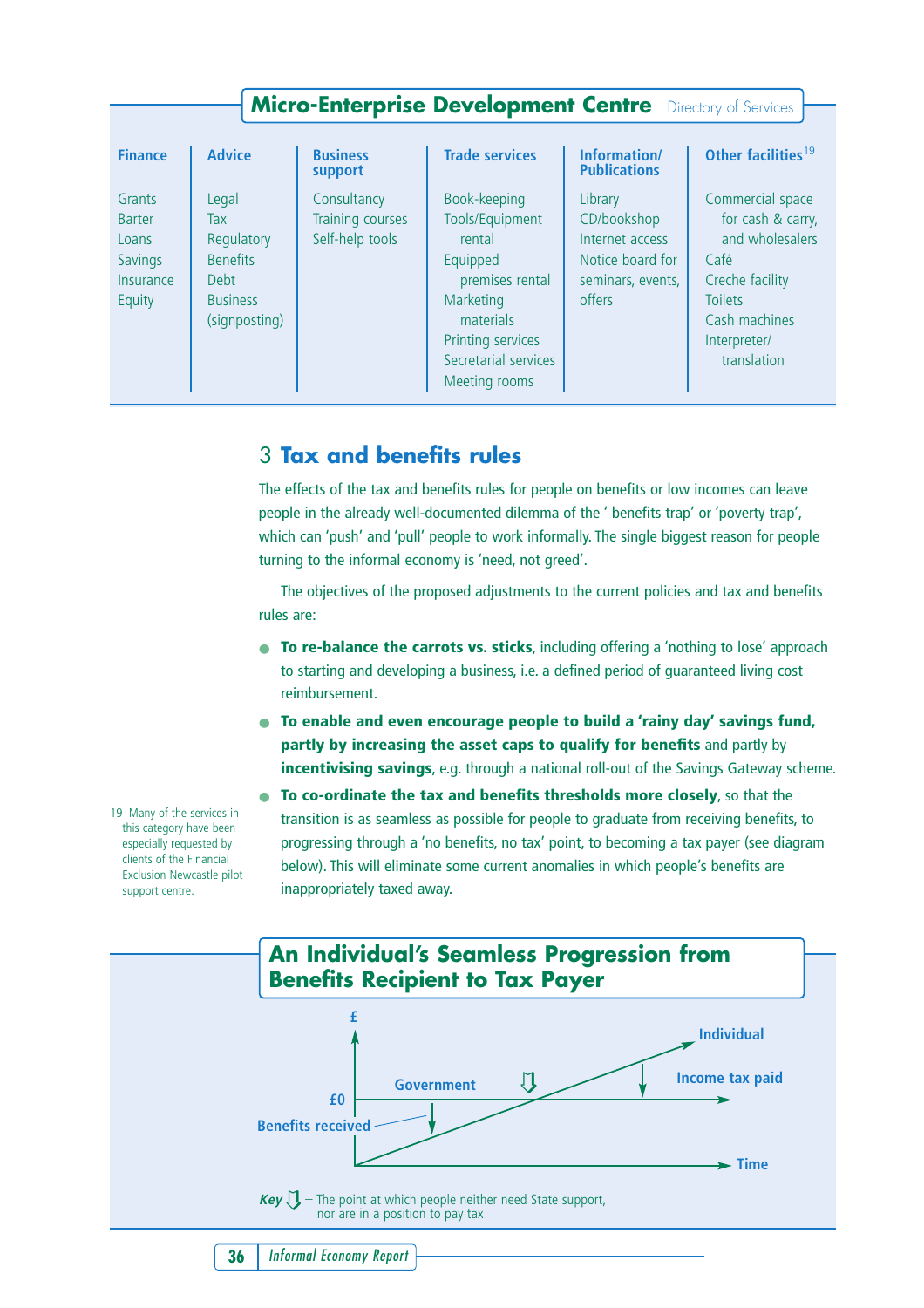## Micro-Enterprise Development Centre Directory of Services

| Finance | Advice | Business support | Trade services | Information/ Publications | Other facilities[19] |
|---|---|---|---|---|---|
| Grants | Legal | Consultancy | Book-keeping | Library | Commercial space for cash & carry, and wholesalers |
| Barter | Tax | Training courses | Tools/Equipment rental | CD/bookshop | Café |
| Loans | Regulatory | Self-help tools | Equipped premises rental | Internet access | Creche facility |
| Savings | Benefits | | Marketing materials | Notice board for seminars, events, offers | Toilets |
| Insurance | Debt | | Printing services | | Cash machines |
| Equity | Business (signposting) | | Secretarial services | | Interpreter/ translation |
| | | | Meeting rooms | | |

# 3 Tax and benefits rules

The effects of the tax and benefits rules for people on benefits or low incomes can leave people in the already well-documented dilemma of the ' benefits trap' or 'poverty trap', which can 'push' and 'pull' people to work informally. The single biggest reason for people turning to the informal economy is 'need, not greed'.

The objectives of the proposed adjustments to the current policies and tax and benefits rules are:

- **To re-balance the carrots vs. sticks**, including offering a 'nothing to lose' approach to starting and developing a business, i.e. a defined period of guaranteed living cost reimbursement.
- **To enable and even encourage people to build a 'rainy day' savings fund, partly by increasing the asset caps to qualify for benefits** and partly by **incentivising savings**, e.g. through a national roll-out of the Savings Gateway scheme.
- **To co-ordinate the tax and benefits thresholds more closely**, so that the transition is as seamless as possible for people to graduate from receiving benefits, to progressing through a 'no benefits, no tax' point, to becoming a tax payer (see diagram below). This will eliminate some current anomalies in which people's benefits are inappropriately taxed away.

19 Many of the services in this category have been especially requested by clients of the Financial Exclusion Newcastle pilot support centre.

## An Individual's Seamless Progression from Benefits Recipient to Tax Payer

£ | Individual | Government | Income tax paid | £0 | Benefits received | Time

*Key* ⇩ = The point at which people neither need State support, nor are in a position to pay tax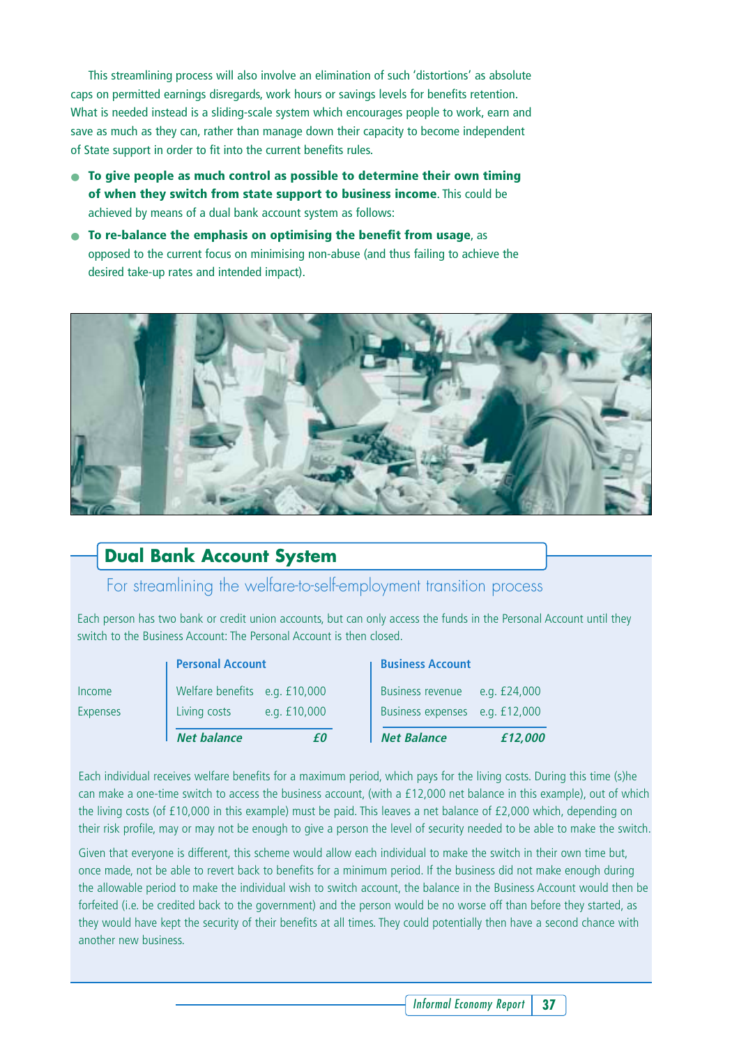This streamlining process will also involve an elimination of such 'distortions' as absolute caps on permitted earnings disregards, work hours or savings levels for benefits retention. What is needed instead is a sliding-scale system which encourages people to work, earn and save as much as they can, rather than manage down their capacity to become independent of State support in order to fit into the current benefits rules.

- **To give people as much control as possible to determine their own timing of when they switch from state support to business income**. This could be achieved by means of a dual bank account system as follows:
- **To re-balance the emphasis on optimising the benefit from usage**, as opposed to the current focus on minimising non-abuse (and thus failing to achieve the desired take-up rates and intended impact).

## Dual Bank Account System

### For streamlining the welfare-to-self-employment transition process

Each person has two bank or credit union accounts, but can only access the funds in the Personal Account until they switch to the Business Account: The Personal Account is then closed.

| | Personal Account | | Business Account | |
|---|---|---|---|---|
| Income | Welfare benefits | e.g. £10,000 | Business revenue | e.g. £24,000 |
| Expenses | Living costs | e.g. £10,000 | Business expenses | e.g. £12,000 |
| | ***Net balance*** | ***£0*** | ***Net Balance*** | ***£12,000*** |

Each individual receives welfare benefits for a maximum period, which pays for the living costs. During this time (s)he can make a one-time switch to access the business account, (with a £12,000 net balance in this example), out of which the living costs (of £10,000 in this example) must be paid. This leaves a net balance of £2,000 which, depending on their risk profile, may or may not be enough to give a person the level of security needed to be able to make the switch.

Given that everyone is different, this scheme would allow each individual to make the switch in their own time but, once made, not be able to revert back to benefits for a minimum period. If the business did not make enough during the allowable period to make the individual wish to switch account, the balance in the Business Account would then be forfeited (i.e. be credited back to the government) and the person would be no worse off than before they started, as they would have kept the security of their benefits at all times. They could potentially then have a second chance with another new business.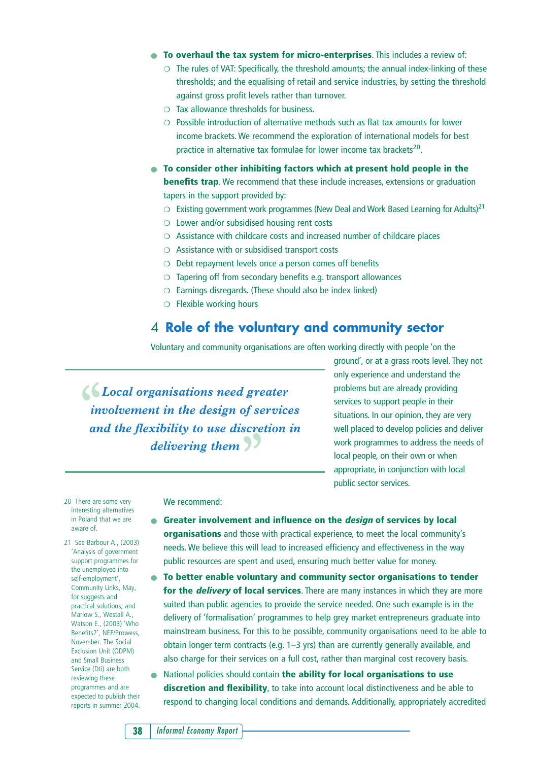- **To overhaul the tax system for micro-enterprises**. This includes a review of:
  - The rules of VAT: Specifically, the threshold amounts; the annual index-linking of these thresholds; and the equalising of retail and service industries, by setting the threshold against gross profit levels rather than turnover.
  - Tax allowance thresholds for business.
  - Possible introduction of alternative methods such as flat tax amounts for lower income brackets. We recommend the exploration of international models for best practice in alternative tax formulae for lower income tax brackets[20].
- **To consider other inhibiting factors which at present hold people in the benefits trap**. We recommend that these include increases, extensions or graduation tapers in the support provided by:
  - Existing government work programmes (New Deal and Work Based Learning for Adults)[21]
  - Lower and/or subsidised housing rent costs
  - Assistance with childcare costs and increased number of childcare places
  - Assistance with or subsidised transport costs
  - Debt repayment levels once a person comes off benefits
  - Tapering off from secondary benefits e.g. transport allowances
  - Earnings disregards. (These should also be index linked)
  - Flexible working hours

## 4 Role of the voluntary and community sector

Voluntary and community organisations are often working directly with people 'on the ground', or at a grass roots level. They not only experience and understand the problems but are already providing services to support people in their situations. In our opinion, they are very well placed to develop policies and deliver work programmes to address the needs of local people, on their own or when appropriate, in conjunction with local public sector services.

> *"Local organisations need greater involvement in the design of services and the flexibility to use discretion in delivering them"*

We recommend:

- **Greater involvement and influence on the *design* of services by local organisations** and those with practical experience, to meet the local community's needs. We believe this will lead to increased efficiency and effectiveness in the way public resources are spent and used, ensuring much better value for money.
- **To better enable voluntary and community sector organisations to tender for the *delivery* of local services**. There are many instances in which they are more suited than public agencies to provide the service needed. One such example is in the delivery of 'formalisation' programmes to help grey market entrepreneurs graduate into mainstream business. For this to be possible, community organisations need to be able to obtain longer term contracts (e.g. 1–3 yrs) than are currently generally available, and also charge for their services on a full cost, rather than marginal cost recovery basis.
- National policies should contain **the ability for local organisations to use discretion and flexibility**, to take into account local distinctiveness and be able to respond to changing local conditions and demands. Additionally, appropriately accredited

---

20 There are some very interesting alternatives in Poland that we are aware of.

21 See Barbour A., (2003) 'Analysis of government support programmes for the unemployed into self-employment', Community Links, May, for suggests and practical solutions; and Marlow S., Westall A., Watson E., (2003) 'Who Benefits?', NEF/Prowess, November. The Social Exclusion Unit (ODPM) and Small Business Service (Dti) are both reviewing these programmes and are expected to publish their reports in summer 2004.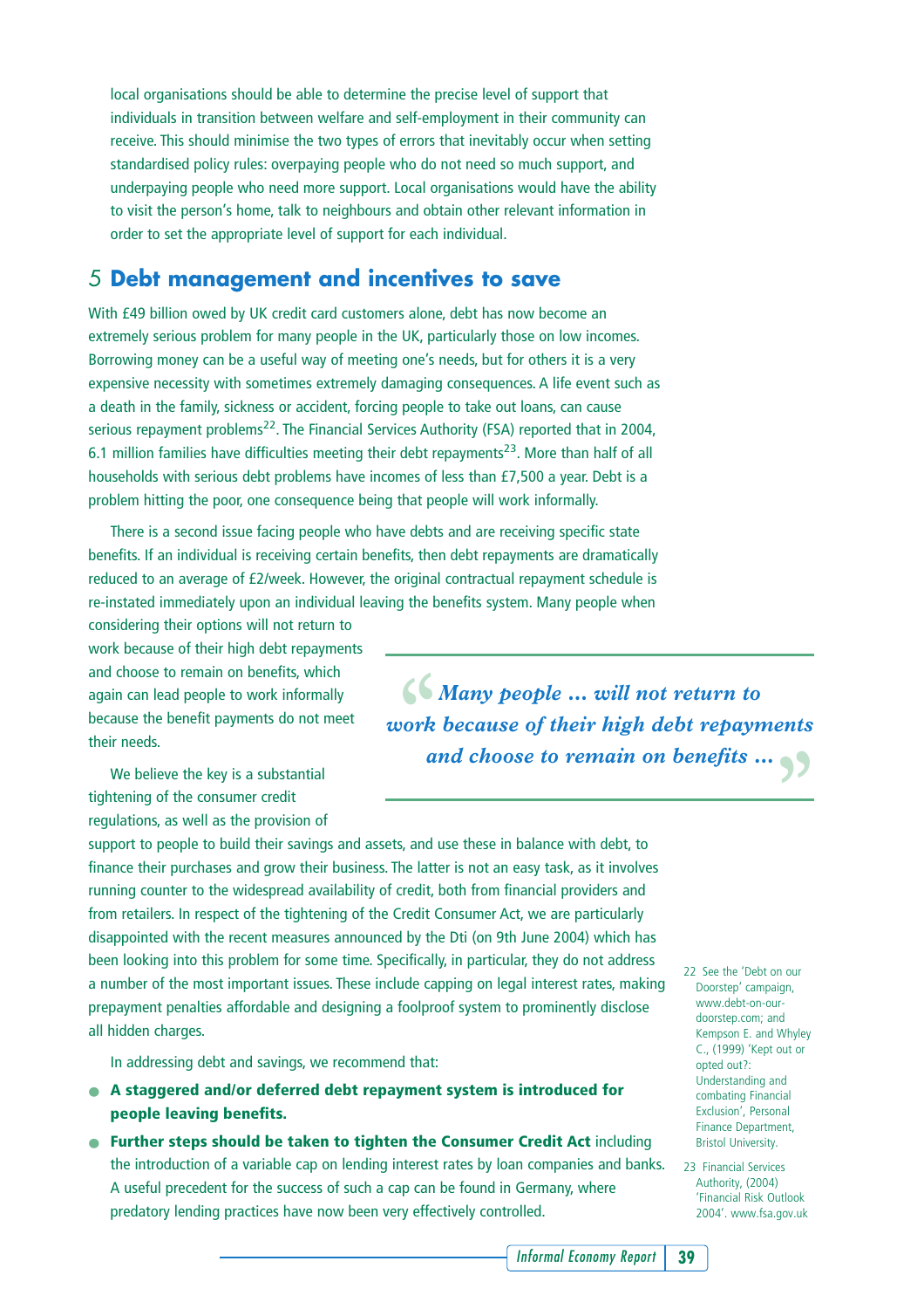local organisations should be able to determine the precise level of support that individuals in transition between welfare and self-employment in their community can receive. This should minimise the two types of errors that inevitably occur when setting standardised policy rules: overpaying people who do not need so much support, and underpaying people who need more support. Local organisations would have the ability to visit the person's home, talk to neighbours and obtain other relevant information in order to set the appropriate level of support for each individual.

## 5 Debt management and incentives to save

With £49 billion owed by UK credit card customers alone, debt has now become an extremely serious problem for many people in the UK, particularly those on low incomes. Borrowing money can be a useful way of meeting one's needs, but for others it is a very expensive necessity with sometimes extremely damaging consequences. A life event such as a death in the family, sickness or accident, forcing people to take out loans, can cause serious repayment problems[22]. The Financial Services Authority (FSA) reported that in 2004, 6.1 million families have difficulties meeting their debt repayments[23]. More than half of all households with serious debt problems have incomes of less than £7,500 a year. Debt is a problem hitting the poor, one consequence being that people will work informally.

There is a second issue facing people who have debts and are receiving specific state benefits. If an individual is receiving certain benefits, then debt repayments are dramatically reduced to an average of £2/week. However, the original contractual repayment schedule is re-instated immediately upon an individual leaving the benefits system. Many people when considering their options will not return to work because of their high debt repayments and choose to remain on benefits, which again can lead people to work informally because the benefit payments do not meet their needs.

> ***"Many people … will not return to work because of their high debt repayments and choose to remain on benefits …"***

We believe the key is a substantial tightening of the consumer credit regulations, as well as the provision of support to people to build their savings and assets, and use these in balance with debt, to finance their purchases and grow their business. The latter is not an easy task, as it involves running counter to the widespread availability of credit, both from financial providers and from retailers. In respect of the tightening of the Credit Consumer Act, we are particularly disappointed with the recent measures announced by the Dti (on 9th June 2004) which has been looking into this problem for some time. Specifically, in particular, they do not address a number of the most important issues. These include capping on legal interest rates, making prepayment penalties affordable and designing a foolproof system to prominently disclose all hidden charges.

In addressing debt and savings, we recommend that:

- **A staggered and/or deferred debt repayment system is introduced for people leaving benefits.**
- **Further steps should be taken to tighten the Consumer Credit Act** including the introduction of a variable cap on lending interest rates by loan companies and banks. A useful precedent for the success of such a cap can be found in Germany, where predatory lending practices have now been very effectively controlled.

22 See the 'Debt on our Doorstep' campaign, www.debt-on-our-doorstep.com; and Kempson E. and Whyley C., (1999) 'Kept out or opted out?: Understanding and combating Financial Exclusion', Personal Finance Department, Bristol University.

23 Financial Services Authority, (2004) 'Financial Risk Outlook 2004'. www.fsa.gov.uk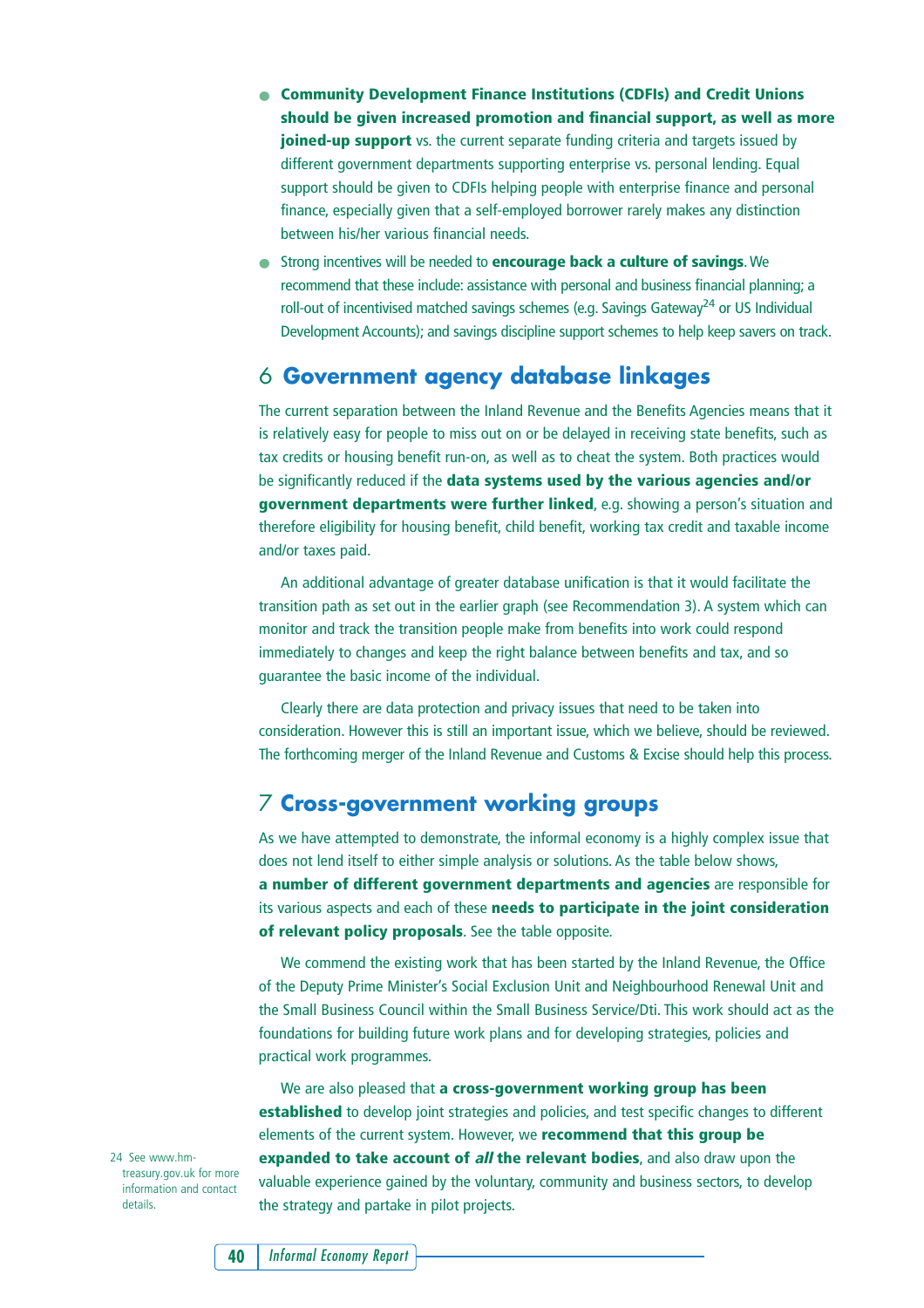- **Community Development Finance Institutions (CDFIs) and Credit Unions should be given increased promotion and financial support, as well as more joined-up support** vs. the current separate funding criteria and targets issued by different government departments supporting enterprise vs. personal lending. Equal support should be given to CDFIs helping people with enterprise finance and personal finance, especially given that a self-employed borrower rarely makes any distinction between his/her various financial needs.
- Strong incentives will be needed to **encourage back a culture of savings**. We recommend that these include: assistance with personal and business financial planning; a roll-out of incentivised matched savings schemes (e.g. Savings Gateway[24] or US Individual Development Accounts); and savings discipline support schemes to help keep savers on track.

## 6 Government agency database linkages

The current separation between the Inland Revenue and the Benefits Agencies means that it is relatively easy for people to miss out on or be delayed in receiving state benefits, such as tax credits or housing benefit run-on, as well as to cheat the system. Both practices would be significantly reduced if the **data systems used by the various agencies and/or government departments were further linked**, e.g. showing a person's situation and therefore eligibility for housing benefit, child benefit, working tax credit and taxable income and/or taxes paid.

An additional advantage of greater database unification is that it would facilitate the transition path as set out in the earlier graph (see Recommendation 3). A system which can monitor and track the transition people make from benefits into work could respond immediately to changes and keep the right balance between benefits and tax, and so guarantee the basic income of the individual.

Clearly there are data protection and privacy issues that need to be taken into consideration. However this is still an important issue, which we believe, should be reviewed. The forthcoming merger of the Inland Revenue and Customs & Excise should help this process.

## 7 Cross-government working groups

As we have attempted to demonstrate, the informal economy is a highly complex issue that does not lend itself to either simple analysis or solutions. As the table below shows, **a number of different government departments and agencies** are responsible for its various aspects and each of these **needs to participate in the joint consideration of relevant policy proposals**. See the table opposite.

We commend the existing work that has been started by the Inland Revenue, the Office of the Deputy Prime Minister's Social Exclusion Unit and Neighbourhood Renewal Unit and the Small Business Council within the Small Business Service/Dti. This work should act as the foundations for building future work plans and for developing strategies, policies and practical work programmes.

We are also pleased that **a cross-government working group has been established** to develop joint strategies and policies, and test specific changes to different elements of the current system. However, we **recommend that this group be expanded to take account of *all* the relevant bodies**, and also draw upon the valuable experience gained by the voluntary, community and business sectors, to develop the strategy and partake in pilot projects.

24 See www.hm-treasury.gov.uk for more information and contact details.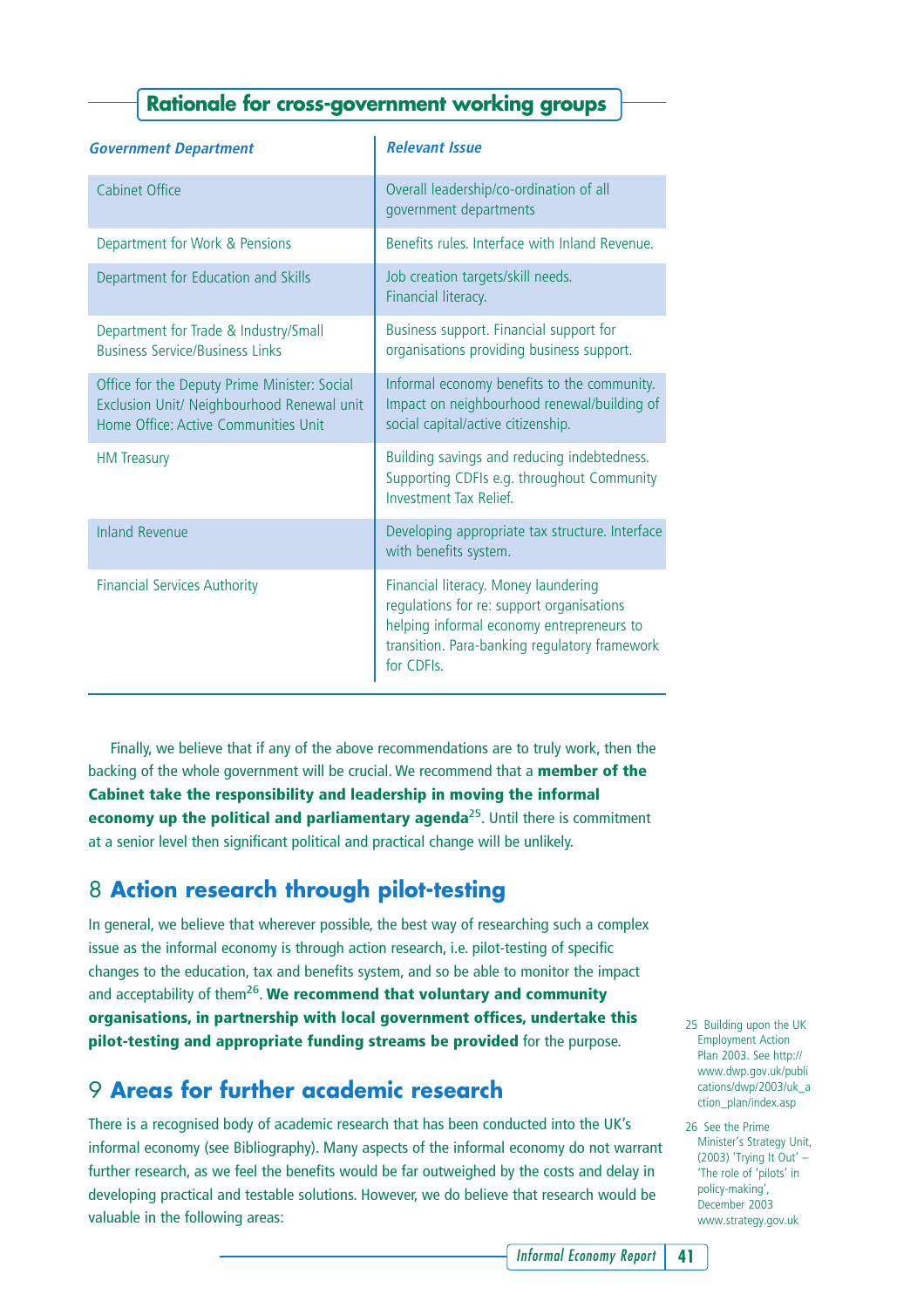## Rationale for cross-government working groups

| *Government Department* | *Relevant Issue* |
|---|---|
| Cabinet Office | Overall leadership/co-ordination of all government departments |
| Department for Work & Pensions | Benefits rules. Interface with Inland Revenue. |
| Department for Education and Skills | Job creation targets/skill needs. Financial literacy. |
| Department for Trade & Industry/Small Business Service/Business Links | Business support. Financial support for organisations providing business support. |
| Office for the Deputy Prime Minister: Social Exclusion Unit/ Neighbourhood Renewal unit Home Office: Active Communities Unit | Informal economy benefits to the community. Impact on neighbourhood renewal/building of social capital/active citizenship. |
| HM Treasury | Building savings and reducing indebtedness. Supporting CDFIs e.g. throughout Community Investment Tax Relief. |
| Inland Revenue | Developing appropriate tax structure. Interface with benefits system. |
| Financial Services Authority | Financial literacy. Money laundering regulations for re: support organisations helping informal economy entrepreneurs to transition. Para-banking regulatory framework for CDFIs. |

Finally, we believe that if any of the above recommendations are to truly work, then the backing of the whole government will be crucial. We recommend that a **member of the Cabinet take the responsibility and leadership in moving the informal economy up the political and parliamentary agenda**[25]. Until there is commitment at a senior level then significant political and practical change will be unlikely.

## 8 Action research through pilot-testing

In general, we believe that wherever possible, the best way of researching such a complex issue as the informal economy is through action research, i.e. pilot-testing of specific changes to the education, tax and benefits system, and so be able to monitor the impact and acceptability of them[26]. **We recommend that voluntary and community organisations, in partnership with local government offices, undertake this pilot-testing and appropriate funding streams be provided** for the purpose.

## 9 Areas for further academic research

There is a recognised body of academic research that has been conducted into the UK's informal economy (see Bibliography). Many aspects of the informal economy do not warrant further research, as we feel the benefits would be far outweighed by the costs and delay in developing practical and testable solutions. However, we do believe that research would be valuable in the following areas:

25 Building upon the UK Employment Action Plan 2003. See http://www.dwp.gov.uk/publications/dwp/2003/uk_action_plan/index.asp

26 See the Prime Minister's Strategy Unit, (2003) 'Trying It Out' – 'The role of 'pilots' in policy-making', December 2003 www.strategy.gov.uk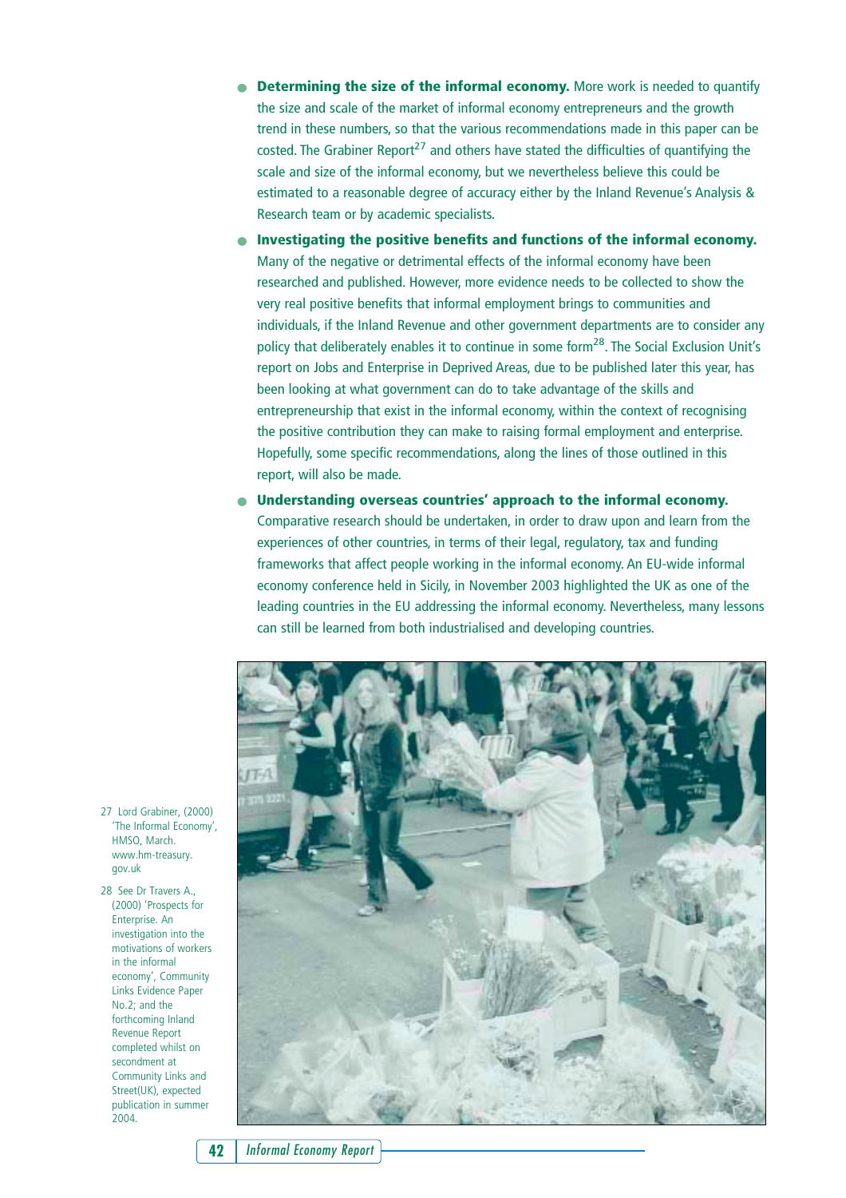- **Determining the size of the informal economy.** More work is needed to quantify the size and scale of the market of informal economy entrepreneurs and the growth trend in these numbers, so that the various recommendations made in this paper can be costed. The Grabiner Report[27] and others have stated the difficulties of quantifying the scale and size of the informal economy, but we nevertheless believe this could be estimated to a reasonable degree of accuracy either by the Inland Revenue's Analysis & Research team or by academic specialists.

- **Investigating the positive benefits and functions of the informal economy.** Many of the negative or detrimental effects of the informal economy have been researched and published. However, more evidence needs to be collected to show the very real positive benefits that informal employment brings to communities and individuals, if the Inland Revenue and other government departments are to consider any policy that deliberately enables it to continue in some form[28]. The Social Exclusion Unit's report on Jobs and Enterprise in Deprived Areas, due to be published later this year, has been looking at what government can do to take advantage of the skills and entrepreneurship that exist in the informal economy, within the context of recognising the positive contribution they can make to raising formal employment and enterprise. Hopefully, some specific recommendations, along the lines of those outlined in this report, will also be made.

- **Understanding overseas countries' approach to the informal economy.** Comparative research should be undertaken, in order to draw upon and learn from the experiences of other countries, in terms of their legal, regulatory, tax and funding frameworks that affect people working in the informal economy. An EU-wide informal economy conference held in Sicily, in November 2003 highlighted the UK as one of the leading countries in the EU addressing the informal economy. Nevertheless, many lessons can still be learned from both industrialised and developing countries.

27 Lord Grabiner, (2000) 'The Informal Economy', HMSO, March. www.hm-treasury.gov.uk

28 See Dr Travers A., (2000) 'Prospects for Enterprise. An investigation into the motivations of workers in the informal economy', Community Links Evidence Paper No.2; and the forthcoming Inland Revenue Report completed whilst on secondment at Community Links and Street(UK), expected publication in summer 2004.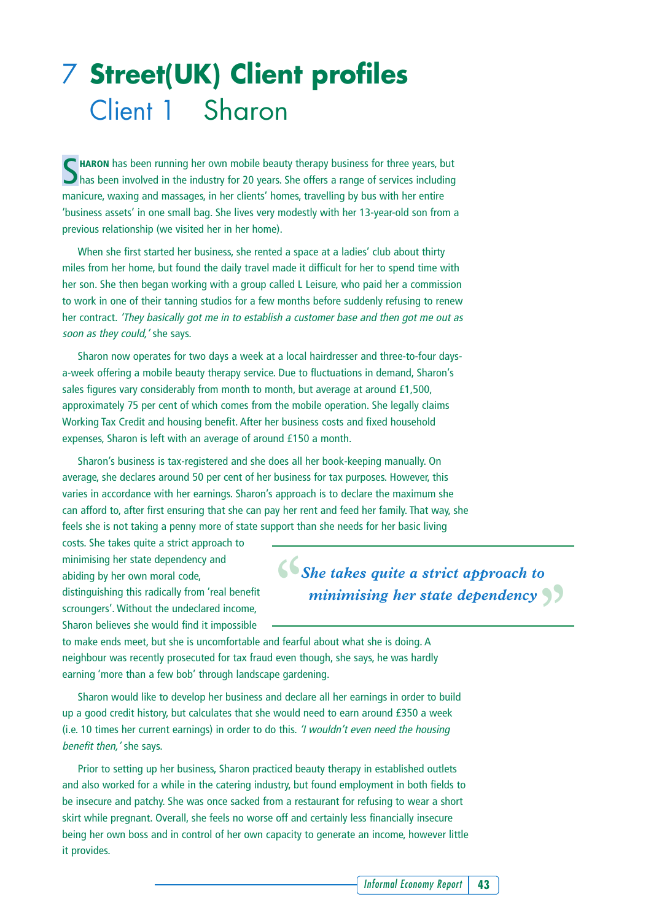# 7 Street(UK) Client profiles

## Client 1 Sharon

**SHARON** has been running her own mobile beauty therapy business for three years, but has been involved in the industry for 20 years. She offers a range of services including manicure, waxing and massages, in her clients' homes, travelling by bus with her entire 'business assets' in one small bag. She lives very modestly with her 13-year-old son from a previous relationship (we visited her in her home).

When she first started her business, she rented a space at a ladies' club about thirty miles from her home, but found the daily travel made it difficult for her to spend time with her son. She then began working with a group called L Leisure, who paid her a commission to work in one of their tanning studios for a few months before suddenly refusing to renew her contract. *'They basically got me in to establish a customer base and then got me out as soon as they could,'* she says.

Sharon now operates for two days a week at a local hairdresser and three-to-four days-a-week offering a mobile beauty therapy service. Due to fluctuations in demand, Sharon's sales figures vary considerably from month to month, but average at around £1,500, approximately 75 per cent of which comes from the mobile operation. She legally claims Working Tax Credit and housing benefit. After her business costs and fixed household expenses, Sharon is left with an average of around £150 a month.

Sharon's business is tax-registered and she does all her book-keeping manually. On average, she declares around 50 per cent of her business for tax purposes. However, this varies in accordance with her earnings. Sharon's approach is to declare the maximum she can afford to, after first ensuring that she can pay her rent and feed her family. That way, she feels she is not taking a penny more of state support than she needs for her basic living costs. She takes quite a strict approach to minimising her state dependency and abiding by her own moral code, distinguishing this radically from 'real benefit scroungers'. Without the undeclared income, Sharon believes she would find it impossible to make ends meet, but she is uncomfortable and fearful about what she is doing. A neighbour was recently prosecuted for tax fraud even though, she says, he was hardly earning 'more than a few bob' through landscape gardening.

> *She takes quite a strict approach to minimising her state dependency*

Sharon would like to develop her business and declare all her earnings in order to build up a good credit history, but calculates that she would need to earn around £350 a week (i.e. 10 times her current earnings) in order to do this. *'I wouldn't even need the housing benefit then,'* she says.

Prior to setting up her business, Sharon practiced beauty therapy in established outlets and also worked for a while in the catering industry, but found employment in both fields to be insecure and patchy. She was once sacked from a restaurant for refusing to wear a short skirt while pregnant. Overall, she feels no worse off and certainly less financially insecure being her own boss and in control of her own capacity to generate an income, however little it provides.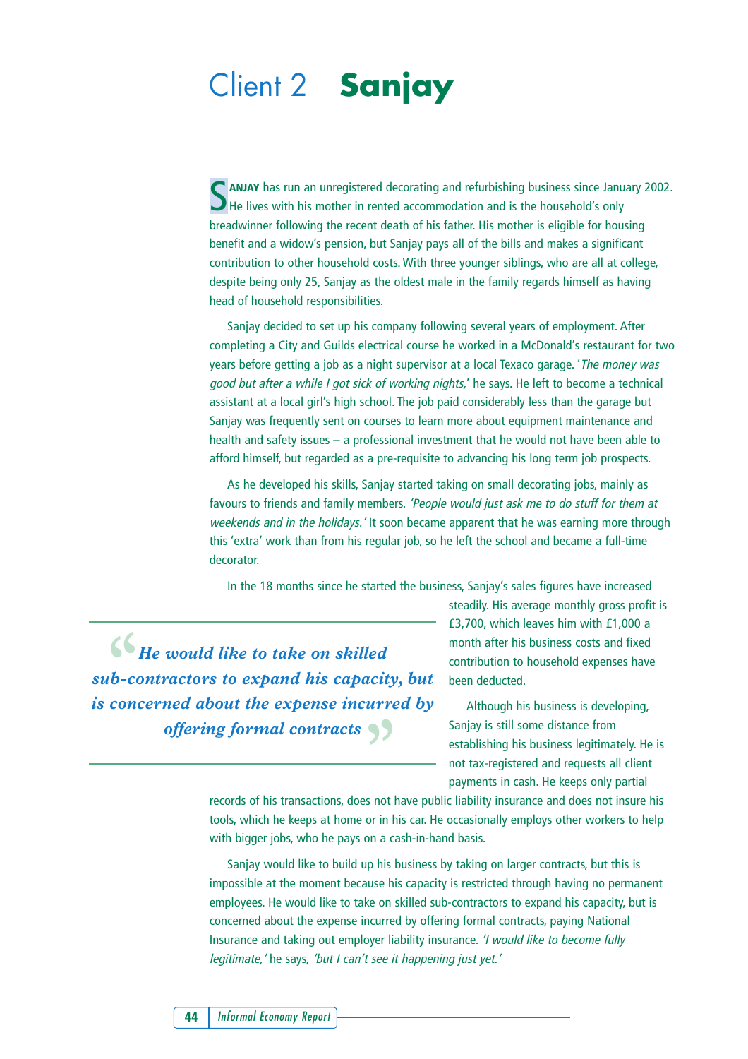# Client 2 **Sanjay**

**SANJAY** has run an unregistered decorating and refurbishing business since January 2002. He lives with his mother in rented accommodation and is the household's only breadwinner following the recent death of his father. His mother is eligible for housing benefit and a widow's pension, but Sanjay pays all of the bills and makes a significant contribution to other household costs. With three younger siblings, who are all at college, despite being only 25, Sanjay as the oldest male in the family regards himself as having head of household responsibilities.

Sanjay decided to set up his company following several years of employment. After completing a City and Guilds electrical course he worked in a McDonald's restaurant for two years before getting a job as a night supervisor at a local Texaco garage. '*The money was good but after a while I got sick of working nights,*' he says. He left to become a technical assistant at a local girl's high school. The job paid considerably less than the garage but Sanjay was frequently sent on courses to learn more about equipment maintenance and health and safety issues – a professional investment that he would not have been able to afford himself, but regarded as a pre-requisite to advancing his long term job prospects.

As he developed his skills, Sanjay started taking on small decorating jobs, mainly as favours to friends and family members. *'People would just ask me to do stuff for them at weekends and in the holidays.'* It soon became apparent that he was earning more through this 'extra' work than from his regular job, so he left the school and became a full-time decorator.

In the 18 months since he started the business, Sanjay's sales figures have increased steadily. His average monthly gross profit is £3,700, which leaves him with £1,000 a month after his business costs and fixed contribution to household expenses have been deducted.

> ***"He would like to take on skilled sub-contractors to expand his capacity, but is concerned about the expense incurred by offering formal contracts"***

Although his business is developing, Sanjay is still some distance from establishing his business legitimately. He is not tax-registered and requests all client payments in cash. He keeps only partial records of his transactions, does not have public liability insurance and does not insure his tools, which he keeps at home or in his car. He occasionally employs other workers to help with bigger jobs, who he pays on a cash-in-hand basis.

Sanjay would like to build up his business by taking on larger contracts, but this is impossible at the moment because his capacity is restricted through having no permanent employees. He would like to take on skilled sub-contractors to expand his capacity, but is concerned about the expense incurred by offering formal contracts, paying National Insurance and taking out employer liability insurance. *'I would like to become fully legitimate,'* he says, *'but I can't see it happening just yet.'*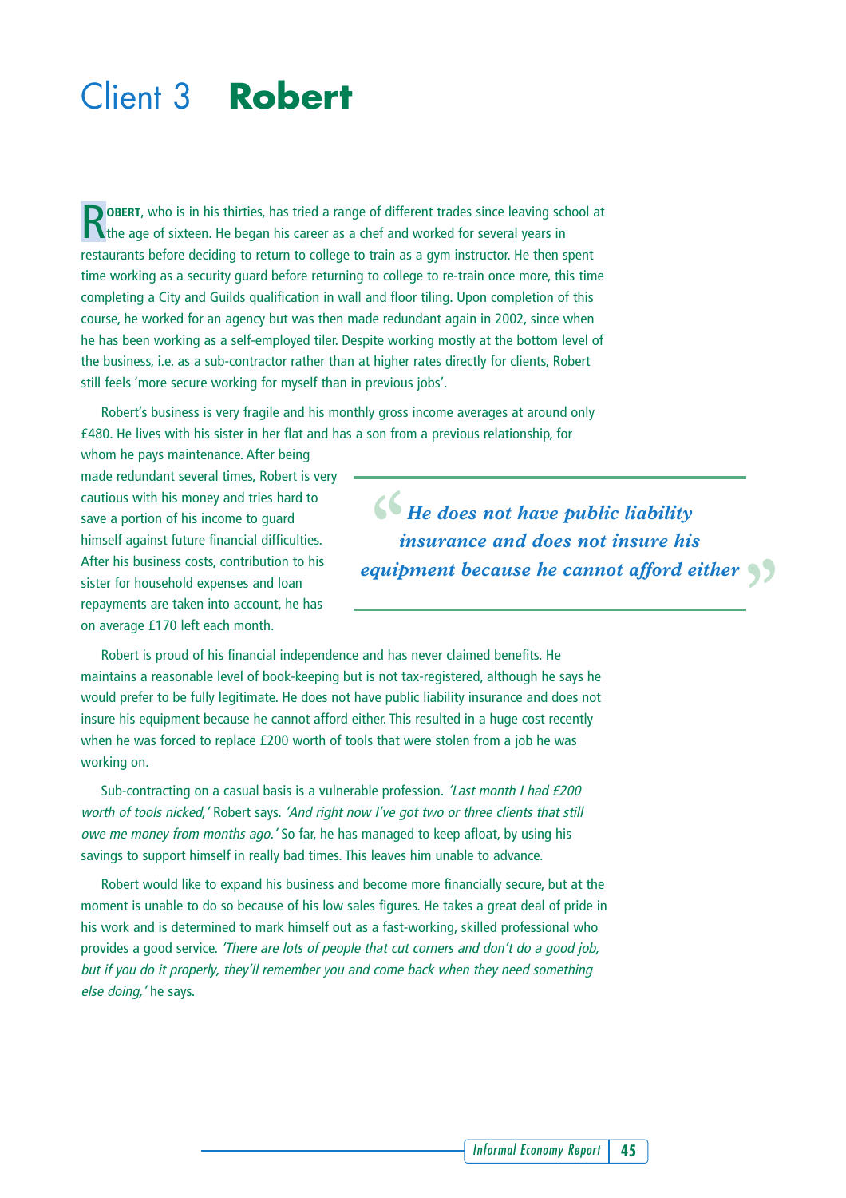# Client 3 **Robert**

**ROBERT**, who is in his thirties, has tried a range of different trades since leaving school at the age of sixteen. He began his career as a chef and worked for several years in restaurants before deciding to return to college to train as a gym instructor. He then spent time working as a security guard before returning to college to re-train once more, this time completing a City and Guilds qualification in wall and floor tiling. Upon completion of this course, he worked for an agency but was then made redundant again in 2002, since when he has been working as a self-employed tiler. Despite working mostly at the bottom level of the business, i.e. as a sub-contractor rather than at higher rates directly for clients, Robert still feels 'more secure working for myself than in previous jobs'.

Robert's business is very fragile and his monthly gross income averages at around only £480. He lives with his sister in her flat and has a son from a previous relationship, for whom he pays maintenance. After being made redundant several times, Robert is very cautious with his money and tries hard to save a portion of his income to guard himself against future financial difficulties. After his business costs, contribution to his sister for household expenses and loan repayments are taken into account, he has on average £170 left each month.

> *"He does not have public liability insurance and does not insure his equipment because he cannot afford either"*

Robert is proud of his financial independence and has never claimed benefits. He maintains a reasonable level of book-keeping but is not tax-registered, although he says he would prefer to be fully legitimate. He does not have public liability insurance and does not insure his equipment because he cannot afford either. This resulted in a huge cost recently when he was forced to replace £200 worth of tools that were stolen from a job he was working on.

Sub-contracting on a casual basis is a vulnerable profession. *'Last month I had £200 worth of tools nicked,'* Robert says. *'And right now I've got two or three clients that still owe me money from months ago.'* So far, he has managed to keep afloat, by using his savings to support himself in really bad times. This leaves him unable to advance.

Robert would like to expand his business and become more financially secure, but at the moment is unable to do so because of his low sales figures. He takes a great deal of pride in his work and is determined to mark himself out as a fast-working, skilled professional who provides a good service. *'There are lots of people that cut corners and don't do a good job, but if you do it properly, they'll remember you and come back when they need something else doing,'* he says.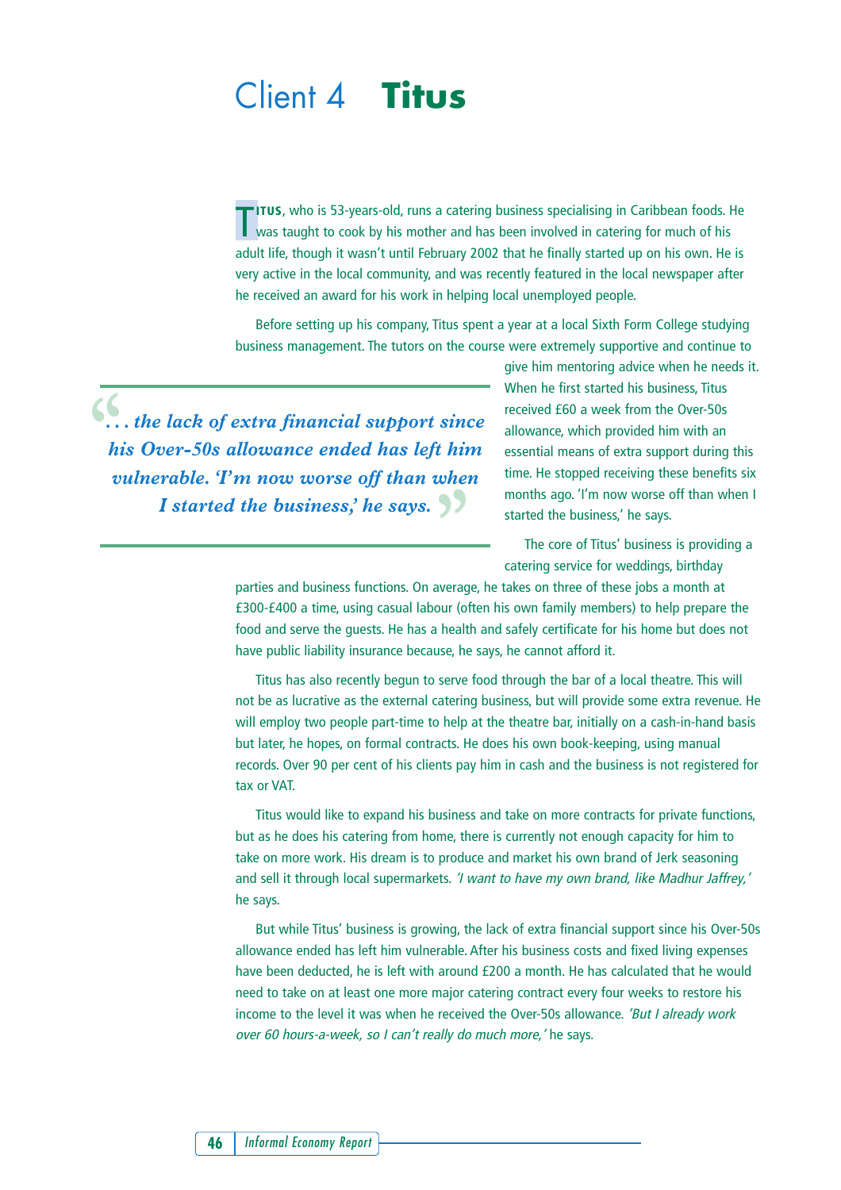# Client 4 **Titus**

**TITUS**, who is 53-years-old, runs a catering business specialising in Caribbean foods. He was taught to cook by his mother and has been involved in catering for much of his adult life, though it wasn't until February 2002 that he finally started up on his own. He is very active in the local community, and was recently featured in the local newspaper after he received an award for his work in helping local unemployed people.

Before setting up his company, Titus spent a year at a local Sixth Form College studying business management. The tutors on the course were extremely supportive and continue to give him mentoring advice when he needs it. When he first started his business, Titus received £60 a week from the Over-50s allowance, which provided him with an essential means of extra support during this time. He stopped receiving these benefits six months ago. 'I'm now worse off than when I started the business,' he says.

> *"... the lack of extra financial support since his Over-50s allowance ended has left him vulnerable. 'I'm now worse off than when I started the business,' he says."*

The core of Titus' business is providing a catering service for weddings, birthday parties and business functions. On average, he takes on three of these jobs a month at £300-£400 a time, using casual labour (often his own family members) to help prepare the food and serve the guests. He has a health and safely certificate for his home but does not have public liability insurance because, he says, he cannot afford it.

Titus has also recently begun to serve food through the bar of a local theatre. This will not be as lucrative as the external catering business, but will provide some extra revenue. He will employ two people part-time to help at the theatre bar, initially on a cash-in-hand basis but later, he hopes, on formal contracts. He does his own book-keeping, using manual records. Over 90 per cent of his clients pay him in cash and the business is not registered for tax or VAT.

Titus would like to expand his business and take on more contracts for private functions, but as he does his catering from home, there is currently not enough capacity for him to take on more work. His dream is to produce and market his own brand of Jerk seasoning and sell it through local supermarkets. *'I want to have my own brand, like Madhur Jaffrey,'* he says.

But while Titus' business is growing, the lack of extra financial support since his Over-50s allowance ended has left him vulnerable. After his business costs and fixed living expenses have been deducted, he is left with around £200 a month. He has calculated that he would need to take on at least one more major catering contract every four weeks to restore his income to the level it was when he received the Over-50s allowance. *'But I already work over 60 hours-a-week, so I can't really do much more,'* he says.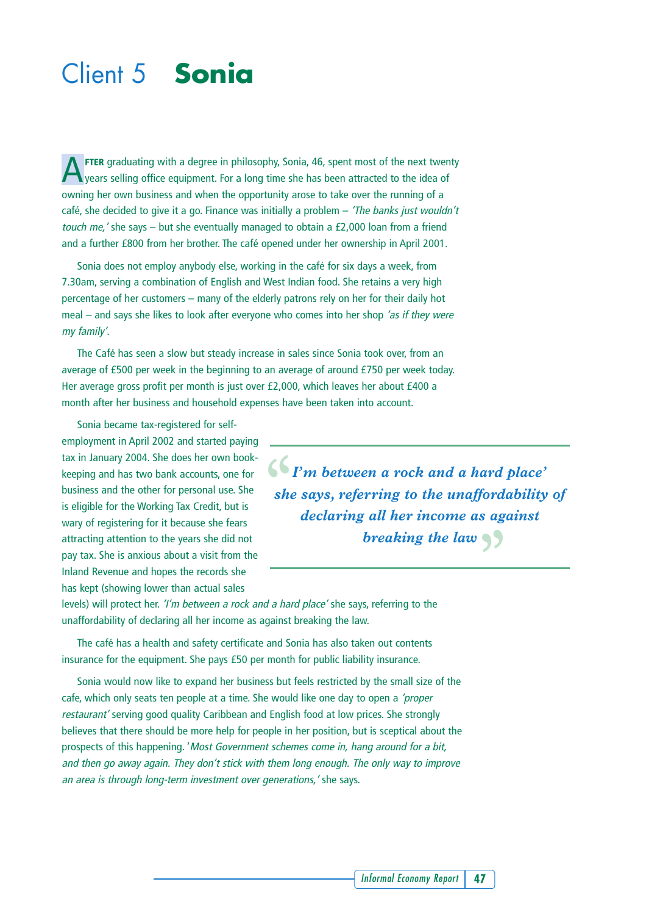# Client 5 **Sonia**

**AFTER** graduating with a degree in philosophy, Sonia, 46, spent most of the next twenty years selling office equipment. For a long time she has been attracted to the idea of owning her own business and when the opportunity arose to take over the running of a café, she decided to give it a go. Finance was initially a problem – *'The banks just wouldn't touch me,'* she says – but she eventually managed to obtain a £2,000 loan from a friend and a further £800 from her brother. The café opened under her ownership in April 2001.

Sonia does not employ anybody else, working in the café for six days a week, from 7.30am, serving a combination of English and West Indian food. She retains a very high percentage of her customers – many of the elderly patrons rely on her for their daily hot meal – and says she likes to look after everyone who comes into her shop *'as if they were my family'*.

The Café has seen a slow but steady increase in sales since Sonia took over, from an average of £500 per week in the beginning to an average of around £750 per week today. Her average gross profit per month is just over £2,000, which leaves her about £400 a month after her business and household expenses have been taken into account.

Sonia became tax-registered for self-employment in April 2002 and started paying tax in January 2004. She does her own book-keeping and has two bank accounts, one for business and the other for personal use. She is eligible for the Working Tax Credit, but is wary of registering for it because she fears attracting attention to the years she did not pay tax. She is anxious about a visit from the Inland Revenue and hopes the records she has kept (showing lower than actual sales levels) will protect her. *'I'm between a rock and a hard place'* she says, referring to the unaffordability of declaring all her income as against breaking the law.

> ***"I'm between a rock and a hard place' she says, referring to the unaffordability of declaring all her income as against breaking the law"***

The café has a health and safety certificate and Sonia has also taken out contents insurance for the equipment. She pays £50 per month for public liability insurance.

Sonia would now like to expand her business but feels restricted by the small size of the cafe, which only seats ten people at a time. She would like one day to open a *'proper restaurant'* serving good quality Caribbean and English food at low prices. She strongly believes that there should be more help for people in her position, but is sceptical about the prospects of this happening. '*Most Government schemes come in, hang around for a bit, and then go away again. They don't stick with them long enough. The only way to improve an area is through long-term investment over generations,'* she says.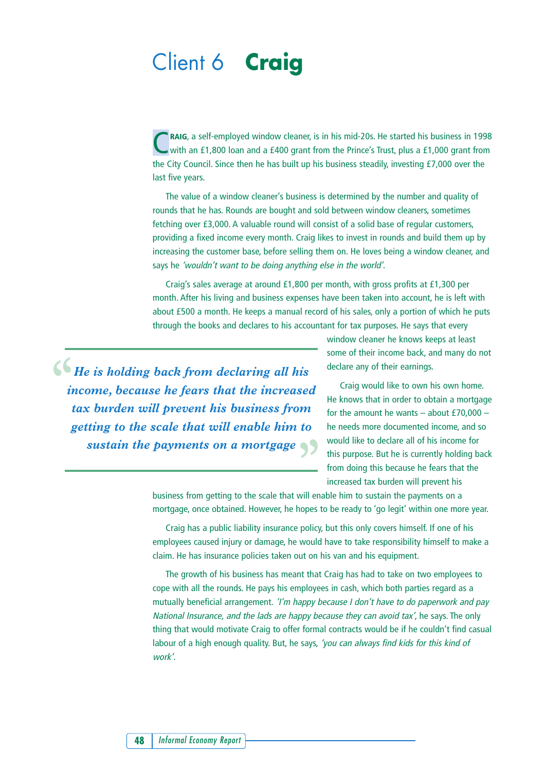# Client 6 **Craig**

**CRAIG**, a self-employed window cleaner, is in his mid-20s. He started his business in 1998 with an £1,800 loan and a £400 grant from the Prince's Trust, plus a £1,000 grant from the City Council. Since then he has built up his business steadily, investing £7,000 over the last five years.

The value of a window cleaner's business is determined by the number and quality of rounds that he has. Rounds are bought and sold between window cleaners, sometimes fetching over £3,000. A valuable round will consist of a solid base of regular customers, providing a fixed income every month. Craig likes to invest in rounds and build them up by increasing the customer base, before selling them on. He loves being a window cleaner, and says he *'wouldn't want to be doing anything else in the world'*.

Craig's sales average at around £1,800 per month, with gross profits at £1,300 per month. After his living and business expenses have been taken into account, he is left with about £500 a month. He keeps a manual record of his sales, only a portion of which he puts through the books and declares to his accountant for tax purposes. He says that every window cleaner he knows keeps at least some of their income back, and many do not declare any of their earnings.

> *"He is holding back from declaring all his income, because he fears that the increased tax burden will prevent his business from getting to the scale that will enable him to sustain the payments on a mortgage"*

Craig would like to own his own home. He knows that in order to obtain a mortgage for the amount he wants – about £70,000 – he needs more documented income, and so would like to declare all of his income for this purpose. But he is currently holding back from doing this because he fears that the increased tax burden will prevent his business from getting to the scale that will enable him to sustain the payments on a mortgage, once obtained. However, he hopes to be ready to 'go legit' within one more year.

Craig has a public liability insurance policy, but this only covers himself. If one of his employees caused injury or damage, he would have to take responsibility himself to make a claim. He has insurance policies taken out on his van and his equipment.

The growth of his business has meant that Craig has had to take on two employees to cope with all the rounds. He pays his employees in cash, which both parties regard as a mutually beneficial arrangement. *'I'm happy because I don't have to do paperwork and pay National Insurance, and the lads are happy because they can avoid tax'*, he says. The only thing that would motivate Craig to offer formal contracts would be if he couldn't find casual labour of a high enough quality. But, he says, *'you can always find kids for this kind of work'*.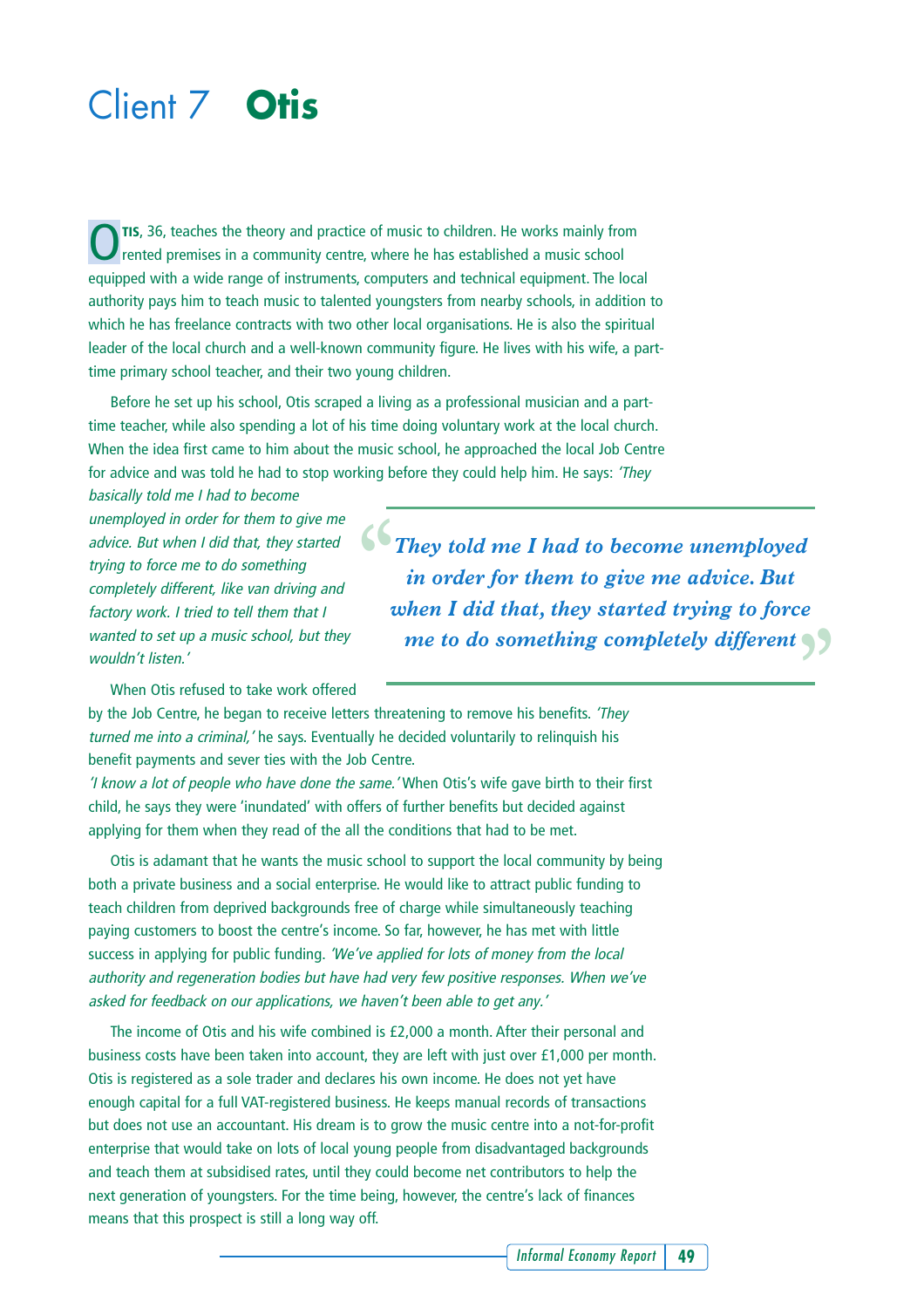# Client 7 **Otis**

**OTIS**, 36, teaches the theory and practice of music to children. He works mainly from rented premises in a community centre, where he has established a music school equipped with a wide range of instruments, computers and technical equipment. The local authority pays him to teach music to talented youngsters from nearby schools, in addition to which he has freelance contracts with two other local organisations. He is also the spiritual leader of the local church and a well-known community figure. He lives with his wife, a part-time primary school teacher, and their two young children.

Before he set up his school, Otis scraped a living as a professional musician and a part-time teacher, while also spending a lot of his time doing voluntary work at the local church. When the idea first came to him about the music school, he approached the local Job Centre for advice and was told he had to stop working before they could help him. He says: *'They basically told me I had to become unemployed in order for them to give me advice. But when I did that, they started trying to force me to do something completely different, like van driving and factory work. I tried to tell them that I wanted to set up a music school, but they wouldn't listen.'*

> *"They told me I had to become unemployed in order for them to give me advice. But when I did that, they started trying to force me to do something completely different"*

When Otis refused to take work offered by the Job Centre, he began to receive letters threatening to remove his benefits. *'They turned me into a criminal,'* he says. Eventually he decided voluntarily to relinquish his benefit payments and sever ties with the Job Centre. *'I know a lot of people who have done the same.'* When Otis's wife gave birth to their first child, he says they were 'inundated' with offers of further benefits but decided against applying for them when they read of the all the conditions that had to be met.

Otis is adamant that he wants the music school to support the local community by being both a private business and a social enterprise. He would like to attract public funding to teach children from deprived backgrounds free of charge while simultaneously teaching paying customers to boost the centre's income. So far, however, he has met with little success in applying for public funding. *'We've applied for lots of money from the local authority and regeneration bodies but have had very few positive responses. When we've asked for feedback on our applications, we haven't been able to get any.'*

The income of Otis and his wife combined is £2,000 a month. After their personal and business costs have been taken into account, they are left with just over £1,000 per month. Otis is registered as a sole trader and declares his own income. He does not yet have enough capital for a full VAT-registered business. He keeps manual records of transactions but does not use an accountant. His dream is to grow the music centre into a not-for-profit enterprise that would take on lots of local young people from disadvantaged backgrounds and teach them at subsidised rates, until they could become net contributors to help the next generation of youngsters. For the time being, however, the centre's lack of finances means that this prospect is still a long way off.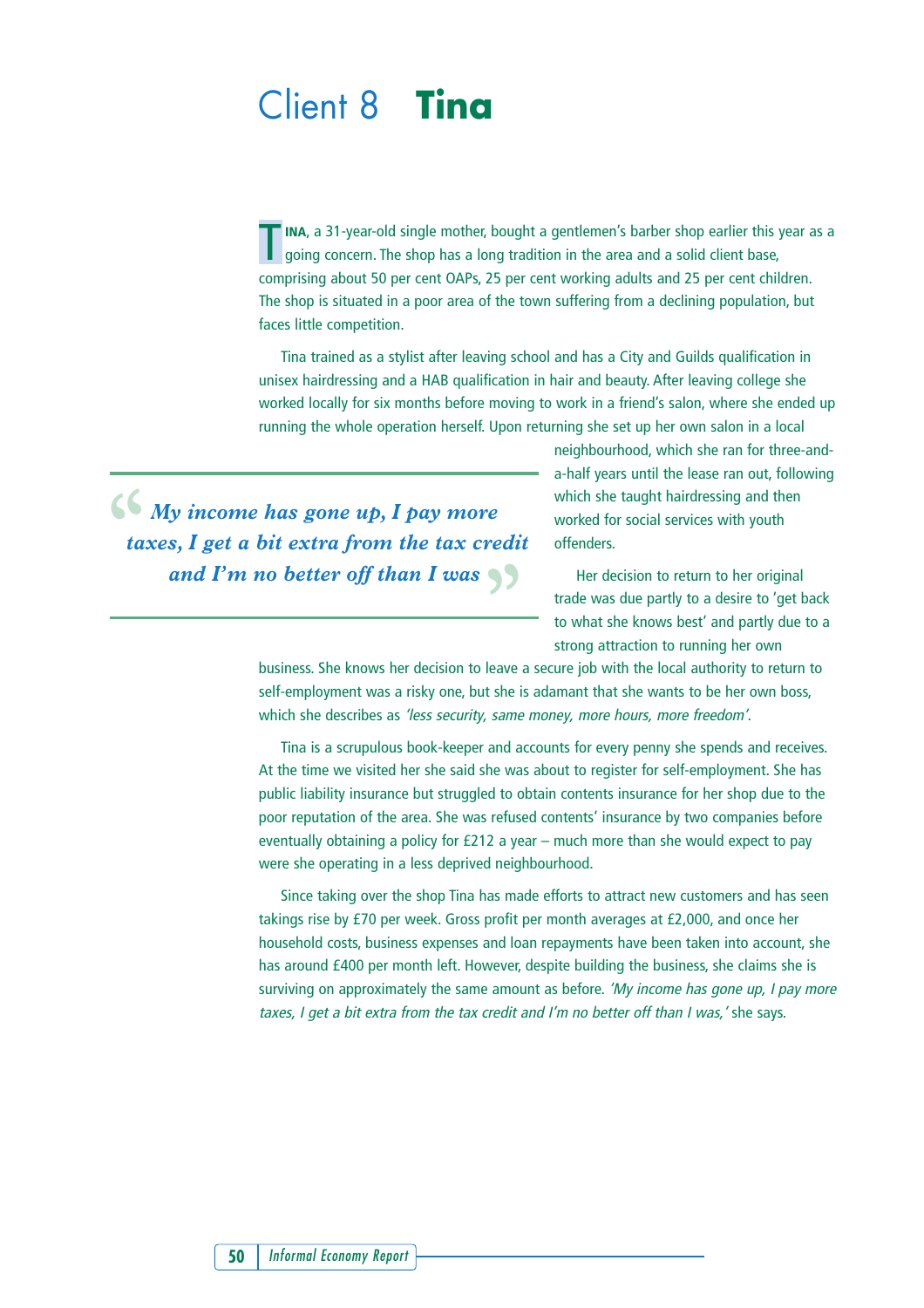# Client 8 **Tina**

**TINA**, a 31-year-old single mother, bought a gentlemen's barber shop earlier this year as a going concern. The shop has a long tradition in the area and a solid client base, comprising about 50 per cent OAPs, 25 per cent working adults and 25 per cent children. The shop is situated in a poor area of the town suffering from a declining population, but faces little competition.

Tina trained as a stylist after leaving school and has a City and Guilds qualification in unisex hairdressing and a HAB qualification in hair and beauty. After leaving college she worked locally for six months before moving to work in a friend's salon, where she ended up running the whole operation herself. Upon returning she set up her own salon in a local neighbourhood, which she ran for three-and-a-half years until the lease ran out, following which she taught hairdressing and then worked for social services with youth offenders.

> *"My income has gone up, I pay more taxes, I get a bit extra from the tax credit and I'm no better off than I was"*

Her decision to return to her original trade was due partly to a desire to 'get back to what she knows best' and partly due to a strong attraction to running her own business. She knows her decision to leave a secure job with the local authority to return to self-employment was a risky one, but she is adamant that she wants to be her own boss, which she describes as *'less security, same money, more hours, more freedom'*.

Tina is a scrupulous book-keeper and accounts for every penny she spends and receives. At the time we visited her she said she was about to register for self-employment. She has public liability insurance but struggled to obtain contents insurance for her shop due to the poor reputation of the area. She was refused contents' insurance by two companies before eventually obtaining a policy for £212 a year – much more than she would expect to pay were she operating in a less deprived neighbourhood.

Since taking over the shop Tina has made efforts to attract new customers and has seen takings rise by £70 per week. Gross profit per month averages at £2,000, and once her household costs, business expenses and loan repayments have been taken into account, she has around £400 per month left. However, despite building the business, she claims she is surviving on approximately the same amount as before. *'My income has gone up, I pay more taxes, I get a bit extra from the tax credit and I'm no better off than I was,'* she says.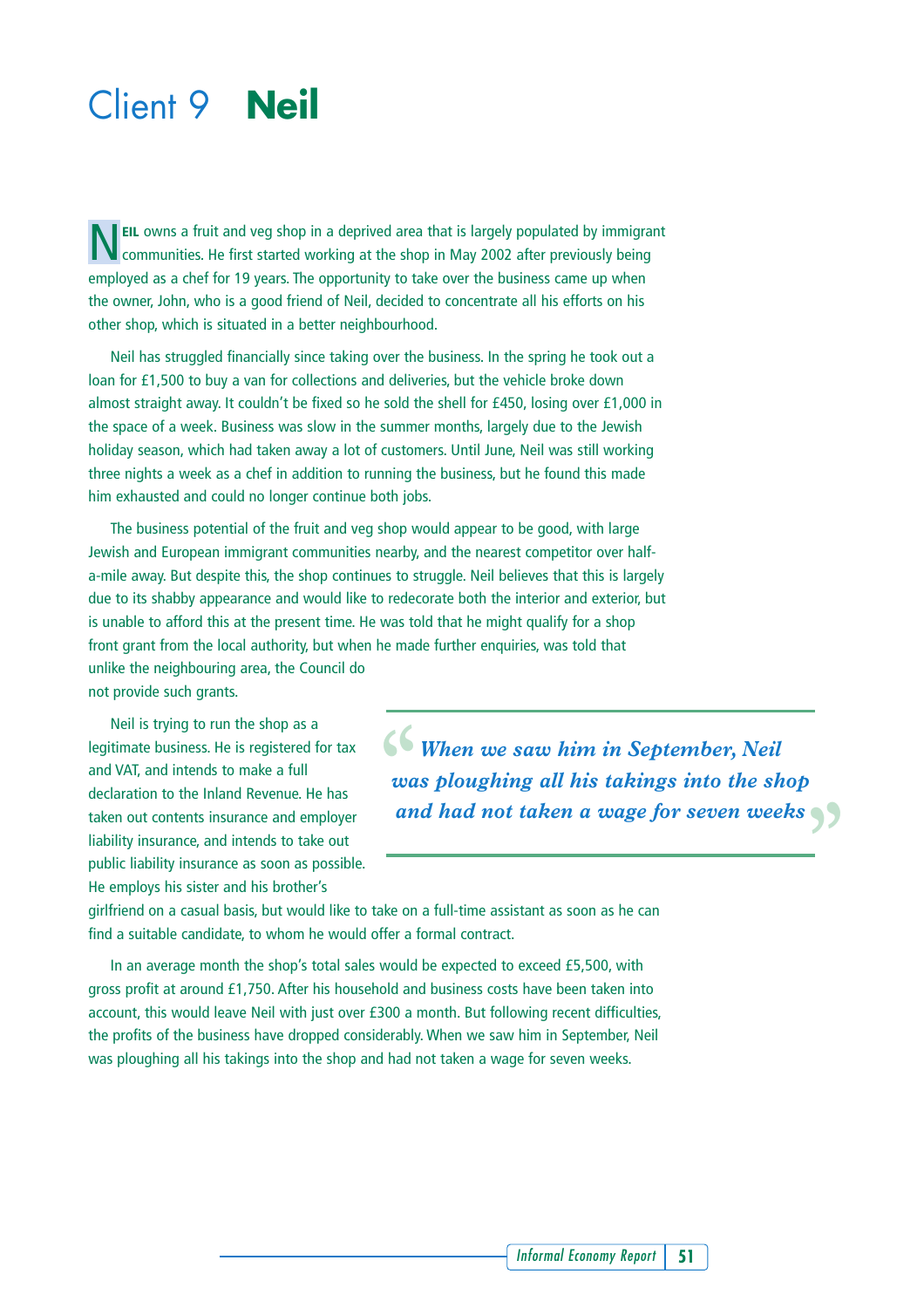# Client 9 **Neil**

NEIL owns a fruit and veg shop in a deprived area that is largely populated by immigrant communities. He first started working at the shop in May 2002 after previously being employed as a chef for 19 years. The opportunity to take over the business came up when the owner, John, who is a good friend of Neil, decided to concentrate all his efforts on his other shop, which is situated in a better neighbourhood.

Neil has struggled financially since taking over the business. In the spring he took out a loan for £1,500 to buy a van for collections and deliveries, but the vehicle broke down almost straight away. It couldn't be fixed so he sold the shell for £450, losing over £1,000 in the space of a week. Business was slow in the summer months, largely due to the Jewish holiday season, which had taken away a lot of customers. Until June, Neil was still working three nights a week as a chef in addition to running the business, but he found this made him exhausted and could no longer continue both jobs.

The business potential of the fruit and veg shop would appear to be good, with large Jewish and European immigrant communities nearby, and the nearest competitor over half-a-mile away. But despite this, the shop continues to struggle. Neil believes that this is largely due to its shabby appearance and would like to redecorate both the interior and exterior, but is unable to afford this at the present time. He was told that he might qualify for a shop front grant from the local authority, but when he made further enquiries, was told that unlike the neighbouring area, the Council do not provide such grants.

Neil is trying to run the shop as a legitimate business. He is registered for tax and VAT, and intends to make a full declaration to the Inland Revenue. He has taken out contents insurance and employer liability insurance, and intends to take out public liability insurance as soon as possible. He employs his sister and his brother's girlfriend on a casual basis, but would like to take on a full-time assistant as soon as he can find a suitable candidate, to whom he would offer a formal contract.

> *"When we saw him in September, Neil was ploughing all his takings into the shop and had not taken a wage for seven weeks"*

In an average month the shop's total sales would be expected to exceed £5,500, with gross profit at around £1,750. After his household and business costs have been taken into account, this would leave Neil with just over £300 a month. But following recent difficulties, the profits of the business have dropped considerably. When we saw him in September, Neil was ploughing all his takings into the shop and had not taken a wage for seven weeks.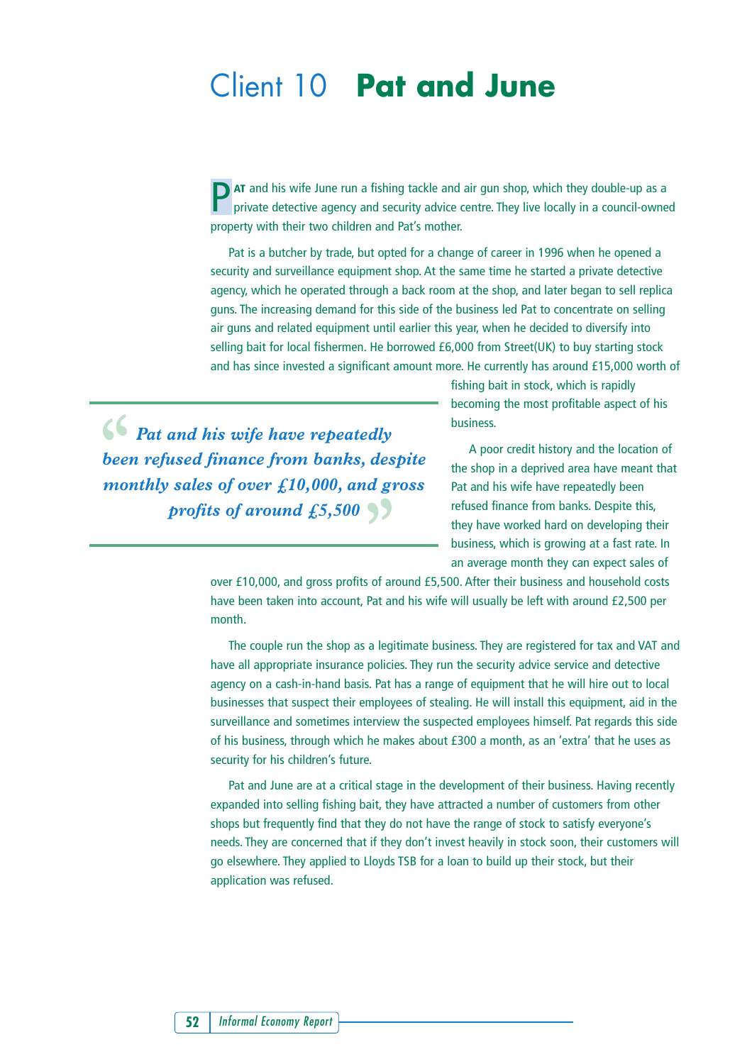# Client 10 **Pat and June**

PAT and his wife June run a fishing tackle and air gun shop, which they double-up as a private detective agency and security advice centre. They live locally in a council-owned property with their two children and Pat's mother.

Pat is a butcher by trade, but opted for a change of career in 1996 when he opened a security and surveillance equipment shop. At the same time he started a private detective agency, which he operated through a back room at the shop, and later began to sell replica guns. The increasing demand for this side of the business led Pat to concentrate on selling air guns and related equipment until earlier this year, when he decided to diversify into selling bait for local fishermen. He borrowed £6,000 from Street(UK) to buy starting stock and has since invested a significant amount more. He currently has around £15,000 worth of fishing bait in stock, which is rapidly becoming the most profitable aspect of his business.

> *"Pat and his wife have repeatedly been refused finance from banks, despite monthly sales of over £10,000, and gross profits of around £5,500"*

A poor credit history and the location of the shop in a deprived area have meant that Pat and his wife have repeatedly been refused finance from banks. Despite this, they have worked hard on developing their business, which is growing at a fast rate. In an average month they can expect sales of over £10,000, and gross profits of around £5,500. After their business and household costs have been taken into account, Pat and his wife will usually be left with around £2,500 per month.

The couple run the shop as a legitimate business. They are registered for tax and VAT and have all appropriate insurance policies. They run the security advice service and detective agency on a cash-in-hand basis. Pat has a range of equipment that he will hire out to local businesses that suspect their employees of stealing. He will install this equipment, aid in the surveillance and sometimes interview the suspected employees himself. Pat regards this side of his business, through which he makes about £300 a month, as an 'extra' that he uses as security for his children's future.

Pat and June are at a critical stage in the development of their business. Having recently expanded into selling fishing bait, they have attracted a number of customers from other shops but frequently find that they do not have the range of stock to satisfy everyone's needs. They are concerned that if they don't invest heavily in stock soon, their customers will go elsewhere. They applied to Lloyds TSB for a loan to build up their stock, but their application was refused.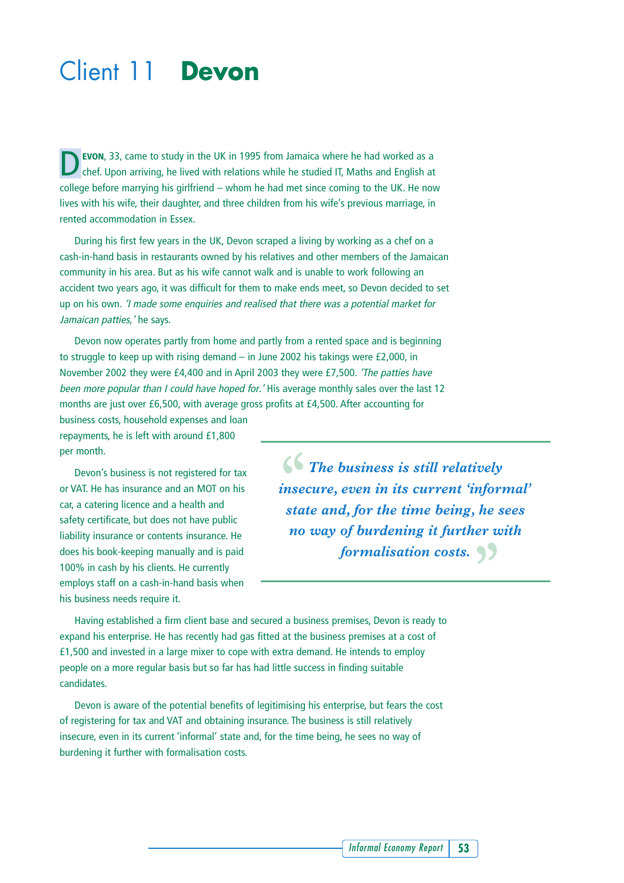# Client 11 **Devon**

**DEVON**, 33, came to study in the UK in 1995 from Jamaica where he had worked as a chef. Upon arriving, he lived with relations while he studied IT, Maths and English at college before marrying his girlfriend – whom he had met since coming to the UK. He now lives with his wife, their daughter, and three children from his wife's previous marriage, in rented accommodation in Essex.

During his first few years in the UK, Devon scraped a living by working as a chef on a cash-in-hand basis in restaurants owned by his relatives and other members of the Jamaican community in his area. But as his wife cannot walk and is unable to work following an accident two years ago, it was difficult for them to make ends meet, so Devon decided to set up on his own. *'I made some enquiries and realised that there was a potential market for Jamaican patties,'* he says.

Devon now operates partly from home and partly from a rented space and is beginning to struggle to keep up with rising demand – in June 2002 his takings were £2,000, in November 2002 they were £4,400 and in April 2003 they were £7,500. *'The patties have been more popular than I could have hoped for.'* His average monthly sales over the last 12 months are just over £6,500, with average gross profits at £4,500. After accounting for business costs, household expenses and loan repayments, he is left with around £1,800 per month.

Devon's business is not registered for tax or VAT. He has insurance and an MOT on his car, a catering licence and a health and safety certificate, but does not have public liability insurance or contents insurance. He does his book-keeping manually and is paid 100% in cash by his clients. He currently employs staff on a cash-in-hand basis when his business needs require it.

> ***"The business is still relatively insecure, even in its current 'informal' state and, for the time being, he sees no way of burdening it further with formalisation costs."***

Having established a firm client base and secured a business premises, Devon is ready to expand his enterprise. He has recently had gas fitted at the business premises at a cost of £1,500 and invested in a large mixer to cope with extra demand. He intends to employ people on a more regular basis but so far has had little success in finding suitable candidates.

Devon is aware of the potential benefits of legitimising his enterprise, but fears the cost of registering for tax and VAT and obtaining insurance. The business is still relatively insecure, even in its current 'informal' state and, for the time being, he sees no way of burdening it further with formalisation costs.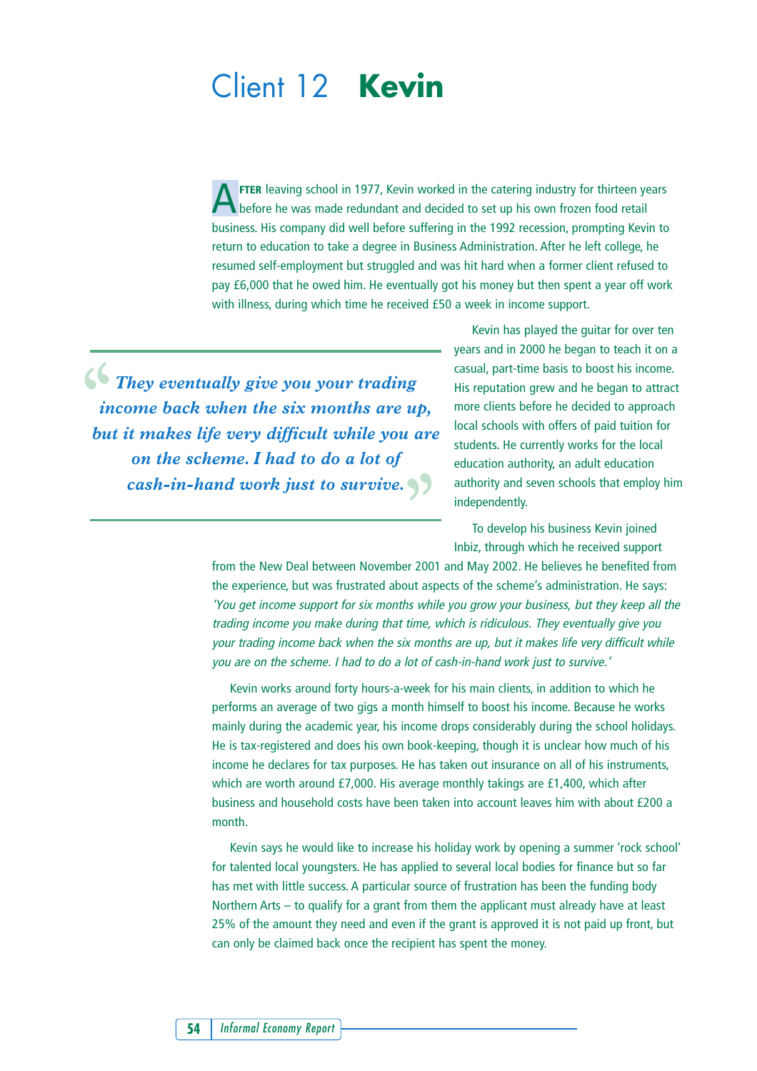# Client 12 **Kevin**

AFTER leaving school in 1977, Kevin worked in the catering industry for thirteen years before he was made redundant and decided to set up his own frozen food retail business. His company did well before suffering in the 1992 recession, prompting Kevin to return to education to take a degree in Business Administration. After he left college, he resumed self-employment but struggled and was hit hard when a former client refused to pay £6,000 that he owed him. He eventually got his money but then spent a year off work with illness, during which time he received £50 a week in income support.

> *They eventually give you your trading income back when the six months are up, but it makes life very difficult while you are on the scheme. I had to do a lot of cash-in-hand work just to survive.*

Kevin has played the guitar for over ten years and in 2000 he began to teach it on a casual, part-time basis to boost his income. His reputation grew and he began to attract more clients before he decided to approach local schools with offers of paid tuition for students. He currently works for the local education authority, an adult education authority and seven schools that employ him independently.

To develop his business Kevin joined Inbiz, through which he received support from the New Deal between November 2001 and May 2002. He believes he benefited from the experience, but was frustrated about aspects of the scheme's administration. He says: *'You get income support for six months while you grow your business, but they keep all the trading income you make during that time, which is ridiculous. They eventually give you your trading income back when the six months are up, but it makes life very difficult while you are on the scheme. I had to do a lot of cash-in-hand work just to survive.'*

Kevin works around forty hours-a-week for his main clients, in addition to which he performs an average of two gigs a month himself to boost his income. Because he works mainly during the academic year, his income drops considerably during the school holidays. He is tax-registered and does his own book-keeping, though it is unclear how much of his income he declares for tax purposes. He has taken out insurance on all of his instruments, which are worth around £7,000. His average monthly takings are £1,400, which after business and household costs have been taken into account leaves him with about £200 a month.

Kevin says he would like to increase his holiday work by opening a summer 'rock school' for talented local youngsters. He has applied to several local bodies for finance but so far has met with little success. A particular source of frustration has been the funding body Northern Arts – to qualify for a grant from them the applicant must already have at least 25% of the amount they need and even if the grant is approved it is not paid up front, but can only be claimed back once the recipient has spent the money.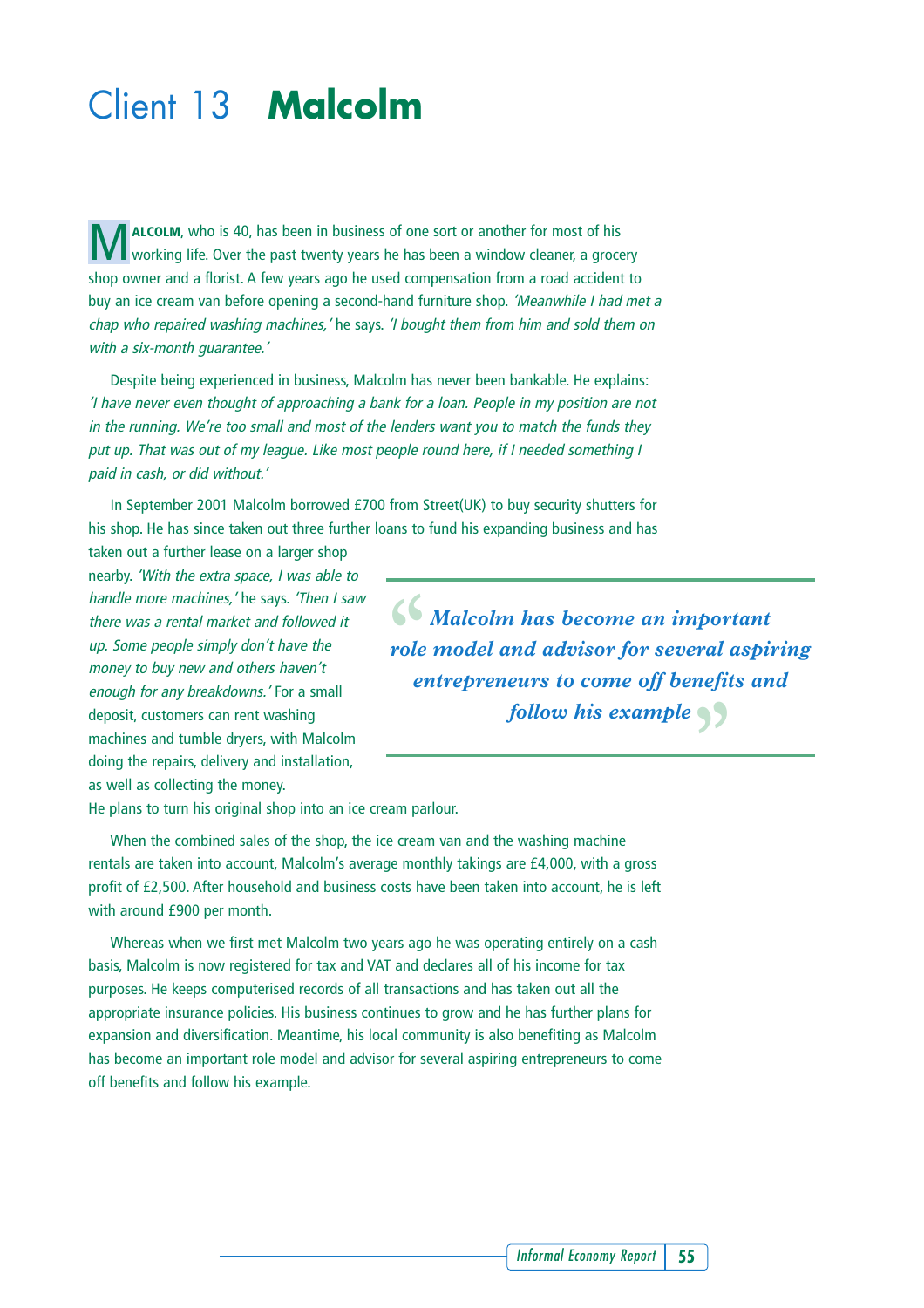# Client 13 **Malcolm**

**MALCOLM**, who is 40, has been in business of one sort or another for most of his working life. Over the past twenty years he has been a window cleaner, a grocery shop owner and a florist. A few years ago he used compensation from a road accident to buy an ice cream van before opening a second-hand furniture shop. *'Meanwhile I had met a chap who repaired washing machines,'* he says. *'I bought them from him and sold them on with a six-month guarantee.'*

Despite being experienced in business, Malcolm has never been bankable. He explains: *'I have never even thought of approaching a bank for a loan. People in my position are not in the running. We're too small and most of the lenders want you to match the funds they put up. That was out of my league. Like most people round here, if I needed something I paid in cash, or did without.'*

In September 2001 Malcolm borrowed £700 from Street(UK) to buy security shutters for his shop. He has since taken out three further loans to fund his expanding business and has taken out a further lease on a larger shop nearby. *'With the extra space, I was able to handle more machines,'* he says. *'Then I saw there was a rental market and followed it up. Some people simply don't have the money to buy new and others haven't enough for any breakdowns.'* For a small deposit, customers can rent washing machines and tumble dryers, with Malcolm doing the repairs, delivery and installation, as well as collecting the money. He plans to turn his original shop into an ice cream parlour.

> *"Malcolm has become an important role model and advisor for several aspiring entrepreneurs to come off benefits and follow his example"*

When the combined sales of the shop, the ice cream van and the washing machine rentals are taken into account, Malcolm's average monthly takings are £4,000, with a gross profit of £2,500. After household and business costs have been taken into account, he is left with around £900 per month.

Whereas when we first met Malcolm two years ago he was operating entirely on a cash basis, Malcolm is now registered for tax and VAT and declares all of his income for tax purposes. He keeps computerised records of all transactions and has taken out all the appropriate insurance policies. His business continues to grow and he has further plans for expansion and diversification. Meantime, his local community is also benefiting as Malcolm has become an important role model and advisor for several aspiring entrepreneurs to come off benefits and follow his example.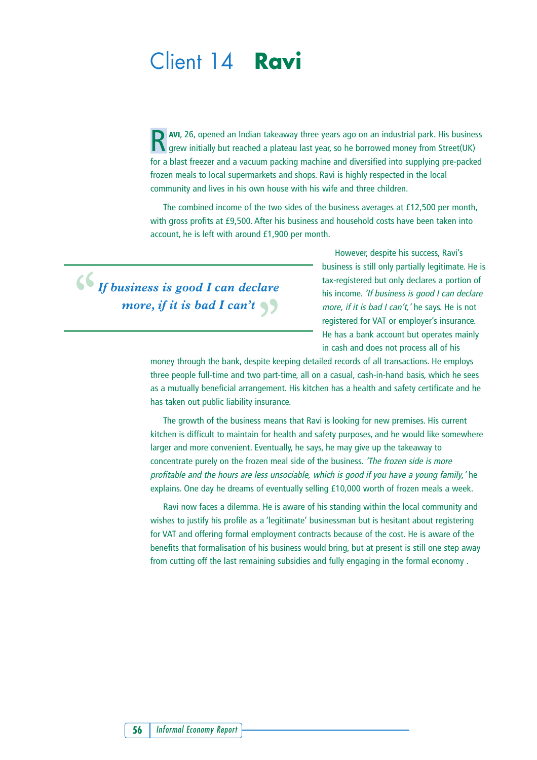# Client 14 **Ravi**

**RAVI**, 26, opened an Indian takeaway three years ago on an industrial park. His business grew initially but reached a plateau last year, so he borrowed money from Street(UK) for a blast freezer and a vacuum packing machine and diversified into supplying pre-packed frozen meals to local supermarkets and shops. Ravi is highly respected in the local community and lives in his own house with his wife and three children.

The combined income of the two sides of the business averages at £12,500 per month, with gross profits at £9,500. After his business and household costs have been taken into account, he is left with around £1,900 per month.

> ***If business is good I can declare more, if it is bad I can't***

However, despite his success, Ravi's business is still only partially legitimate. He is tax-registered but only declares a portion of his income. *'If business is good I can declare more, if it is bad I can't,'* he says. He is not registered for VAT or employer's insurance. He has a bank account but operates mainly in cash and does not process all of his money through the bank, despite keeping detailed records of all transactions. He employs three people full-time and two part-time, all on a casual, cash-in-hand basis, which he sees as a mutually beneficial arrangement. His kitchen has a health and safety certificate and he has taken out public liability insurance.

The growth of the business means that Ravi is looking for new premises. His current kitchen is difficult to maintain for health and safety purposes, and he would like somewhere larger and more convenient. Eventually, he says, he may give up the takeaway to concentrate purely on the frozen meal side of the business. *'The frozen side is more profitable and the hours are less unsociable, which is good if you have a young family,'* he explains. One day he dreams of eventually selling £10,000 worth of frozen meals a week.

Ravi now faces a dilemma. He is aware of his standing within the local community and wishes to justify his profile as a 'legitimate' businessman but is hesitant about registering for VAT and offering formal employment contracts because of the cost. He is aware of the benefits that formalisation of his business would bring, but at present is still one step away from cutting off the last remaining subsidies and fully engaging in the formal economy .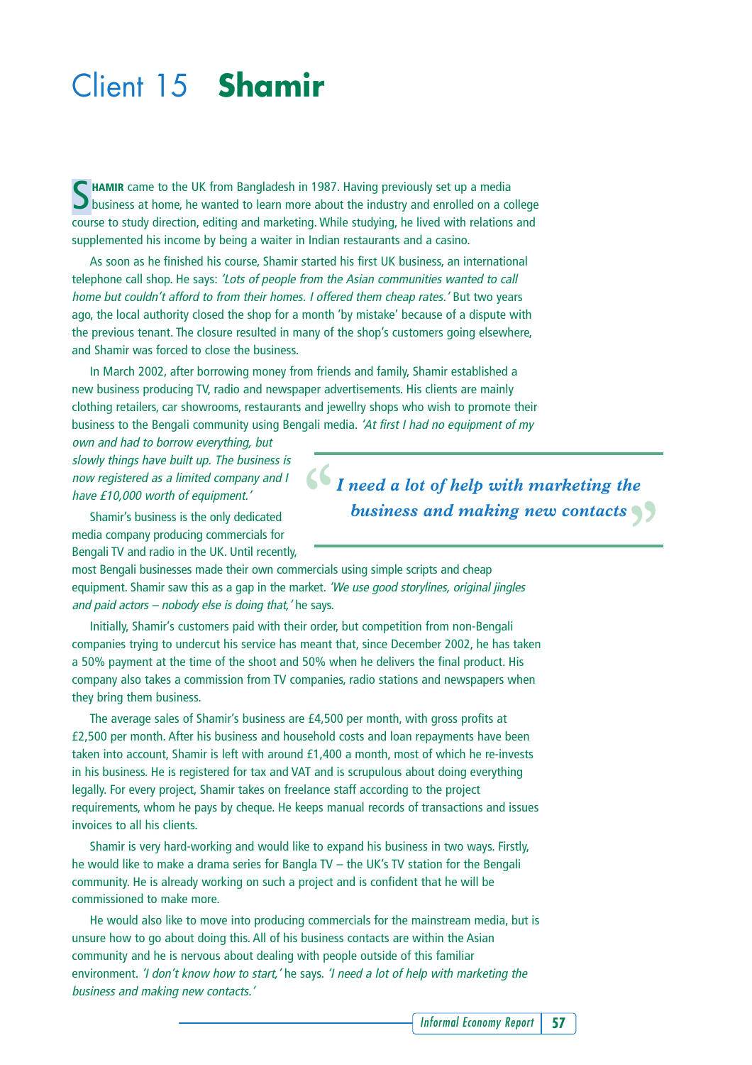# Client 15 **Shamir**

**SHAMIR** came to the UK from Bangladesh in 1987. Having previously set up a media business at home, he wanted to learn more about the industry and enrolled on a college course to study direction, editing and marketing. While studying, he lived with relations and supplemented his income by being a waiter in Indian restaurants and a casino.

As soon as he finished his course, Shamir started his first UK business, an international telephone call shop. He says: *'Lots of people from the Asian communities wanted to call home but couldn't afford to from their homes. I offered them cheap rates.'* But two years ago, the local authority closed the shop for a month 'by mistake' because of a dispute with the previous tenant. The closure resulted in many of the shop's customers going elsewhere, and Shamir was forced to close the business.

In March 2002, after borrowing money from friends and family, Shamir established a new business producing TV, radio and newspaper advertisements. His clients are mainly clothing retailers, car showrooms, restaurants and jewellry shops who wish to promote their business to the Bengali community using Bengali media. *'At first I had no equipment of my own and had to borrow everything, but slowly things have built up. The business is now registered as a limited company and I have £10,000 worth of equipment.'*

> ***"I need a lot of help with marketing the business and making new contacts"***

Shamir's business is the only dedicated media company producing commercials for Bengali TV and radio in the UK. Until recently, most Bengali businesses made their own commercials using simple scripts and cheap equipment. Shamir saw this as a gap in the market. *'We use good storylines, original jingles and paid actors – nobody else is doing that,'* he says.

Initially, Shamir's customers paid with their order, but competition from non-Bengali companies trying to undercut his service has meant that, since December 2002, he has taken a 50% payment at the time of the shoot and 50% when he delivers the final product. His company also takes a commission from TV companies, radio stations and newspapers when they bring them business.

The average sales of Shamir's business are £4,500 per month, with gross profits at £2,500 per month. After his business and household costs and loan repayments have been taken into account, Shamir is left with around £1,400 a month, most of which he re-invests in his business. He is registered for tax and VAT and is scrupulous about doing everything legally. For every project, Shamir takes on freelance staff according to the project requirements, whom he pays by cheque. He keeps manual records of transactions and issues invoices to all his clients.

Shamir is very hard-working and would like to expand his business in two ways. Firstly, he would like to make a drama series for Bangla TV – the UK's TV station for the Bengali community. He is already working on such a project and is confident that he will be commissioned to make more.

He would also like to move into producing commercials for the mainstream media, but is unsure how to go about doing this. All of his business contacts are within the Asian community and he is nervous about dealing with people outside of this familiar environment. *'I don't know how to start,'* he says. *'I need a lot of help with marketing the business and making new contacts.'*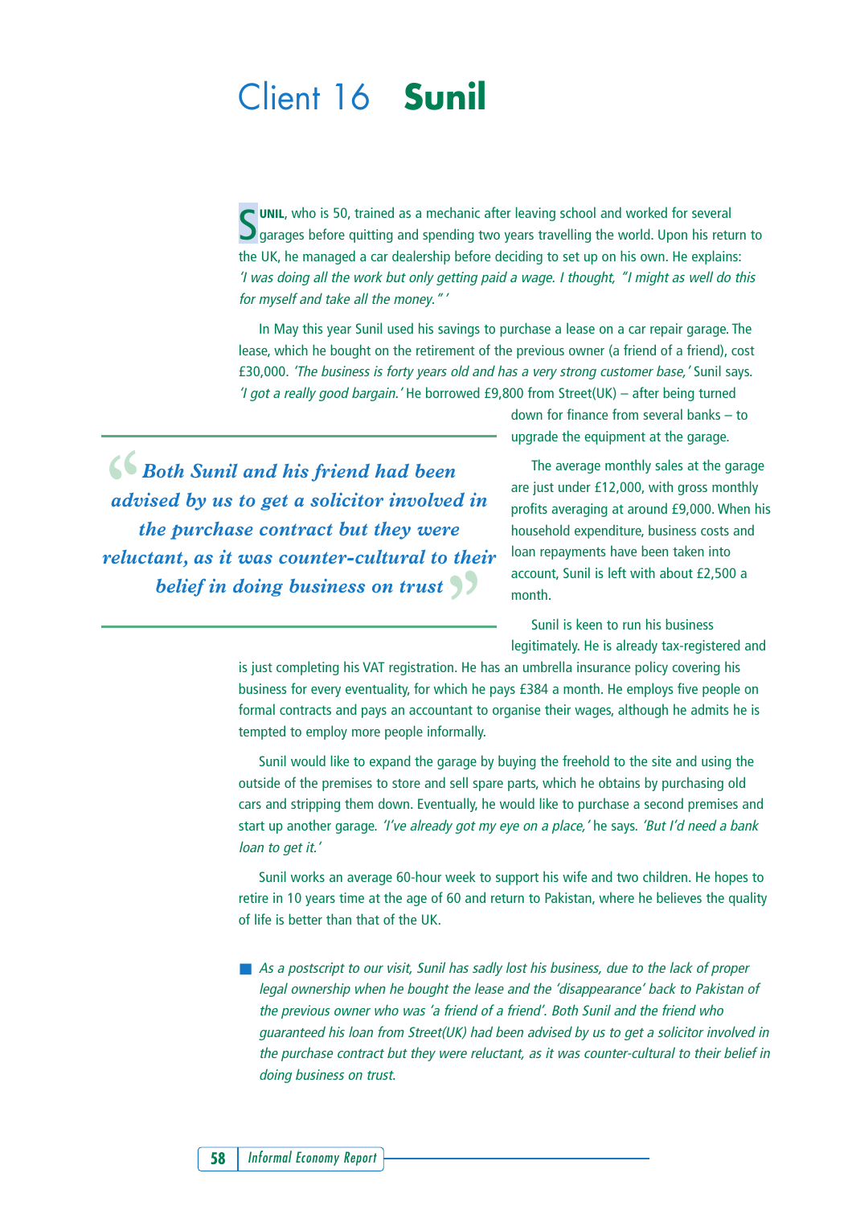# Client 16 **Sunil**

**SUNIL**, who is 50, trained as a mechanic after leaving school and worked for several garages before quitting and spending two years travelling the world. Upon his return to the UK, he managed a car dealership before deciding to set up on his own. He explains: *'I was doing all the work but only getting paid a wage. I thought, "I might as well do this for myself and take all the money."'*

In May this year Sunil used his savings to purchase a lease on a car repair garage. The lease, which he bought on the retirement of the previous owner (a friend of a friend), cost £30,000. *'The business is forty years old and has a very strong customer base,'* Sunil says. *'I got a really good bargain.'* He borrowed £9,800 from Street(UK) – after being turned down for finance from several banks – to upgrade the equipment at the garage.

> *Both Sunil and his friend had been advised by us to get a solicitor involved in the purchase contract but they were reluctant, as it was counter-cultural to their belief in doing business on trust*

The average monthly sales at the garage are just under £12,000, with gross monthly profits averaging at around £9,000. When his household expenditure, business costs and loan repayments have been taken into account, Sunil is left with about £2,500 a month.

Sunil is keen to run his business legitimately. He is already tax-registered and is just completing his VAT registration. He has an umbrella insurance policy covering his business for every eventuality, for which he pays £384 a month. He employs five people on formal contracts and pays an accountant to organise their wages, although he admits he is tempted to employ more people informally.

Sunil would like to expand the garage by buying the freehold to the site and using the outside of the premises to store and sell spare parts, which he obtains by purchasing old cars and stripping them down. Eventually, he would like to purchase a second premises and start up another garage. *'I've already got my eye on a place,'* he says. *'But I'd need a bank loan to get it.'*

Sunil works an average 60-hour week to support his wife and two children. He hopes to retire in 10 years time at the age of 60 and return to Pakistan, where he believes the quality of life is better than that of the UK.

- *As a postscript to our visit, Sunil has sadly lost his business, due to the lack of proper legal ownership when he bought the lease and the 'disappearance' back to Pakistan of the previous owner who was 'a friend of a friend'. Both Sunil and the friend who guaranteed his loan from Street(UK) had been advised by us to get a solicitor involved in the purchase contract but they were reluctant, as it was counter-cultural to their belief in doing business on trust.*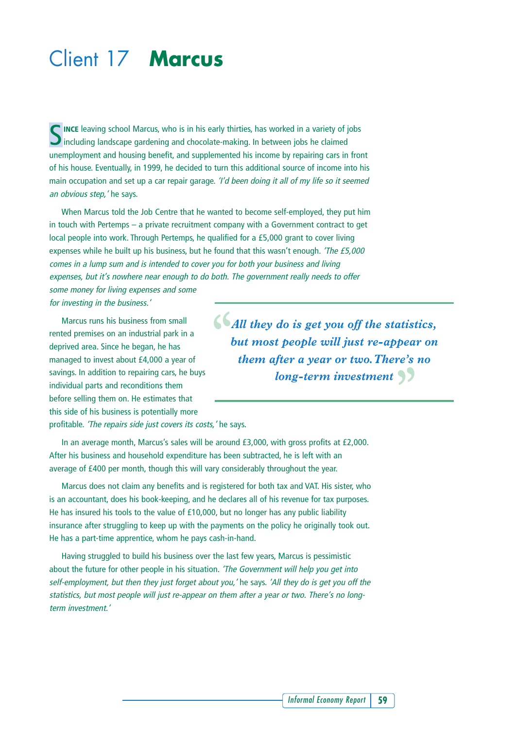# Client 17 **Marcus**

**SINCE** leaving school Marcus, who is in his early thirties, has worked in a variety of jobs including landscape gardening and chocolate-making. In between jobs he claimed unemployment and housing benefit, and supplemented his income by repairing cars in front of his house. Eventually, in 1999, he decided to turn this additional source of income into his main occupation and set up a car repair garage. *'I'd been doing it all of my life so it seemed an obvious step,'* he says.

When Marcus told the Job Centre that he wanted to become self-employed, they put him in touch with Pertemps – a private recruitment company with a Government contract to get local people into work. Through Pertemps, he qualified for a £5,000 grant to cover living expenses while he built up his business, but he found that this wasn't enough. *'The £5,000 comes in a lump sum and is intended to cover you for both your business and living expenses, but it's nowhere near enough to do both. The government really needs to offer some money for living expenses and some for investing in the business.'*

> ***"All they do is get you off the statistics, but most people will just re-appear on them after a year or two. There's no long-term investment"***

Marcus runs his business from small rented premises on an industrial park in a deprived area. Since he began, he has managed to invest about £4,000 a year of savings. In addition to repairing cars, he buys individual parts and reconditions them before selling them on. He estimates that this side of his business is potentially more profitable. *'The repairs side just covers its costs,'* he says.

In an average month, Marcus's sales will be around £3,000, with gross profits at £2,000. After his business and household expenditure has been subtracted, he is left with an average of £400 per month, though this will vary considerably throughout the year.

Marcus does not claim any benefits and is registered for both tax and VAT. His sister, who is an accountant, does his book-keeping, and he declares all of his revenue for tax purposes. He has insured his tools to the value of £10,000, but no longer has any public liability insurance after struggling to keep up with the payments on the policy he originally took out. He has a part-time apprentice, whom he pays cash-in-hand.

Having struggled to build his business over the last few years, Marcus is pessimistic about the future for other people in his situation. *'The Government will help you get into self-employment, but then they just forget about you,'* he says. *'All they do is get you off the statistics, but most people will just re-appear on them after a year or two. There's no long-term investment.'*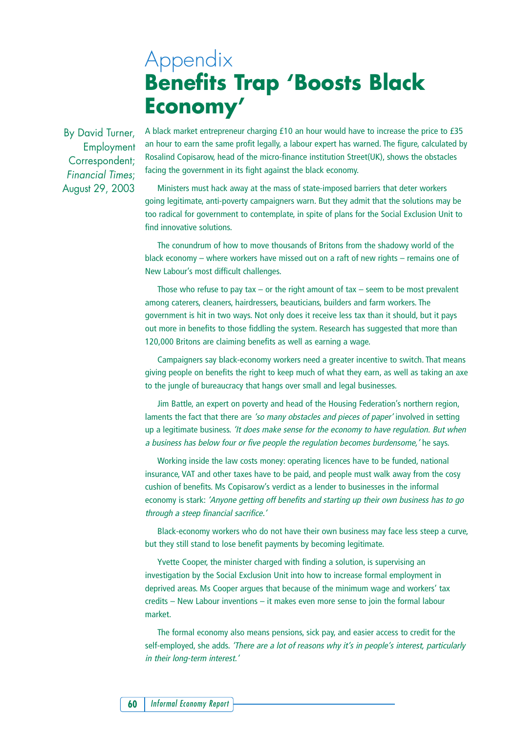# Appendix
# Benefits Trap 'Boosts Black Economy'

By David Turner, Employment Correspondent; *Financial Times*; August 29, 2003

A black market entrepreneur charging £10 an hour would have to increase the price to £35 an hour to earn the same profit legally, a labour expert has warned. The figure, calculated by Rosalind Copisarow, head of the micro-finance institution Street(UK), shows the obstacles facing the government in its fight against the black economy.

Ministers must hack away at the mass of state-imposed barriers that deter workers going legitimate, anti-poverty campaigners warn. But they admit that the solutions may be too radical for government to contemplate, in spite of plans for the Social Exclusion Unit to find innovative solutions.

The conundrum of how to move thousands of Britons from the shadowy world of the black economy – where workers have missed out on a raft of new rights – remains one of New Labour's most difficult challenges.

Those who refuse to pay tax – or the right amount of tax – seem to be most prevalent among caterers, cleaners, hairdressers, beauticians, builders and farm workers. The government is hit in two ways. Not only does it receive less tax than it should, but it pays out more in benefits to those fiddling the system. Research has suggested that more than 120,000 Britons are claiming benefits as well as earning a wage.

Campaigners say black-economy workers need a greater incentive to switch. That means giving people on benefits the right to keep much of what they earn, as well as taking an axe to the jungle of bureaucracy that hangs over small and legal businesses.

Jim Battle, an expert on poverty and head of the Housing Federation's northern region, laments the fact that there are *'so many obstacles and pieces of paper'* involved in setting up a legitimate business. *'It does make sense for the economy to have regulation. But when a business has below four or five people the regulation becomes burdensome,'* he says.

Working inside the law costs money: operating licences have to be funded, national insurance, VAT and other taxes have to be paid, and people must walk away from the cosy cushion of benefits. Ms Copisarow's verdict as a lender to businesses in the informal economy is stark: *'Anyone getting off benefits and starting up their own business has to go through a steep financial sacrifice.'*

Black-economy workers who do not have their own business may face less steep a curve, but they still stand to lose benefit payments by becoming legitimate.

Yvette Cooper, the minister charged with finding a solution, is supervising an investigation by the Social Exclusion Unit into how to increase formal employment in deprived areas. Ms Cooper argues that because of the minimum wage and workers' tax credits – New Labour inventions – it makes even more sense to join the formal labour market.

The formal economy also means pensions, sick pay, and easier access to credit for the self-employed, she adds. *'There are a lot of reasons why it's in people's interest, particularly in their long-term interest.'*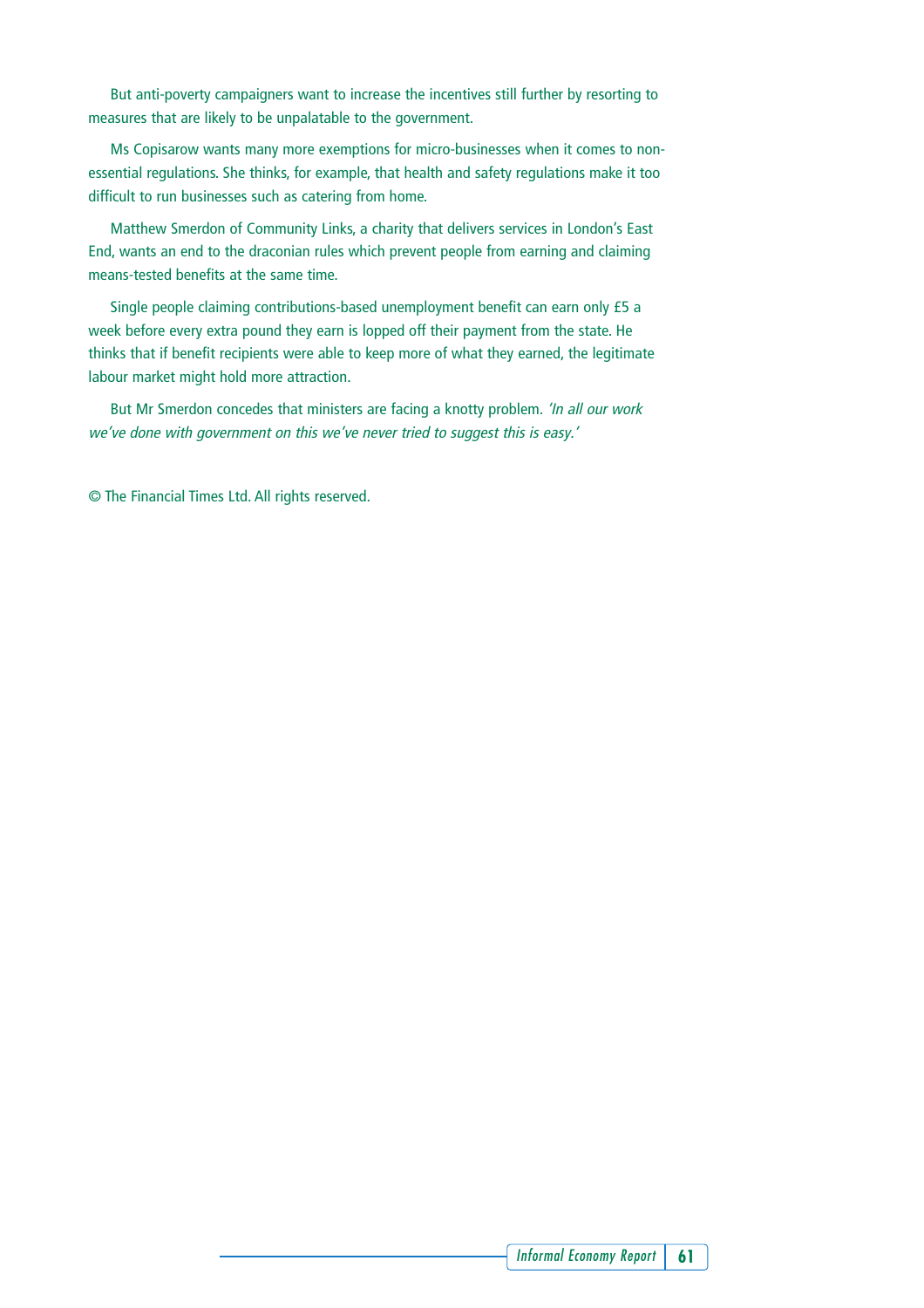But anti-poverty campaigners want to increase the incentives still further by resorting to measures that are likely to be unpalatable to the government.

Ms Copisarow wants many more exemptions for micro-businesses when it comes to non-essential regulations. She thinks, for example, that health and safety regulations make it too difficult to run businesses such as catering from home.

Matthew Smerdon of Community Links, a charity that delivers services in London's East End, wants an end to the draconian rules which prevent people from earning and claiming means-tested benefits at the same time.

Single people claiming contributions-based unemployment benefit can earn only £5 a week before every extra pound they earn is lopped off their payment from the state. He thinks that if benefit recipients were able to keep more of what they earned, the legitimate labour market might hold more attraction.

But Mr Smerdon concedes that ministers are facing a knotty problem. *'In all our work we've done with government on this we've never tried to suggest this is easy.'*

© The Financial Times Ltd. All rights reserved.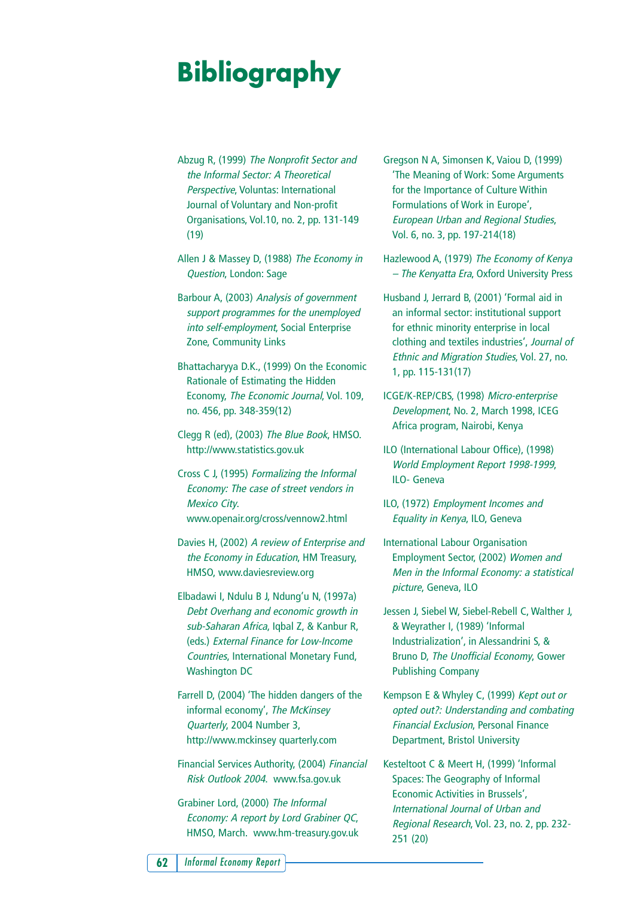# Bibliography

Abzug R, (1999) *The Nonprofit Sector and the Informal Sector: A Theoretical Perspective*, Voluntas: International Journal of Voluntary and Non-profit Organisations, Vol.10, no. 2, pp. 131-149 (19)

Allen J & Massey D, (1988) *The Economy in Question*, London: Sage

Barbour A, (2003) *Analysis of government support programmes for the unemployed into self-employment*, Social Enterprise Zone, Community Links

Bhattacharyya D.K., (1999) On the Economic Rationale of Estimating the Hidden Economy, *The Economic Journal*, Vol. 109, no. 456, pp. 348-359(12)

Clegg R (ed), (2003) *The Blue Book*, HMSO. http://www.statistics.gov.uk

Cross C J, (1995) *Formalizing the Informal Economy: The case of street vendors in Mexico City*. www.openair.org/cross/vennow2.html

Davies H, (2002) *A review of Enterprise and the Economy in Education*, HM Treasury, HMSO, www.daviesreview.org

Elbadawi I, Ndulu B J, Ndung'u N, (1997a) *Debt Overhang and economic growth in sub-Saharan Africa*, Iqbal Z, & Kanbur R, (eds.) *External Finance for Low-Income Countries*, International Monetary Fund, Washington DC

Farrell D, (2004) 'The hidden dangers of the informal economy', *The McKinsey Quarterly*, 2004 Number 3, http://www.mckinsey quarterly.com

Financial Services Authority, (2004) *Financial Risk Outlook 2004*. www.fsa.gov.uk

Grabiner Lord, (2000) *The Informal Economy: A report by Lord Grabiner QC*, HMSO, March. www.hm-treasury.gov.uk

Gregson N A, Simonsen K, Vaiou D, (1999) 'The Meaning of Work: Some Arguments for the Importance of Culture Within Formulations of Work in Europe', *European Urban and Regional Studies*, Vol. 6, no. 3, pp. 197-214(18)

Hazlewood A, (1979) *The Economy of Kenya – The Kenyatta Era*, Oxford University Press

Husband J, Jerrard B, (2001) 'Formal aid in an informal sector: institutional support for ethnic minority enterprise in local clothing and textiles industries', *Journal of Ethnic and Migration Studies*, Vol. 27, no. 1, pp. 115-131(17)

ICGE/K-REP/CBS, (1998) *Micro-enterprise Development*, No. 2, March 1998, ICEG Africa program, Nairobi, Kenya

ILO (International Labour Office), (1998) *World Employment Report 1998-1999*, ILO- Geneva

ILO, (1972) *Employment Incomes and Equality in Kenya*, ILO, Geneva

International Labour Organisation Employment Sector, (2002) *Women and Men in the Informal Economy: a statistical picture*, Geneva, ILO

Jessen J, Siebel W, Siebel-Rebell C, Walther J, & Weyrather I, (1989) 'Informal Industrialization', in Alessandrini S, & Bruno D, *The Unofficial Economy*, Gower Publishing Company

Kempson E & Whyley C, (1999) *Kept out or opted out?: Understanding and combating Financial Exclusion*, Personal Finance Department, Bristol University

Kesteltoot C & Meert H, (1999) 'Informal Spaces: The Geography of Informal Economic Activities in Brussels', *International Journal of Urban and Regional Research*, Vol. 23, no. 2, pp. 232-251 (20)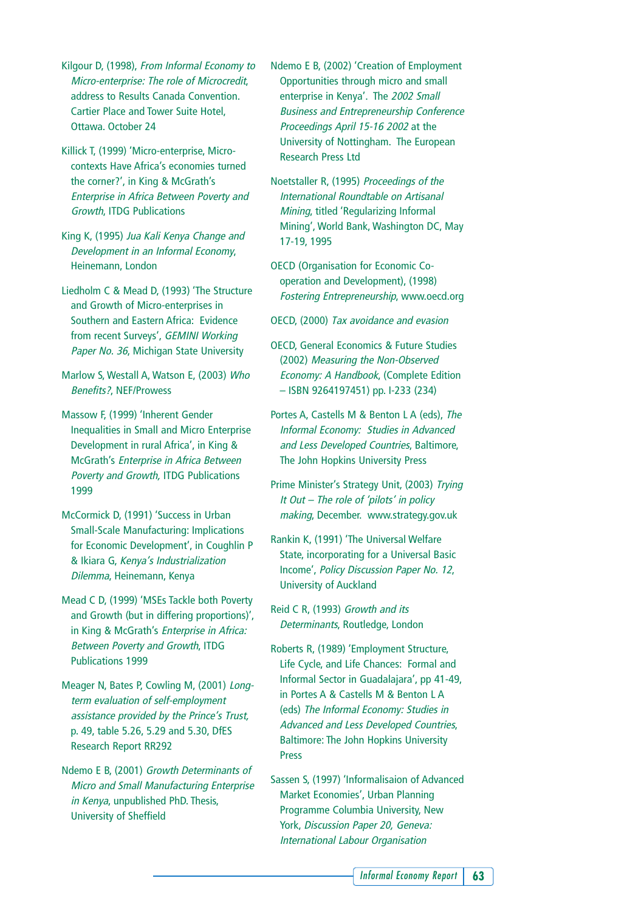Kilgour D, (1998), *From Informal Economy to Micro-enterprise: The role of Microcredit*, address to Results Canada Convention. Cartier Place and Tower Suite Hotel, Ottawa. October 24

Killick T, (1999) 'Micro-enterprise, Micro-contexts Have Africa's economies turned the corner?', in King & McGrath's *Enterprise in Africa Between Poverty and Growth*, ITDG Publications

King K, (1995) *Jua Kali Kenya Change and Development in an Informal Economy*, Heinemann, London

Liedholm C & Mead D, (1993) 'The Structure and Growth of Micro-enterprises in Southern and Eastern Africa: Evidence from recent Surveys', *GEMINI Working Paper No. 36*, Michigan State University

Marlow S, Westall A, Watson E, (2003) *Who Benefits?*, NEF/Prowess

Massow F, (1999) 'Inherent Gender Inequalities in Small and Micro Enterprise Development in rural Africa', in King & McGrath's *Enterprise in Africa Between Poverty and Growth,* ITDG Publications 1999

McCormick D, (1991) 'Success in Urban Small-Scale Manufacturing: Implications for Economic Development', in Coughlin P & Ikiara G, *Kenya's Industrialization Dilemma*, Heinemann, Kenya

Mead C D, (1999) 'MSEs Tackle both Poverty and Growth (but in differing proportions)', in King & McGrath's *Enterprise in Africa: Between Poverty and Growth*, ITDG Publications 1999

Meager N, Bates P, Cowling M, (2001) *Long-term evaluation of self-employment assistance provided by the Prince's Trust,* p. 49, table 5.26, 5.29 and 5.30, DfES Research Report RR292

Ndemo E B, (2001) *Growth Determinants of Micro and Small Manufacturing Enterprise in Kenya*, unpublished PhD. Thesis, University of Sheffield

Ndemo E B, (2002) 'Creation of Employment Opportunities through micro and small enterprise in Kenya'. The *2002 Small Business and Entrepreneurship Conference Proceedings April 15-16 2002* at the University of Nottingham. The European Research Press Ltd

Noetstaller R, (1995) *Proceedings of the International Roundtable on Artisanal Mining*, titled 'Regularizing Informal Mining', World Bank, Washington DC, May 17-19, 1995

OECD (Organisation for Economic Co-operation and Development), (1998) *Fostering Entrepreneurship*, www.oecd.org

OECD, (2000) *Tax avoidance and evasion*

OECD, General Economics & Future Studies (2002) *Measuring the Non-Observed Economy: A Handbook*, (Complete Edition – ISBN 9264197451) pp. I-233 (234)

Portes A, Castells M & Benton L A (eds), *The Informal Economy: Studies in Advanced and Less Developed Countries*, Baltimore, The John Hopkins University Press

Prime Minister's Strategy Unit, (2003) *Trying It Out – The role of 'pilots' in policy making*, December. www.strategy.gov.uk

Rankin K, (1991) 'The Universal Welfare State, incorporating for a Universal Basic Income', *Policy Discussion Paper No. 12*, University of Auckland

Reid C R, (1993) *Growth and its Determinants*, Routledge, London

Roberts R, (1989) 'Employment Structure, Life Cycle, and Life Chances: Formal and Informal Sector in Guadalajara', pp 41-49, in Portes A & Castells M & Benton L A (eds) *The Informal Economy: Studies in Advanced and Less Developed Countries*, Baltimore: The John Hopkins University Press

Sassen S, (1997) 'Informalisaion of Advanced Market Economies', Urban Planning Programme Columbia University, New York, *Discussion Paper 20, Geneva: International Labour Organisation*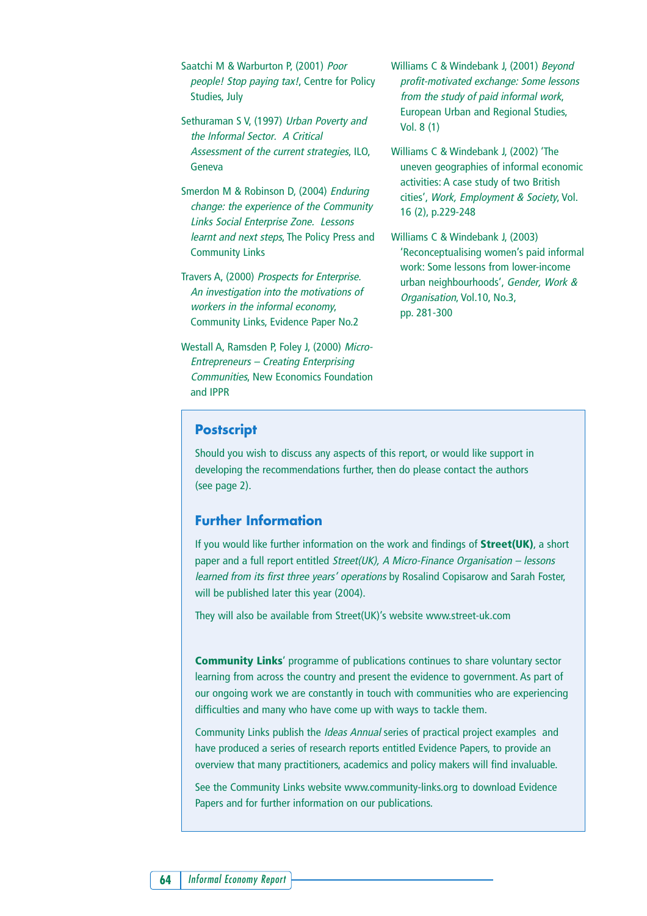Saatchi M & Warburton P, (2001) *Poor people! Stop paying tax!*, Centre for Policy Studies, July

Sethuraman S V, (1997) *Urban Poverty and the Informal Sector. A Critical Assessment of the current strategies*, ILO, Geneva

Smerdon M & Robinson D, (2004) *Enduring change: the experience of the Community Links Social Enterprise Zone. Lessons learnt and next steps*, The Policy Press and Community Links

Travers A, (2000) *Prospects for Enterprise. An investigation into the motivations of workers in the informal economy*, Community Links, Evidence Paper No.2

Westall A, Ramsden P, Foley J, (2000) *Micro-Entrepreneurs – Creating Enterprising Communities*, New Economics Foundation and IPPR

Williams C & Windebank J, (2001) *Beyond profit-motivated exchange: Some lessons from the study of paid informal work*, European Urban and Regional Studies, Vol. 8 (1)

Williams C & Windebank J, (2002) 'The uneven geographies of informal economic activities: A case study of two British cities', *Work, Employment & Society*, Vol. 16 (2), p.229-248

Williams C & Windebank J, (2003) 'Reconceptualising women's paid informal work: Some lessons from lower-income urban neighbourhoods', *Gender, Work & Organisation*, Vol.10, No.3, pp. 281-300

## Postscript

Should you wish to discuss any aspects of this report, or would like support in developing the recommendations further, then do please contact the authors (see page 2).

## Further Information

If you would like further information on the work and findings of **Street(UK)**, a short paper and a full report entitled *Street(UK), A Micro-Finance Organisation – lessons learned from its first three years' operations* by Rosalind Copisarow and Sarah Foster, will be published later this year (2004).

They will also be available from Street(UK)'s website www.street-uk.com

**Community Links**' programme of publications continues to share voluntary sector learning from across the country and present the evidence to government. As part of our ongoing work we are constantly in touch with communities who are experiencing difficulties and many who have come up with ways to tackle them.

Community Links publish the *Ideas Annual* series of practical project examples and have produced a series of research reports entitled Evidence Papers, to provide an overview that many practitioners, academics and policy makers will find invaluable.

See the Community Links website www.community-links.org to download Evidence Papers and for further information on our publications.